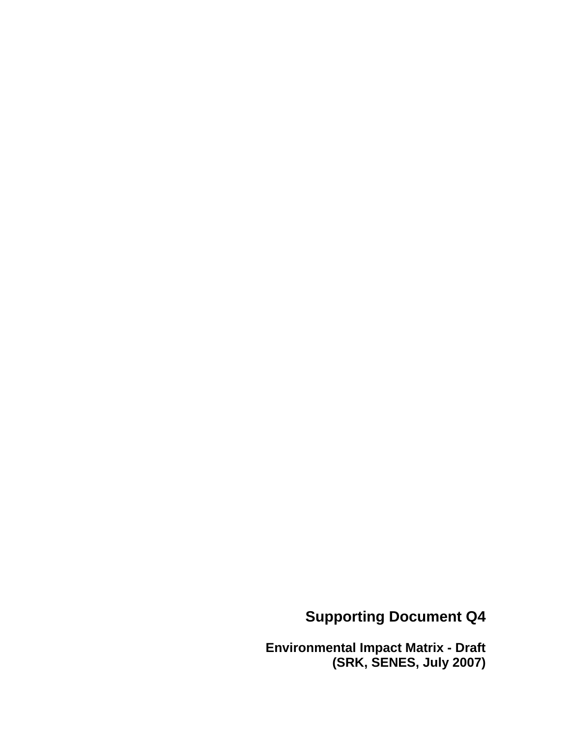# Supporting Document Q4

**Environmental Impact Matrix - Draft**
**(SRK, SENES, July 2007)**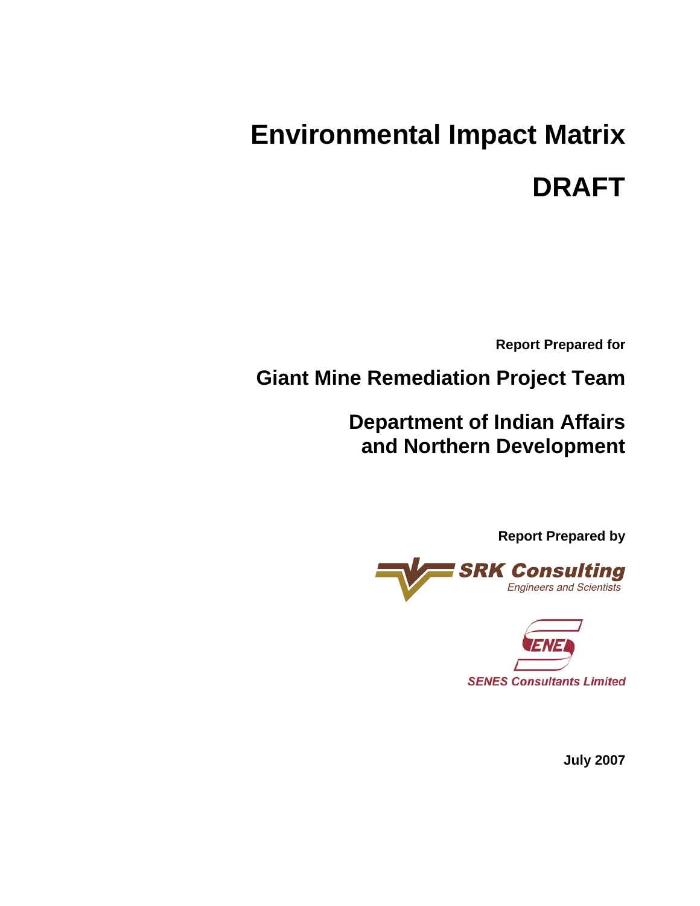# Environmental Impact Matrix

# DRAFT

**Report Prepared for**

## Giant Mine Remediation Project Team

## Department of Indian Affairs and Northern Development

**Report Prepared by**

SRK Consulting
*Engineers and Scientists*

SENES Consultants Limited

**July 2007**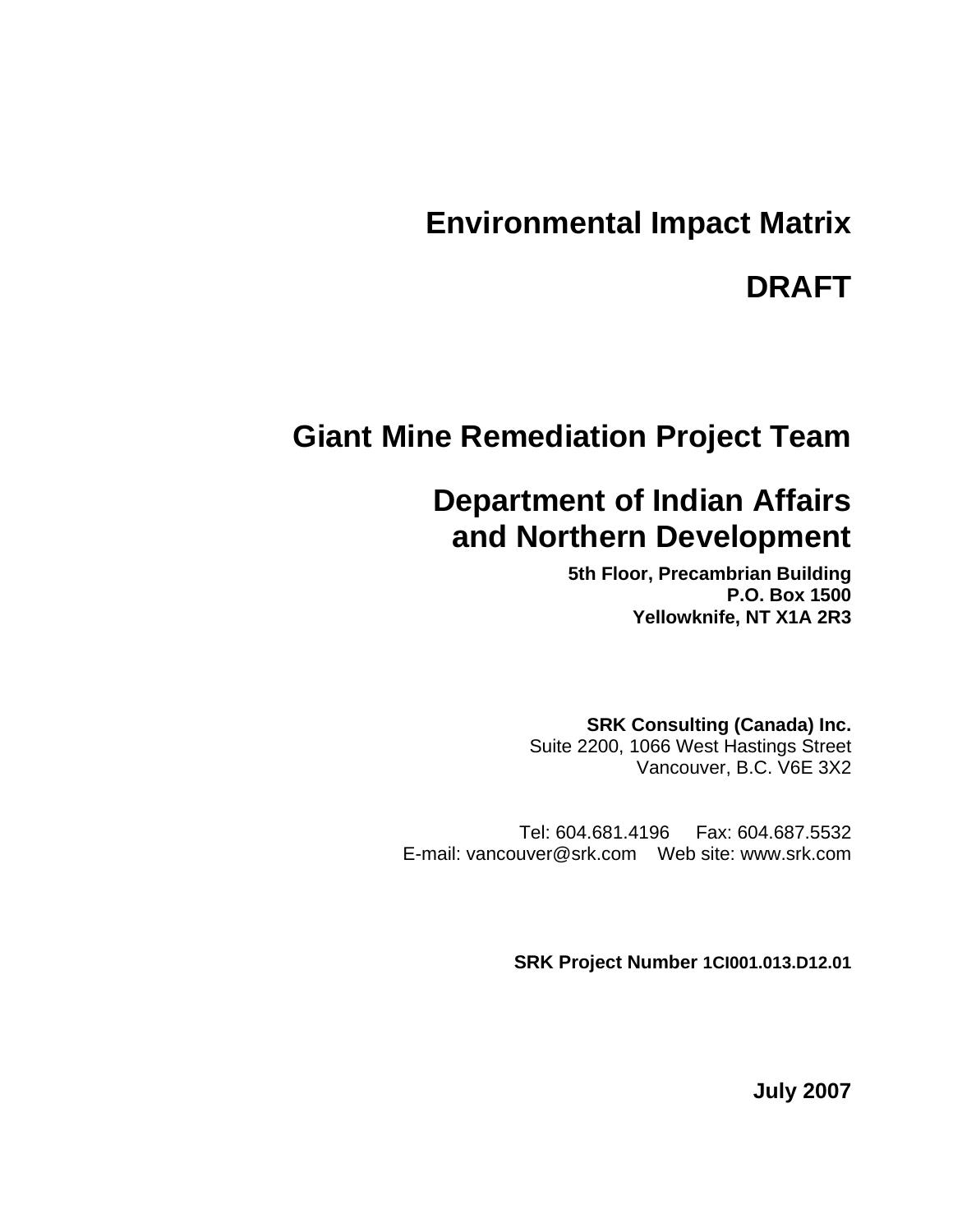# Environmental Impact Matrix

# DRAFT

## Giant Mine Remediation Project Team

## Department of Indian Affairs and Northern Development

**5th Floor, Precambrian Building**
**P.O. Box 1500**
**Yellowknife, NT X1A 2R3**

**SRK Consulting (Canada) Inc.**
Suite 2200, 1066 West Hastings Street
Vancouver, B.C. V6E 3X2

Tel: 604.681.4196 Fax: 604.687.5532
E-mail: vancouver@srk.com Web site: www.srk.com

**SRK Project Number 1CI001.013.D12.01**

**July 2007**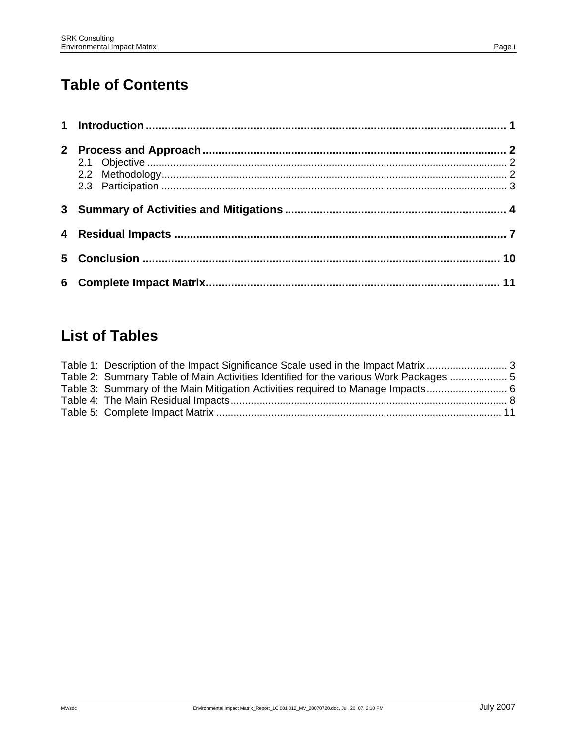# Table of Contents

**1 Introduction** .......... **1**

**2 Process and Approach** .......... **2**

2.1 Objective .......... 2

2.2 Methodology .......... 2

2.3 Participation .......... 3

**3 Summary of Activities and Mitigations** .......... **4**

**4 Residual Impacts** .......... **7**

**5 Conclusion** .......... **10**

**6 Complete Impact Matrix** .......... **11**

# List of Tables

Table 1: Description of the Impact Significance Scale used in the Impact Matrix .......... 3

Table 2: Summary Table of Main Activities Identified for the various Work Packages .......... 5

Table 3: Summary of the Main Mitigation Activities required to Manage Impacts .......... 6

Table 4: The Main Residual Impacts .......... 8

Table 5: Complete Impact Matrix .......... 11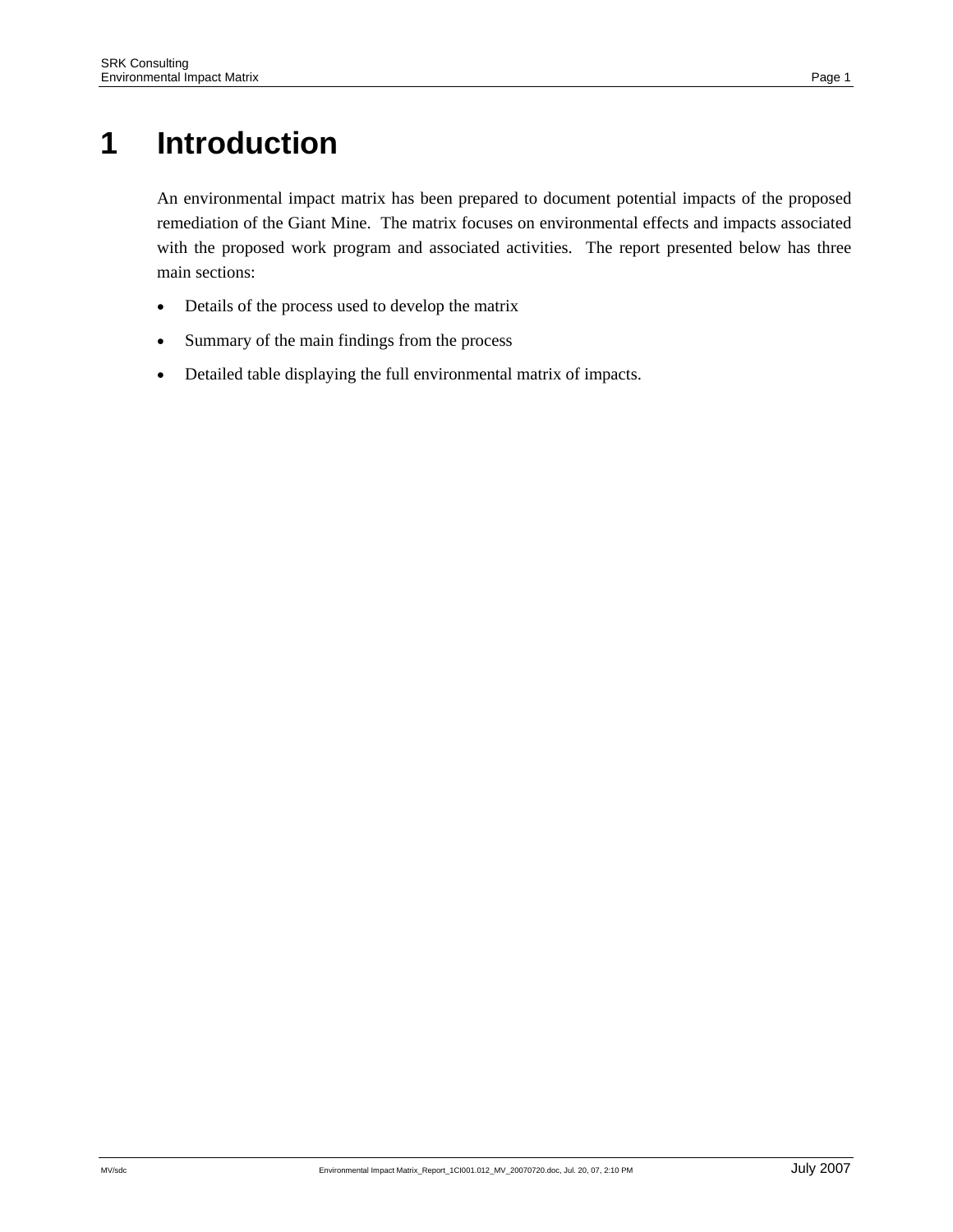# 1 Introduction

An environmental impact matrix has been prepared to document potential impacts of the proposed remediation of the Giant Mine. The matrix focuses on environmental effects and impacts associated with the proposed work program and associated activities. The report presented below has three main sections:

- Details of the process used to develop the matrix
- Summary of the main findings from the process
- Detailed table displaying the full environmental matrix of impacts.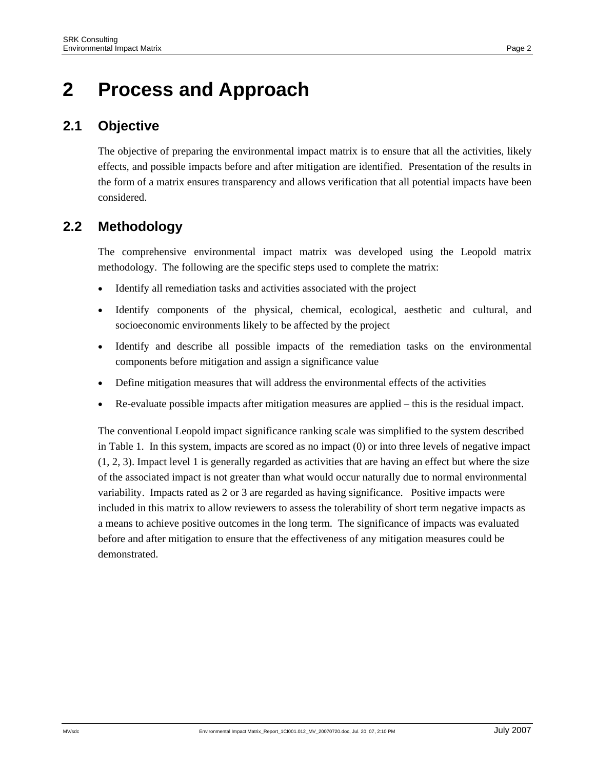# 2 Process and Approach

## 2.1 Objective

The objective of preparing the environmental impact matrix is to ensure that all the activities, likely effects, and possible impacts before and after mitigation are identified. Presentation of the results in the form of a matrix ensures transparency and allows verification that all potential impacts have been considered.

## 2.2 Methodology

The comprehensive environmental impact matrix was developed using the Leopold matrix methodology. The following are the specific steps used to complete the matrix:

- Identify all remediation tasks and activities associated with the project
- Identify components of the physical, chemical, ecological, aesthetic and cultural, and socioeconomic environments likely to be affected by the project
- Identify and describe all possible impacts of the remediation tasks on the environmental components before mitigation and assign a significance value
- Define mitigation measures that will address the environmental effects of the activities
- Re-evaluate possible impacts after mitigation measures are applied – this is the residual impact.

The conventional Leopold impact significance ranking scale was simplified to the system described in Table 1. In this system, impacts are scored as no impact (0) or into three levels of negative impact (1, 2, 3). Impact level 1 is generally regarded as activities that are having an effect but where the size of the associated impact is not greater than what would occur naturally due to normal environmental variability. Impacts rated as 2 or 3 are regarded as having significance. Positive impacts were included in this matrix to allow reviewers to assess the tolerability of short term negative impacts as a means to achieve positive outcomes in the long term. The significance of impacts was evaluated before and after mitigation to ensure that the effectiveness of any mitigation measures could be demonstrated.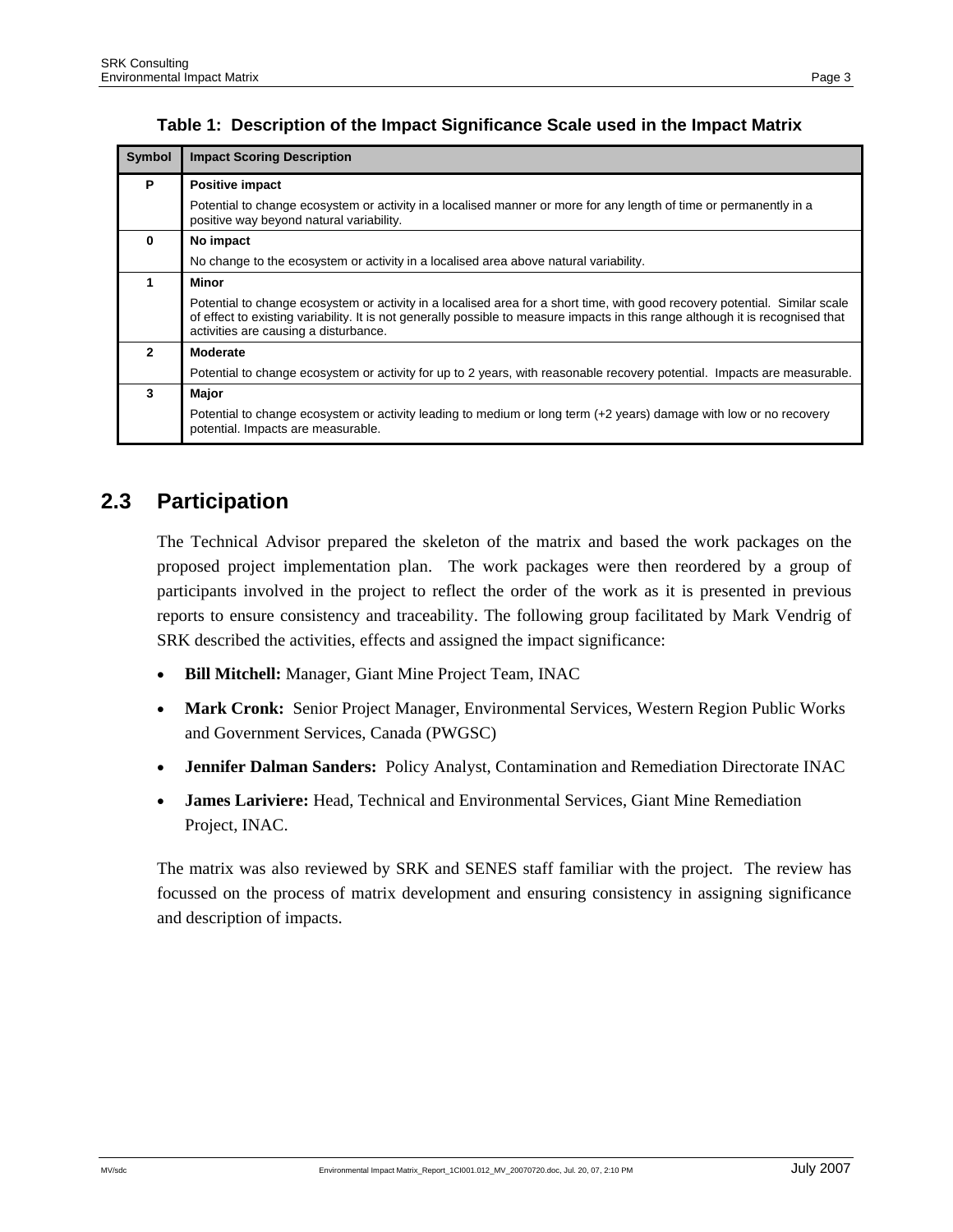**Table 1: Description of the Impact Significance Scale used in the Impact Matrix**

| Symbol | Impact Scoring Description |
|---|---|
| P | **Positive impact**<br>Potential to change ecosystem or activity in a localised manner or more for any length of time or permanently in a positive way beyond natural variability. |
| 0 | **No impact**<br>No change to the ecosystem or activity in a localised area above natural variability. |
| 1 | **Minor**<br>Potential to change ecosystem or activity in a localised area for a short time, with good recovery potential. Similar scale of effect to existing variability. It is not generally possible to measure impacts in this range although it is recognised that activities are causing a disturbance. |
| 2 | **Moderate**<br>Potential to change ecosystem or activity for up to 2 years, with reasonable recovery potential. Impacts are measurable. |
| 3 | **Major**<br>Potential to change ecosystem or activity leading to medium or long term (+2 years) damage with low or no recovery potential. Impacts are measurable. |

## 2.3 Participation

The Technical Advisor prepared the skeleton of the matrix and based the work packages on the proposed project implementation plan. The work packages were then reordered by a group of participants involved in the project to reflect the order of the work as it is presented in previous reports to ensure consistency and traceability. The following group facilitated by Mark Vendrig of SRK described the activities, effects and assigned the impact significance:

- **Bill Mitchell:** Manager, Giant Mine Project Team, INAC
- **Mark Cronk:** Senior Project Manager, Environmental Services, Western Region Public Works and Government Services, Canada (PWGSC)
- **Jennifer Dalman Sanders:** Policy Analyst, Contamination and Remediation Directorate INAC
- **James Lariviere:** Head, Technical and Environmental Services, Giant Mine Remediation Project, INAC.

The matrix was also reviewed by SRK and SENES staff familiar with the project. The review has focussed on the process of matrix development and ensuring consistency in assigning significance and description of impacts.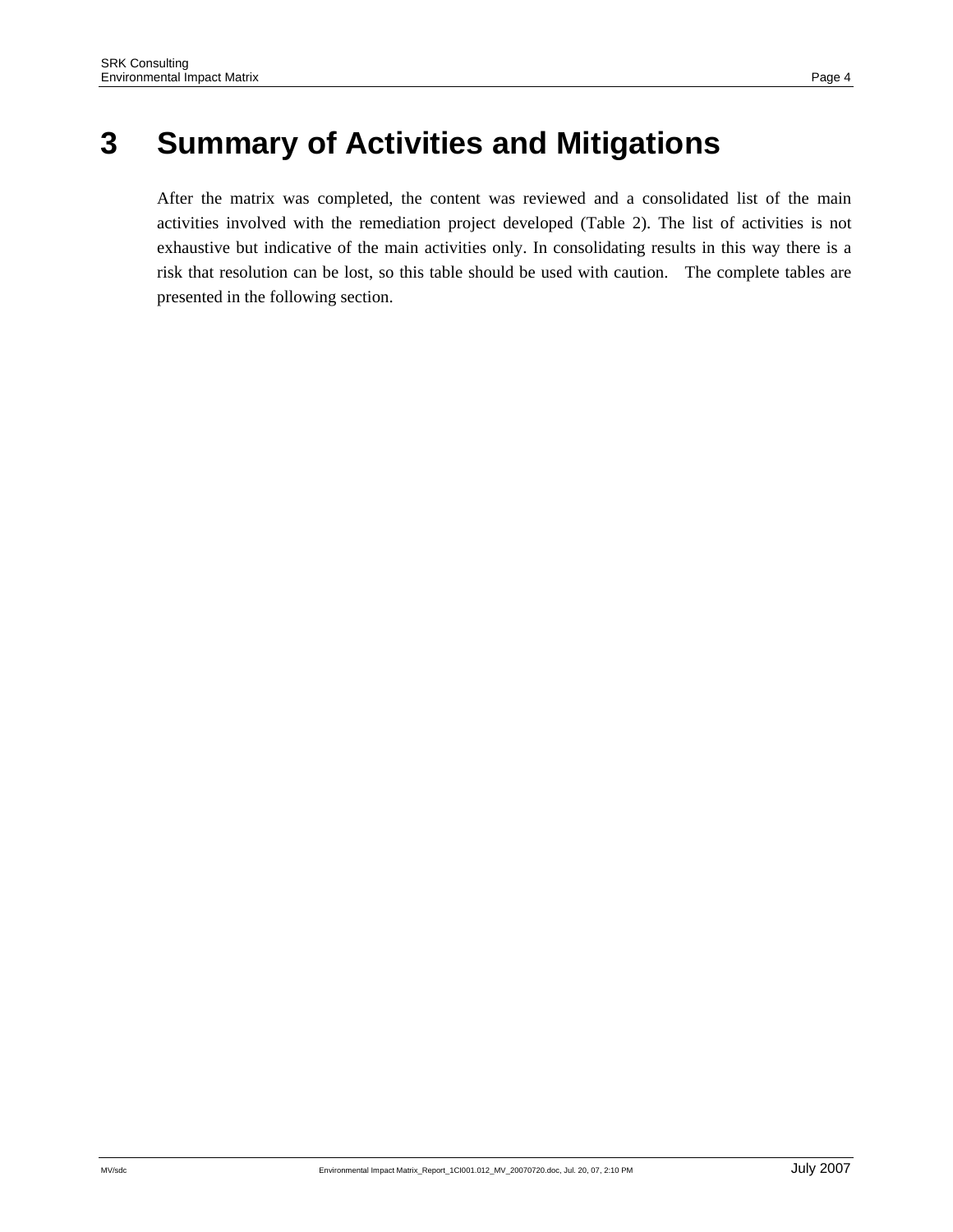# 3 Summary of Activities and Mitigations

After the matrix was completed, the content was reviewed and a consolidated list of the main activities involved with the remediation project developed (Table 2). The list of activities is not exhaustive but indicative of the main activities only. In consolidating results in this way there is a risk that resolution can be lost, so this table should be used with caution. The complete tables are presented in the following section.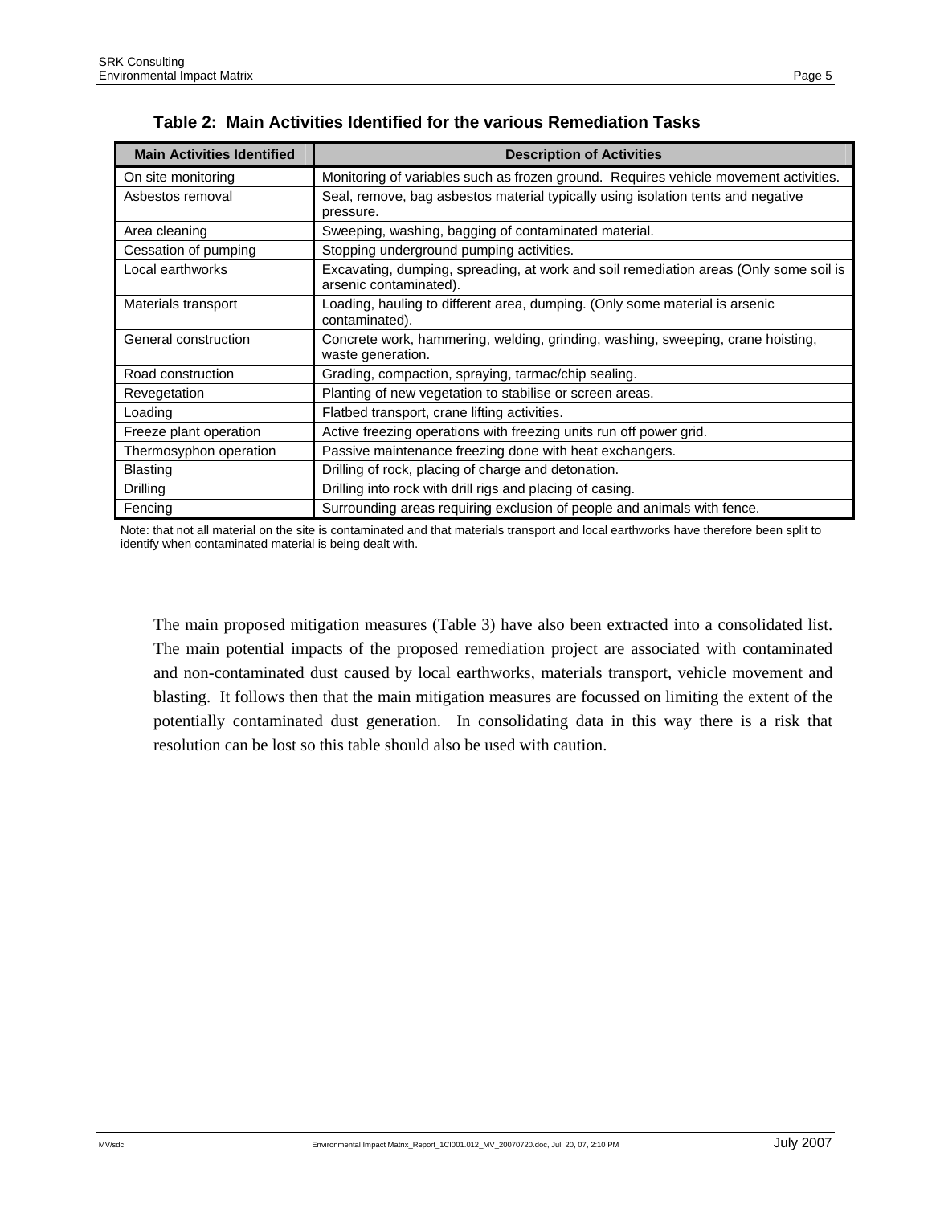**Table 2: Main Activities Identified for the various Remediation Tasks**

| Main Activities Identified | Description of Activities |
|---|---|
| On site monitoring | Monitoring of variables such as frozen ground. Requires vehicle movement activities. |
| Asbestos removal | Seal, remove, bag asbestos material typically using isolation tents and negative pressure. |
| Area cleaning | Sweeping, washing, bagging of contaminated material. |
| Cessation of pumping | Stopping underground pumping activities. |
| Local earthworks | Excavating, dumping, spreading, at work and soil remediation areas (Only some soil is arsenic contaminated). |
| Materials transport | Loading, hauling to different area, dumping. (Only some material is arsenic contaminated). |
| General construction | Concrete work, hammering, welding, grinding, washing, sweeping, crane hoisting, waste generation. |
| Road construction | Grading, compaction, spraying, tarmac/chip sealing. |
| Revegetation | Planting of new vegetation to stabilise or screen areas. |
| Loading | Flatbed transport, crane lifting activities. |
| Freeze plant operation | Active freezing operations with freezing units run off power grid. |
| Thermosyphon operation | Passive maintenance freezing done with heat exchangers. |
| Blasting | Drilling of rock, placing of charge and detonation. |
| Drilling | Drilling into rock with drill rigs and placing of casing. |
| Fencing | Surrounding areas requiring exclusion of people and animals with fence. |

Note: that not all material on the site is contaminated and that materials transport and local earthworks have therefore been split to identify when contaminated material is being dealt with.

The main proposed mitigation measures (Table 3) have also been extracted into a consolidated list. The main potential impacts of the proposed remediation project are associated with contaminated and non-contaminated dust caused by local earthworks, materials transport, vehicle movement and blasting. It follows then that the main mitigation measures are focussed on limiting the extent of the potentially contaminated dust generation. In consolidating data in this way there is a risk that resolution can be lost so this table should also be used with caution.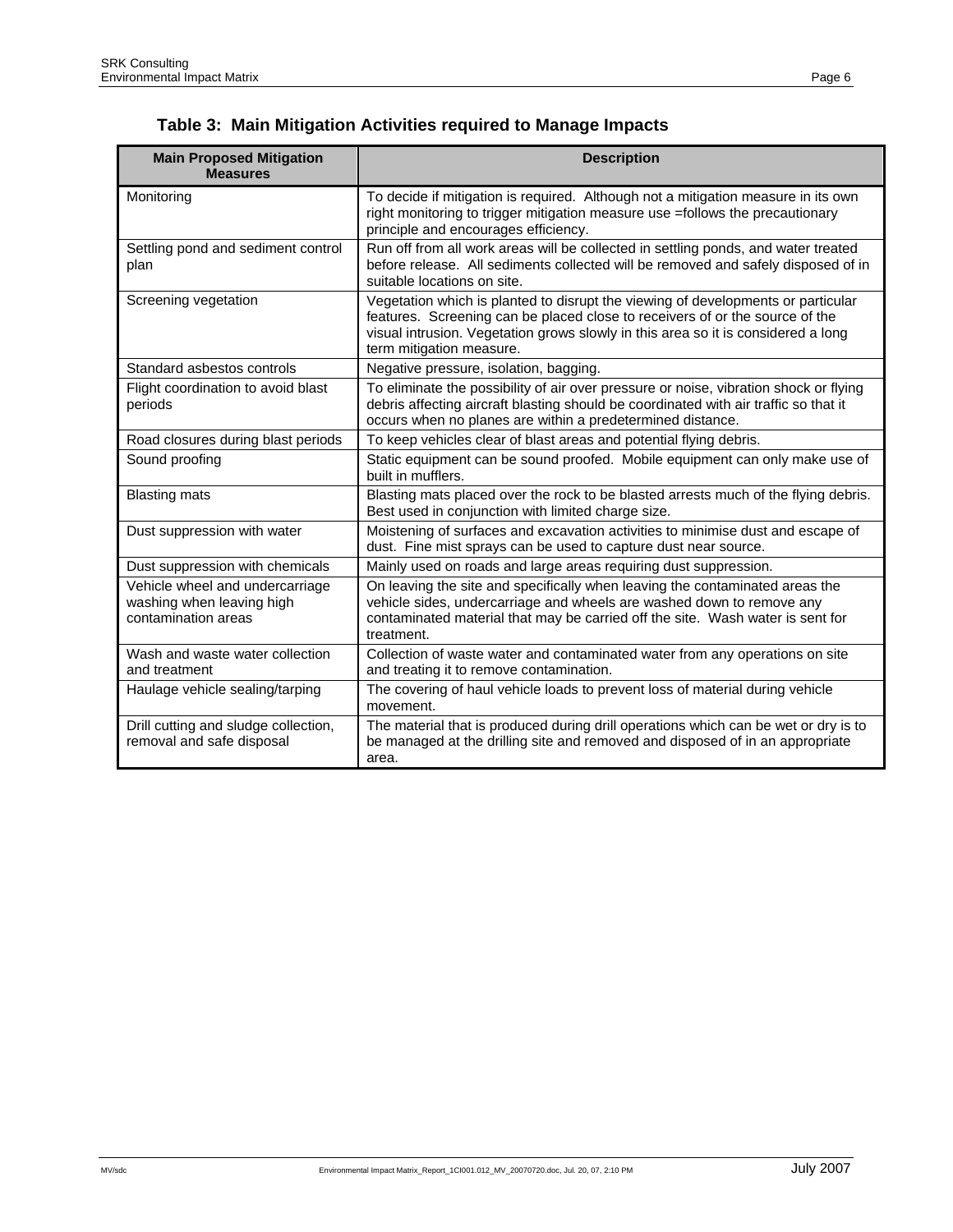## Table 3: Main Mitigation Activities required to Manage Impacts

| Main Proposed Mitigation Measures | Description |
|---|---|
| Monitoring | To decide if mitigation is required. Although not a mitigation measure in its own right monitoring to trigger mitigation measure use =follows the precautionary principle and encourages efficiency. |
| Settling pond and sediment control plan | Run off from all work areas will be collected in settling ponds, and water treated before release. All sediments collected will be removed and safely disposed of in suitable locations on site. |
| Screening vegetation | Vegetation which is planted to disrupt the viewing of developments or particular features. Screening can be placed close to receivers of or the source of the visual intrusion. Vegetation grows slowly in this area so it is considered a long term mitigation measure. |
| Standard asbestos controls | Negative pressure, isolation, bagging. |
| Flight coordination to avoid blast periods | To eliminate the possibility of air over pressure or noise, vibration shock or flying debris affecting aircraft blasting should be coordinated with air traffic so that it occurs when no planes are within a predetermined distance. |
| Road closures during blast periods | To keep vehicles clear of blast areas and potential flying debris. |
| Sound proofing | Static equipment can be sound proofed. Mobile equipment can only make use of built in mufflers. |
| Blasting mats | Blasting mats placed over the rock to be blasted arrests much of the flying debris. Best used in conjunction with limited charge size. |
| Dust suppression with water | Moistening of surfaces and excavation activities to minimise dust and escape of dust. Fine mist sprays can be used to capture dust near source. |
| Dust suppression with chemicals | Mainly used on roads and large areas requiring dust suppression. |
| Vehicle wheel and undercarriage washing when leaving high contamination areas | On leaving the site and specifically when leaving the contaminated areas the vehicle sides, undercarriage and wheels are washed down to remove any contaminated material that may be carried off the site. Wash water is sent for treatment. |
| Wash and waste water collection and treatment | Collection of waste water and contaminated water from any operations on site and treating it to remove contamination. |
| Haulage vehicle sealing/tarping | The covering of haul vehicle loads to prevent loss of material during vehicle movement. |
| Drill cutting and sludge collection, removal and safe disposal | The material that is produced during drill operations which can be wet or dry is to be managed at the drilling site and removed and disposed of in an appropriate area. |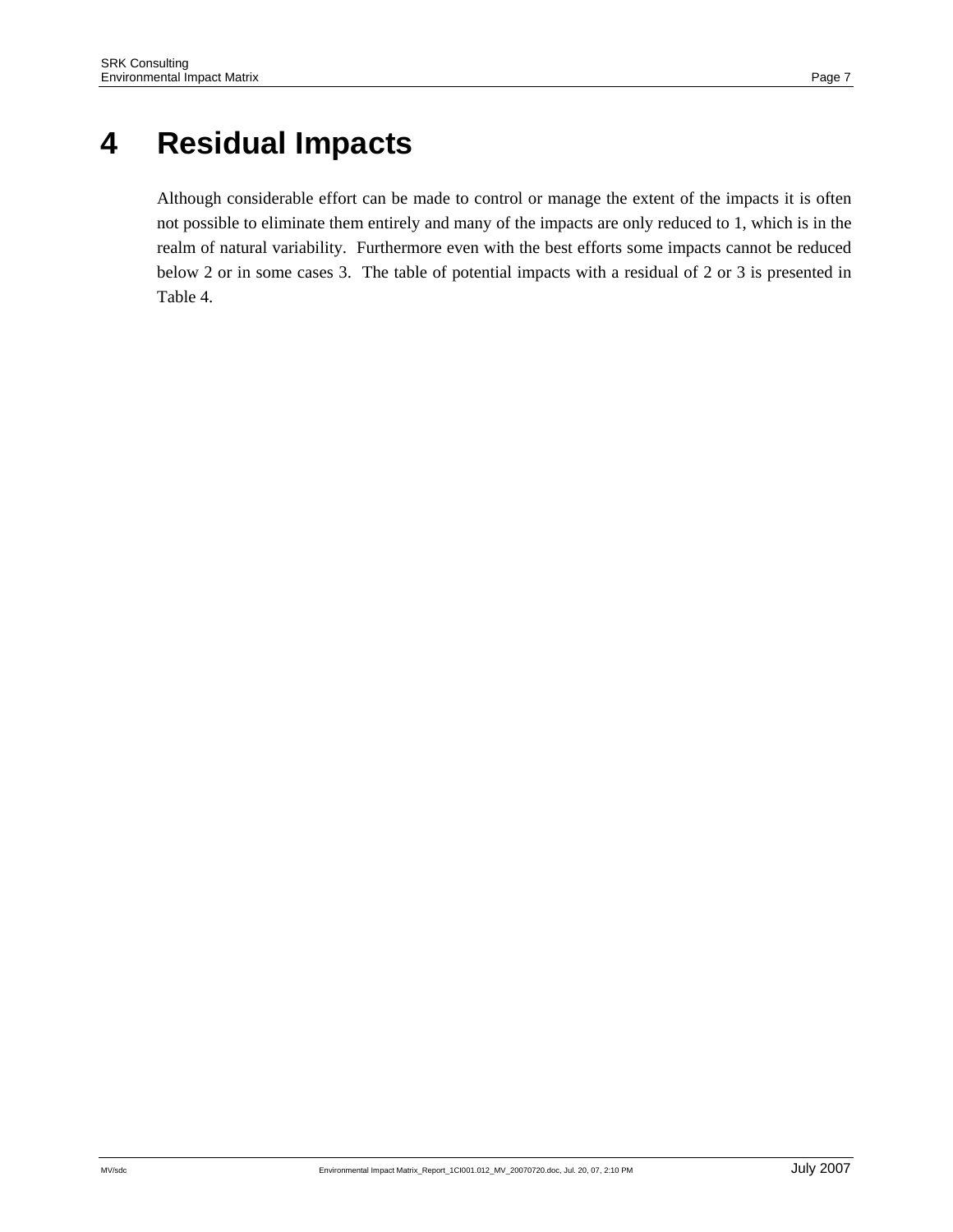# 4 Residual Impacts

Although considerable effort can be made to control or manage the extent of the impacts it is often not possible to eliminate them entirely and many of the impacts are only reduced to 1, which is in the realm of natural variability. Furthermore even with the best efforts some impacts cannot be reduced below 2 or in some cases 3. The table of potential impacts with a residual of 2 or 3 is presented in Table 4.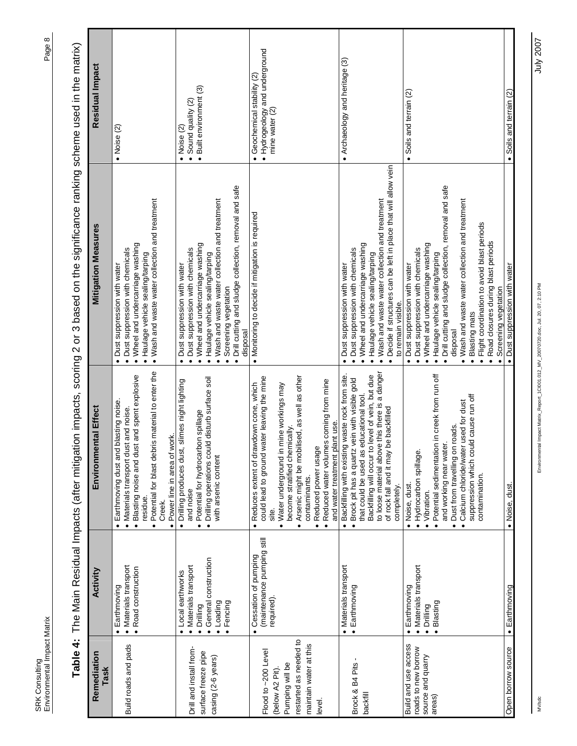**Table 4:** The Main Residual Impacts (after mitigation impacts, scoring 2 or 3 based on the significance ranking scheme used in the matrix)

| Remediation Task | Activity | Environmental Effect | Mitigation Measures | Residual Impact |
|---|---|---|---|---|
| Build roads and pads | • Earthmoving<br>• Materials transport<br>• Road construction | • Earthmoving dust and blasting noise.<br>• Materials transport dust and noise.<br>• Blasting noise and dust and spent explosive residue.<br>• Potential for blast debris material to enter the Creek.<br>• Power line in area of work. | • Dust suppression with water<br>• Dust suppression with chemicals<br>• Wheel and undercarriage washing<br>• Haulage vehicle sealing/tarping<br>• Wash and waste water collection and treatment | • Noise (2) |
| Drill and install from-surface freeze pipe casing (2-6 years) | • Local earthworks<br>• Materials transport<br>• Drilling<br>• General construction<br>• Loading<br>• Fencing | • Drilling produces dust, slimes night lighting and noise<br>• Potential for hydrocarbon spillage<br>• Drilling operations could disturb surface soil with arsenic content | • Dust suppression with water<br>• Dust suppression with chemicals<br>• Wheel and undercarriage washing<br>• Haulage vehicle sealing/tarping<br>• Wash and waste water collection and treatment<br>• Screening vegetation<br>• Drill cutting and sludge collection, removal and safe disposal | • Noise (2)<br>• Sound quality (2)<br>• Built environment (3) |
| Flood to ~200 Level (below A2 Pit). Pumping will be restarted as needed to maintain water at this level. | • Cessation of pumping (maintenance pumping still required). | • Reduces extent of drawdown cone, which could lead to ground water leaving the mine site.<br>• Water underground in mine workings may become stratified chemically.<br>• Arsenic might be mobilised, as well as other contaminants.<br>• Reduced power usage<br>• Reduced water volumes coming from mine and water treatment plant use. | • Monitoring to decide if mitigation is required | • Geochemical stability (2)<br>• Hydrogeology and underground mine water (2) |
| Brock & B4 Pits - backfill | • Materials transport<br>• Earthmoving | • Backfilling with existing waste rock from site.<br>• Brock pit has a quartz vein with visible gold that could be used as educational tool.<br>• Backfilling will occur to level of vein, but due to loose material above this there is a danger of rock fall and it may be backfilled completely. | • Dust suppression with water<br>• Dust suppression with chemicals<br>• Wheel and undercarriage washing<br>• Haulage vehicle sealing/tarping<br>• Wash and waste water collection and treatment<br>• Decide if structures can be left in place that will allow vein to remain visible. | • Archaeology and heritage (3) |
| Build and use access roads to new borrow source and quarry areas) | • Earthmoving<br>• Materials transport<br>• Drilling<br>• Blasting | • Noise, dust.<br>• Hydrocarbon spillage.<br>• Vibration.<br>• Potential sedimentation in creek from run off and working near water.<br>• Dust from travelling on roads.<br>• Calcium chloride/water used for dust suppression which could cause run off contamination. | • Dust suppression with water<br>• Dust suppression with chemicals<br>• Wheel and undercarriage washing<br>• Haulage vehicle sealing/tarping<br>• Drill cutting and sludge collection, removal and safe disposal<br>• Wash and waste water collection and treatment<br>• Blasting mats<br>• Flight coordination to avoid blast periods<br>• Road closures during blast periods<br>• Screening vegetation | • Soils and terrain (2) |
| Open borrow source | • Earthmoving | • Noise, dust. | • Dust suppression with water | • Soils and terrain (2) |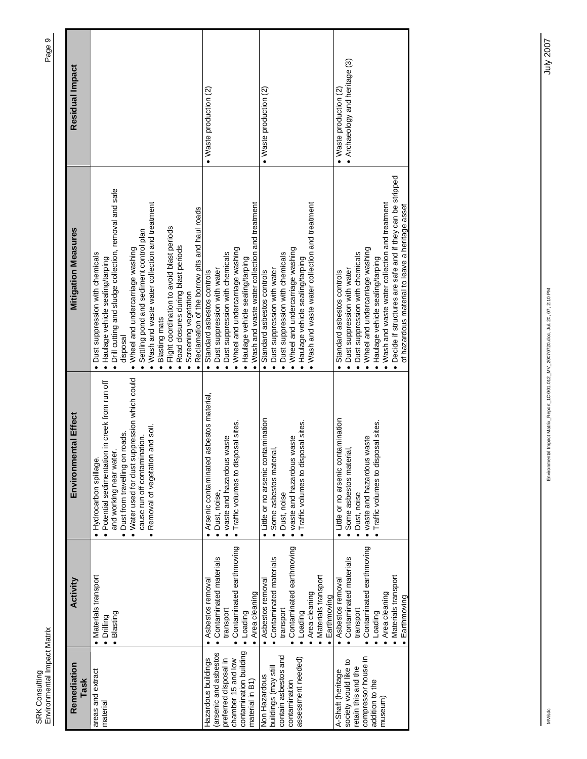| Remediation Task | Activity | Environmental Effect | Mitigation Measures | Residual Impact |
|---|---|---|---|---|
| areas and extract material | • Materials transport<br>• Drilling<br>• Blasting | • Hydrocarbon spillage.<br>• Potential sedimentation in creek from run off and working near water.<br>• Dust from travelling on roads.<br>• Water used for dust suppression which could cause run off contamination.<br>• Removal of vegetation and soil. | • Dust suppression with chemicals<br>• Haulage vehicle sealing/tarping<br>• Drill cutting and sludge collection, removal and safe disposal<br>• Wheel and undercarriage washing<br>• Settling pond and sediment control plan<br>• Wash and waste water collection and treatment<br>• Blasting mats<br>• Flight coordination to avoid blast periods<br>• Road closures during blast periods<br>• Screening vegetation<br>• Reclamation of the borrow pits and haul roads | |
| Hazardous buildings (arsenic and asbestos preferred disposal in chamber 15 and low contamination building material in B1) | • Asbestos removal<br>• Contaminated materials transport<br>• Contaminated earthmoving<br>• Loading<br>• Area cleaning | • Arsenic contaminated asbestos material,<br>• Dust, noise,<br>• waste and hazardous waste<br>• Traffic volumes to disposal sites. | • Standard asbestos controls<br>• Dust suppression with water<br>• Dust suppression with chemicals<br>• Wheel and undercarriage washing<br>• Haulage vehicle sealing/tarping<br>• Wash and waste water collection and treatment | • Waste production (2) |
| Non Hazardous buildings (may still contain asbestos and contamination assessment needed) | • Asbestos removal<br>• Contaminated materials transport<br>• Contaminated earthmoving<br>• Loading<br>• Area cleaning<br>• Materials transport<br>• Earthmoving | • Little or no arsenic contamination<br>• Some asbestos material,<br>• Dust, noise<br>• waste and hazardous waste<br>• Traffic volumes to disposal sites. | • Standard asbestos controls<br>• Dust suppression with water<br>• Dust suppression with chemicals<br>• Wheel and undercarriage washing<br>• Haulage vehicle sealing/tarping<br>• Wash and waste water collection and treatment | • Waste production (2) |
| A-Shaft (heritage society would like to retain this and the compressor house in addition to the museum) | • Asbestos removal<br>• Contaminated materials transport<br>• Contaminated earthmoving<br>• Loading<br>• Area cleaning<br>• Materials transport<br>• Earthmoving | • Little or no arsenic contamination<br>• Some asbestos material,<br>• Dust, noise<br>• waste and hazardous waste<br>• Traffic volumes to disposal sites. | • Standard asbestos controls<br>• Dust suppression with water<br>• Dust suppression with chemicals<br>• Wheel and undercarriage washing<br>• Haulage vehicle sealing/tarping<br>• Wash and waste water collection and treatment<br>• Decide if structures are safe and if they can be stripped of hazardous material to leave a heritage asset | • Waste production (2)<br>• Archaeology and heritage (3) |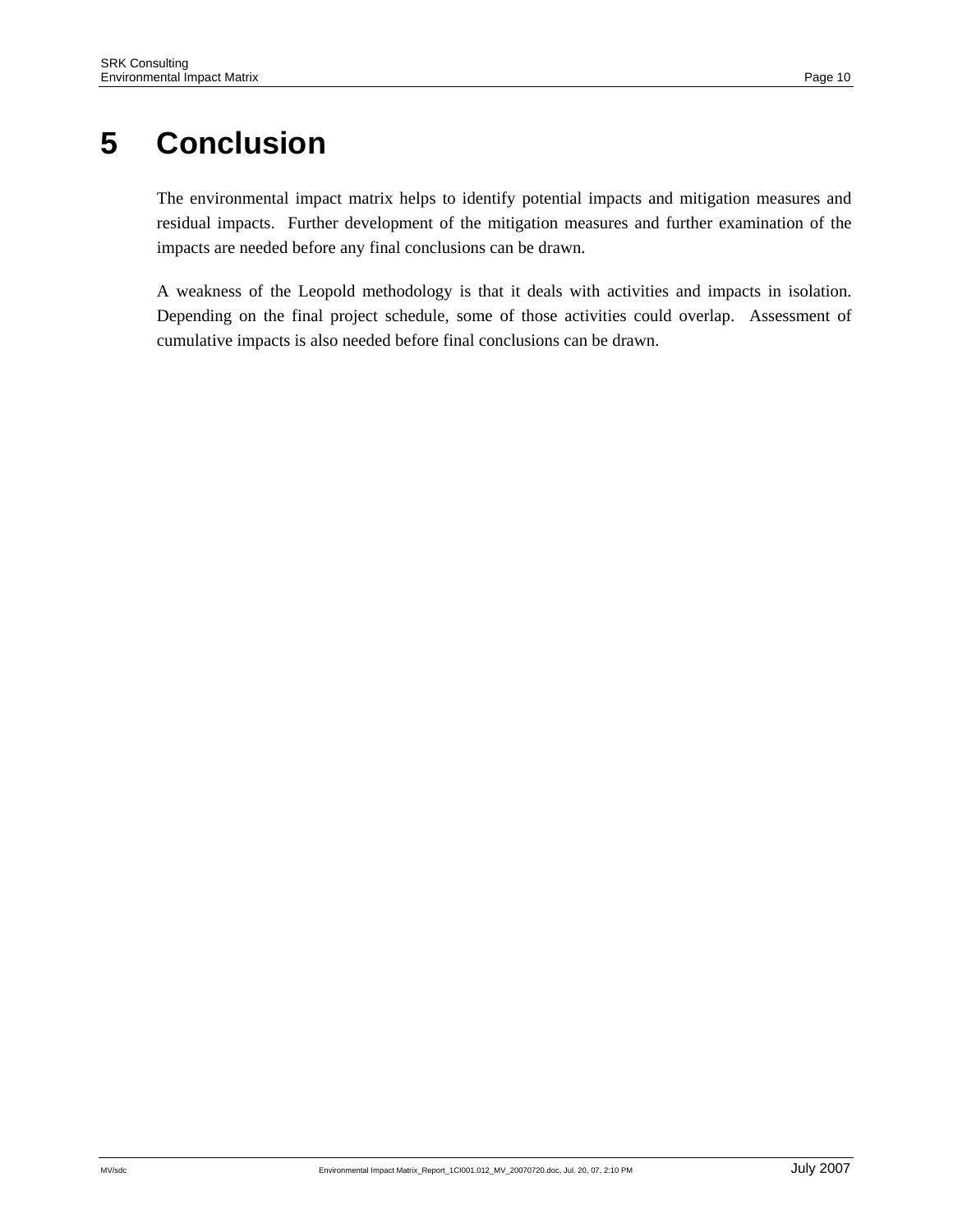# 5 Conclusion

The environmental impact matrix helps to identify potential impacts and mitigation measures and residual impacts. Further development of the mitigation measures and further examination of the impacts are needed before any final conclusions can be drawn.

A weakness of the Leopold methodology is that it deals with activities and impacts in isolation. Depending on the final project schedule, some of those activities could overlap. Assessment of cumulative impacts is also needed before final conclusions can be drawn.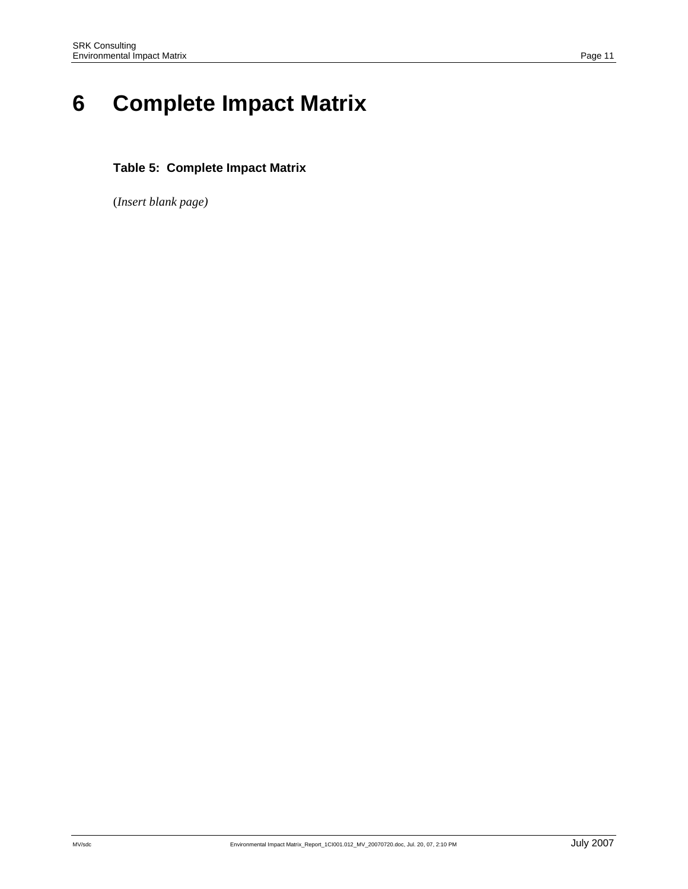# 6 Complete Impact Matrix

**Table 5: Complete Impact Matrix**

*(Insert blank page)*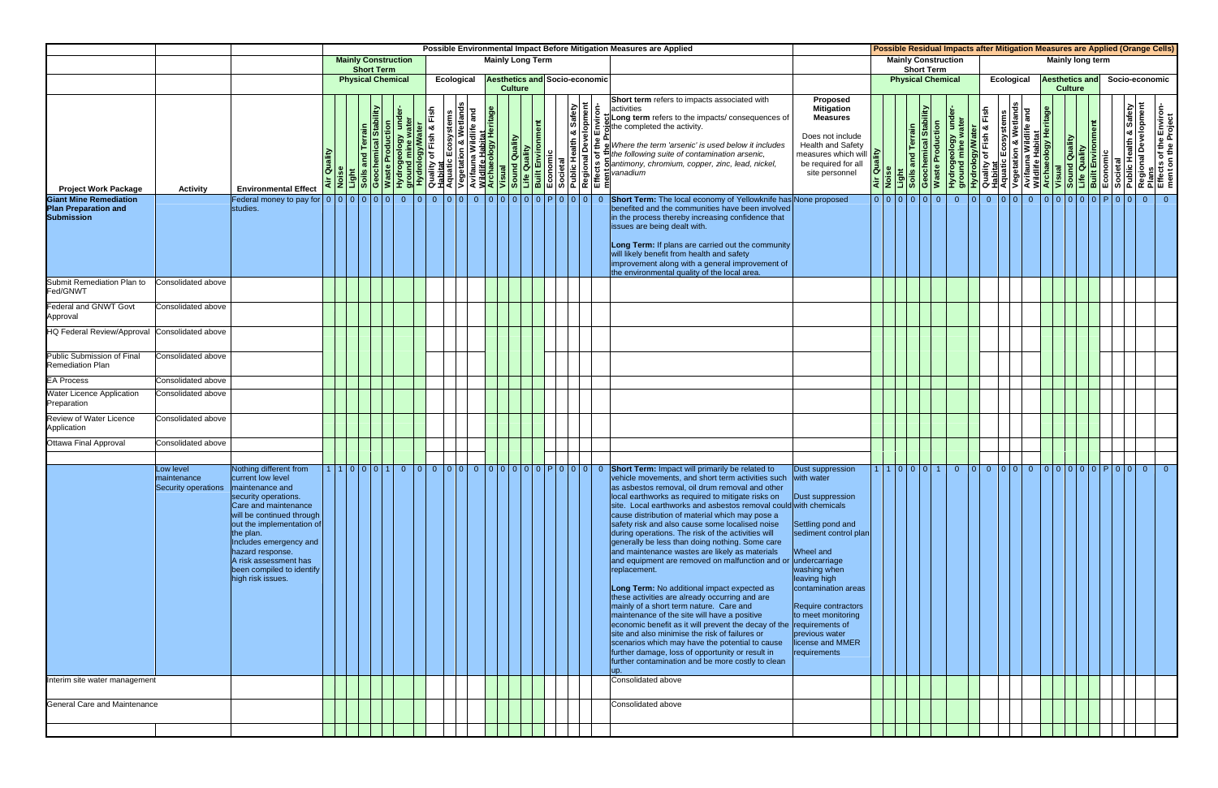| | | | Possible Environmental Impact Before Mitigation Measures are Applied | | | | | | | | | | | | | | | | | | | | | | | | Possible Residual Impacts after Mitigation Measures are Applied (Orange Cells) | | | | | | | | | | | | | | | | | | | | | |
|---|---|---|---|---|---|---|---|---|---|---|---|---|---|---|---|---|---|---|---|---|---|---|---|---|---|---|---|---|---|---|---|---|---|---|---|---|---|---|---|---|---|---|---|---|---|---|---|---|
| | | | Mainly Construction Short Term | | | | | | | | Mainly Long Term | | | | | | | | | | | | | | | | Mainly Construction Short Term | | | | | | | | Mainly long term | | | | | | | | | | | | | |
| | | | Physical Chemical | | | | | | | | Ecological | | | | Aesthetics and Culture | | | | | Socio-economic | | | | | | | Physical Chemical | | | | | | | | Ecological | | | | Aesthetics and Culture | | | | | Socio-economic | | | | |
| Project Work Package | Activity | Environmental Effect | Air Quality | Noise | Light | Soils and Terrain | Geochemical Stability | Waste Production | Hydrogeology under-ground mine water | Hydrology/Water | Quality of Fish & Fish Habitat | Aquatic Ecosystems | Vegetation & Wetlands | Avifauna Wildlife and Wildlife Habitat | Archaeology Heritage | Visual | Sound Quality | Life Quality | Built Environment | Economic | Societal | Public Health & Safety | Regional Development Plans | Effects of the Environ-ment on the Project | **Short term** refers to impacts associated with activities<br>**Long term** refers to the impacts/ consequences of the completed the activity.<br>*Where the term 'arsenic' is used below it includes the following suite of contamination arsenic, antimony, chromium, copper, zinc, lead, nickel, vanadium* | **Proposed Mitigation Measures**<br>Does not include Health and Safety measures which will be required for all site personnel | Air Quality | Noise | Light | Soils and Terrain | Geochemical Stability | Waste Production | Hydrogeology under-ground mine water | Hydrology/Water | Quality of Fish & Fish Habitat | Aquatic Ecosystems | Vegetation & Wetlands | Avifauna Wildlife and Wildlife Habitat | Archaeology Heritage | Visual | Sound Quality | Life Quality | Built Environment | Economic | Societal | Public Health & Safety | Regional Development Plans | Effects of the Environ-ment on the Project |
| **Giant Mine Remediation Plan Preparation and Submission** | | Federal money to pay for studies. | 0 | 0 | 0 | 0 | 0 | 0 | 0 | 0 | 0 | 0 | 0 | 0 | 0 | 0 | 0 | 0 | 0 | P | 0 | 0 | 0 | 0 | **Short Term:** The local economy of Yellowknife has benefited and the communities have been involved in the process thereby increasing confidence that issues are being dealt with.<br><br>**Long Term:** If plans are carried out the community will likely benefit from health and safety improvement along with a general improvement of the environmental quality of the local area. | None proposed | 0 | 0 | 0 | 0 | 0 | 0 | 0 | 0 | 0 | 0 | 0 | 0 | 0 | 0 | 0 | 0 | 0 | P | 0 | 0 | 0 | 0 |
| Submit Remediation Plan to Fed/GNWT | Consolidated above | | | | | | | | | | | | | | | | | | | | | | | | | | | | | | | | | | | | | | | | | | | | | | | | |
| Federal and GNWT Govt Approval | Consolidated above | | | | | | | | | | | | | | | | | | | | | | | | | | | | | | | | | | | | | | | | | | | | | | | | |
| HQ Federal Review/Approval | Consolidated above | | | | | | | | | | | | | | | | | | | | | | | | | | | | | | | | | | | | | | | | | | | | | | | | |
| Public Submission of Final Remediation Plan | Consolidated above | | | | | | | | | | | | | | | | | | | | | | | | | | | | | | | | | | | | | | | | | | | | | | | | |
| EA Process | Consolidated above | | | | | | | | | | | | | | | | | | | | | | | | | | | | | | | | | | | | | | | | | | | | | | | | |
| Water Licence Application Preparation | Consolidated above | | | | | | | | | | | | | | | | | | | | | | | | | | | | | | | | | | | | | | | | | | | | | | | | |
| Review of Water Licence Application | Consolidated above | | | | | | | | | | | | | | | | | | | | | | | | | | | | | | | | | | | | | | | | | | | | | | | | |
| Ottawa Final Approval | Consolidated above | | | | | | | | | | | | | | | | | | | | | | | | | | | | | | | | | | | | | | | | | | | | | | | | |
| | Low level maintenance Security operations | Nothing different from current low level maintenance and security operations.<br>Care and maintenance will be continued through out the implementation of the plan.<br>Includes emergency and hazard response.<br>A risk assessment has been compiled to identify high risk issues. | 1 | 1 | 0 | 0 | 0 | 1 | 0 | 0 | 0 | 0 | 0 | 0 | 0 | 0 | 0 | 0 | 0 | P | 0 | 0 | 0 | 0 | **Short Term:** Impact will primarily be related to vehicle movements, and short term activities such as asbestos removal, oil drum removal and other local earthworks as required to mitigate risks on site. Local earthworks and asbestos removal could cause distribution of material which may pose a safety risk and also cause some localised noise during operations. The risk of the activities will generally be less than doing nothing. Some care and maintenance tasks are likely as materials and equipment are removed on malfunction and or replacement.<br><br>**Long Term:** No additional impact expected as these activities are already occurring and are mainly of a short term nature. Care and maintenance of the site will have a positive economic benefit as it will prevent the decay of the site and also minimise the risk of failures or scenarios which may have the potential to cause further damage, loss of opportunity or result in further contamination and be more costly to clean up. | Dust suppression with water<br><br>Dust suppression with chemicals<br><br>Settling pond and sediment control plan<br><br>Wheel and undercarriage washing when leaving high contamination areas<br><br>Require contractors to meet monitoring requirements of previous water license and MMER requirements | 1 | 1 | 0 | 0 | 0 | 1 | 0 | 0 | 0 | 0 | 0 | 0 | 0 | 0 | 0 | 0 | 0 | P | 0 | 0 | 0 | 0 |
| Interim site water management | | | | | | | | | | | | | | | | | | | | | | | | | Consolidated above | | | | | | | | | | | | | | | | | | | | | | | |
| General Care and Maintenance | | | | | | | | | | | | | | | | | | | | | | | | | Consolidated above | | | | | | | | | | | | | | | | | | | | | | | |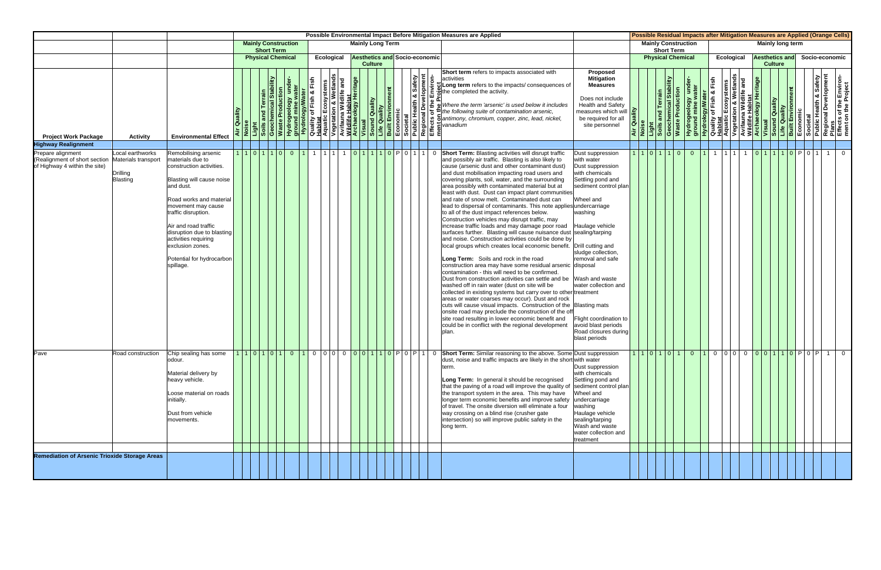| | | | Possible Environmental Impact Before Mitigation Measures are Applied | | | | | | | | | | | | | | | | | | | | | | | | Possible Residual Impacts after Mitigation Measures are Applied (Orange Cells) | | | | | | | | | | | | | | | | | | | | | |
|---|---|---|---|---|---|---|---|---|---|---|---|---|---|---|---|---|---|---|---|---|---|---|---|---|---|---|---|---|---|---|---|---|---|---|---|---|---|---|---|---|---|---|---|---|---|---|---|---|
| | | | Mainly Construction Short Term | | | | | | | | Mainly Long Term | | | | | | | | | | | | | | | | Mainly Construction Short Term | | | | | | | | Mainly long term | | | | | | | | | | | | | |
| | | | Physical Chemical | | | | | | | | Ecological | | | | Aesthetics and Culture | | | | | Socio-economic | | | | | | | Physical Chemical | | | | | | | | Ecological | | | | Aesthetics and Culture | | | | | Socio-economic | | | | |
| **Project Work Package** | **Activity** | **Environmental Effect** | Air Quality | Noise | Light | Soils and Terrain | Geochemical Stability | Waste Production | Hydrogeology under-ground mine water | Hydrology/Water | Quality of Fish & Fish Habitat | Aquatic Ecosystems | Vegetation & Wetlands | Avifauna Wildlife and Wildlife Habitat | Archaeology Heritage | Visual | Sound Quality | Life Quality | Built Environment | Economic | Societal | Public Health & Safety | Regional Development Plans | Effects of the Environment on the Project | **Short term** refers to impacts associated with activities<br>**Long term** refers to the impacts/ consequences of the completed the activity.<br>*Where the term 'arsenic' is used below it includes the following suite of contamination arsenic, antimony, chromium, copper, zinc, lead, nickel, vanadium* | **Proposed Mitigation Measures**<br>Does not include Health and Safety measures which will be required for all site personnel | Air Quality | Noise | Light | Soils and Terrain | Geochemical Stability | Waste Production | Hydrogeology under-ground mine water | Hydrology/Water | Quality of Fish & Fish Habitat | Aquatic Ecosystems | Vegetation & Wetlands | Avifauna Wildlife and Wildlife Habitat | Archaeology Heritage | Visual | Sound Quality | Life Quality | Built Environment | Economic | Societal | Public Health & Safety | Regional Development Plans | Effects of the Environment on the Project |
| **Highway Realignment** | | | | | | | | | | | | | | | | | | | | | | | | | | | | | | | | | | | | | | | | | | | | | | | | | |
| Prepare alignment (Realignment of short section of Highway 4 within the site) | Local earthworks Materials transport<br>Drilling Blasting | Remobilising arsenic materials due to construction activities.<br>Blasting will cause noise and dust.<br>Road works and material movement may cause traffic disruption.<br>Air and road traffic disruption due to blasting activities requiring exclusion zones.<br>Potential for hydrocarbon spillage. | 1 | 1 | 0 | 1 | 1 | 0 | 0 | 1 | 1 | 1 | 1 | 1 | 0 | 1 | 1 | 1 | 0 | P | 0 | 1 | 1 | 0 | **Short Term:** Blasting activities will disrupt traffic and possibly air traffic. Blasting is also likely to cause (arsenic dust and other contaminant dust) and dust mobilisation impacting road users and covering plants, soil, water, and the surrounding area possibly with contaminated material but at least with dust. Dust can impact plant communities and rate of snow melt. Contaminated dust can lead to dispersal of contaminants. This note applies to all of the dust impact references below. Construction vehicles may disrupt traffic, may increase traffic loads and may damage poor road surfaces further. Blasting will cause nuisance dust and noise. Construction activities could be done by local groups which creates local economic benefit.<br>**Long Term:** Soils and rock in the road construction area may have some residual arsenic contamination - this will need to be confirmed. Dust from construction activities can settle and be washed off in rain water (dust on site will be collected in existing systems but carry over to other areas or water coarses may occur). Dust and rock cuts will cause visual impacts. Construction of the onsite road may preclude the construction of the off site road resulting in lower economic benefit and could be in conflict with the regional development plan. | Dust suppression with water<br>Dust suppression with chemicals<br>Settling pond and sediment control plan<br>Wheel and undercarriage washing<br>Haulage vehicle sealing/tarping<br>Drill cutting and sludge collection, removal and safe disposal<br>Wash and waste water collection and treatment<br>Blasting mats<br>Flight coordination to avoid blast periods<br>Road closures during blast periods | 1 | 1 | 0 | 1 | 1 | 0 | 0 | 1 | 1 | 1 | 1 | 1 | 0 | 1 | 1 | 1 | 0 | P | 0 | 1 | 1 | 0 |
| Pave | Road construction | Chip sealing has some odour.<br>Material delivery by heavy vehicle.<br>Loose material on roads initially.<br>Dust from vehicle movements. | 1 | 1 | 0 | 1 | 0 | 1 | 0 | 1 | 0 | 0 | 0 | 0 | 0 | 0 | 1 | 1 | 0 | P | 0 | P | 1 | 0 | **Short Term:** Similar reasoning to the above. Some dust, noise and traffic impacts are likely in the short term.<br>**Long Term:** In general it should be recognised that the paving of a road will improve the quality of the transport system in the area. This may have longer term economic benefits and improve safety of travel. The onsite diversion will eliminate a four way crossing on a blind rise (crusher gate intersection) so will improve public safety in the long term. | Dust suppression with water<br>Dust suppression with chemicals<br>Settling pond and sediment control plan<br>Wheel and undercarriage washing<br>Haulage vehicle sealing/tarping<br>Wash and waste water collection and treatment | 1 | 1 | 0 | 1 | 0 | 1 | 0 | 1 | 0 | 0 | 0 | 0 | 0 | 0 | 1 | 1 | 0 | P | 0 | P | 1 | 0 |
| **Remediation of Arsenic Trioxide Storage Areas** | | | | | | | | | | | | | | | | | | | | | | | | | | | | | | | | | | | | | | | | | | | | | | | | | |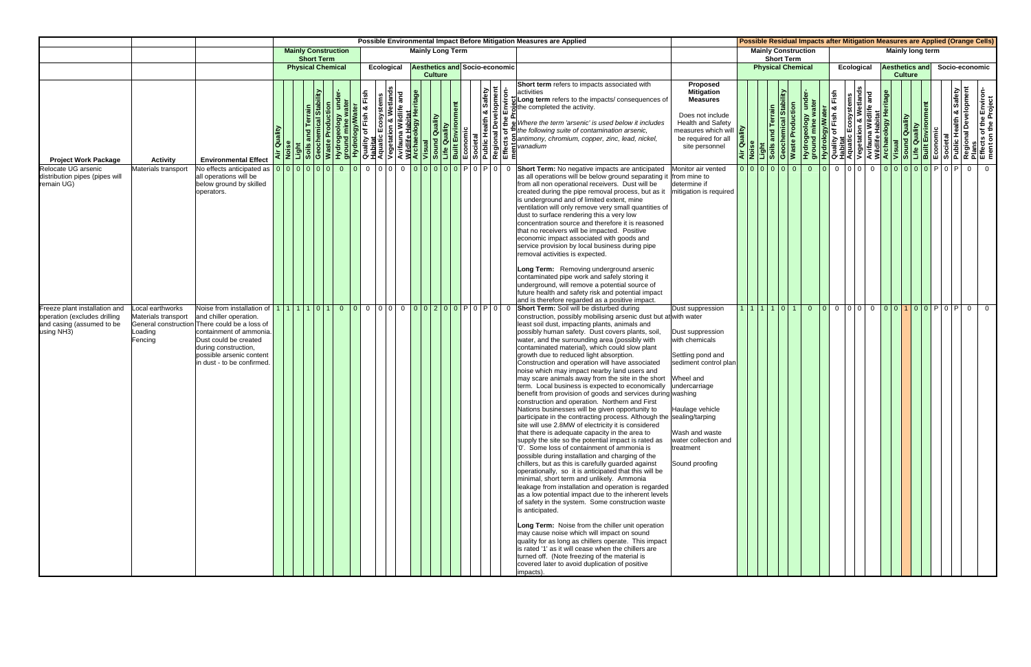| | | | Possible Environmental Impact Before Mitigation Measures are Applied | | | | | | | | | | | | | | | | | | | | | | | Possible Residual Impacts after Mitigation Measures are Applied (Orange Cells) | | | | | | | | | | | | | | | | | | | | |
|---|---|---|---|---|---|---|---|---|---|---|---|---|---|---|---|---|---|---|---|---|---|---|---|---|---|---|---|---|---|---|---|---|---|---|---|---|---|---|---|---|---|---|---|---|---|---|
| | | | Mainly Construction Short Term | | | | | | | | Mainly Long Term | | | | | | | | | | | | | | | | Mainly Construction Short Term | | | | | | | | Mainly long term | | | | | | | | | | | | | |
| | | | Physical Chemical | | | | | | | | Ecological | | | | Aesthetics and Culture | | | | | Socio-economic | | | | | | | Physical Chemical | | | | | | | | Ecological | | | | Aesthetics and Culture | | | | | Socio-economic | | | | |
| **Project Work Package** | **Activity** | **Environmental Effect** | Air Quality | Noise | Light | Soils and Terrain | Geochemical Stability | Waste Production | Hydrogeology under-ground mine water | Hydrology/Water | Quality of Fish & Fish Habitat | Aquatic Ecosystems | Vegetation & Wetlands | Avifauna Wildlife and Wildlife Habitat | Archaeology Heritage | Visual | Sound Quality | Life Quality | Built Environment | Economic | Societal | Public Health & Safety | Regional Development Plans | Effects of the Environ-ment on the Project | **Short term** refers to impacts associated with activities<br>**Long term** refers to the impacts/ consequences of the completed the activity.<br>*Where the term 'arsenic' is used below it includes the following suite of contamination arsenic, antimony, chromium, copper, zinc, lead, nickel, vanadium* | **Proposed Mitigation Measures**<br>Does not include Health and Safety measures which will be required for all site personnel | Air Quality | Noise | Light | Soils and Terrain | Geochemical Stability | Waste Production | Hydrogeology under-ground mine water | Hydrology/Water | Quality of Fish & Fish Habitat | Aquatic Ecosystems | Vegetation & Wetlands | Avifauna Wildlife and Wildlife Habitat | Archaeology Heritage | Visual | Sound Quality | Life Quality | Built Environment | Economic | Societal | Public Health & Safety | Regional Development Plans | Effects of the Environ-ment on the Project |
| Relocate UG arsenic distribution pipes (pipes will remain UG) | Materials transport | No effects anticipated as all operations will be below ground by skilled operators. | 0 | 0 | 0 | 0 | 0 | 0 | 0 | 0 | 0 | 0 | 0 | 0 | 0 | 0 | 0 | 0 | 0 | P | 0 | P | 0 | 0 | **Short Term:** No negative impacts are anticipated as all operations will be below ground separating it from all non operational receivers. Dust will be created during the pipe removal process, but as it is underground and of limited extent, mine ventilation will only remove very small quantities of dust to surface rendering this a very low concentration source and therefore it is reasoned that no receivers will be impacted. Positive economic impact associated with goods and service provision by local business during pipe removal activities is expected.<br><br>**Long Term:** Removing underground arsenic contaminated pipe work and safely storing it underground, will remove a potential source of future health and safety risk and potential impact and is therefore regarded as a positive impact. | Monitor air vented from mine to determine if mitigation is required | 0 | 0 | 0 | 0 | 0 | 0 | 0 | 0 | 0 | 0 | 0 | 0 | 0 | 0 | 0 | 0 | 0 | P | 0 | P | 0 | 0 |
| Freeze plant installation and operation (excludes drilling and casing (assumed to be using NH3) | Local earthworks<br>Materials transport<br>General construction<br>Loading<br>Fencing | Noise from installation of and chiller operation. There could be a loss of containment of ammonia. Dust could be created during construction, possible arsenic content in dust - to be confirmed. | 1 | 1 | 1 | 1 | 0 | 1 | 0 | 0 | 0 | 0 | 0 | 0 | 0 | 0 | 2 | 0 | 0 | P | 0 | P | 0 | 0 | **Short Term:** Soil will be disturbed during construction, possibly mobilising arsenic dust but at least soil dust, impacting plants, animals and possibly human safety. Dust covers plants, soil, water, and the surrounding area (possibly with contaminated material), which could slow plant growth due to reduced light absorption. Construction and operation will have associated noise which may impact nearby land users and may scare animals away from the site in the short term. Local business is expected to economically benefit from provision of goods and services during construction and operation. Northern and First Nations businesses will be given opportunity to participate in the contracting process. Although the site will use 2.8MW of electricity it is considered that there is adequate capacity in the area to supply the site so the potential impact is rated as '0'. Some loss of containment of ammonia is possible during installation and charging of the chillers, but as this is carefully guarded against operationally, so it is anticipated that this will be minimal, short term and unlikely. Ammonia leakage from installation and operation is regarded as a low potential impact due to the inherent levels of safety in the system. Some construction waste is anticipated.<br><br>**Long Term:** Noise from the chiller unit operation may cause noise which will impact on sound quality for as long as chillers operate. This impact is rated '1' as it will cease when the chillers are turned off. (Note freezing of the material is covered later to avoid duplication of positive impacts). | Dust suppression with water<br><br>Dust suppression with chemicals<br><br>Settling pond and sediment control plan<br><br>Wheel and undercarriage washing<br><br>Haulage vehicle sealing/tarping<br><br>Wash and waste water collection and treatment<br><br>Sound proofing | 1 | 1 | 1 | 1 | 0 | 1 | 0 | 0 | 0 | 0 | 0 | 0 | 0 | 0 | 1 | 0 | 0 | P | 0 | P | 0 | 0 |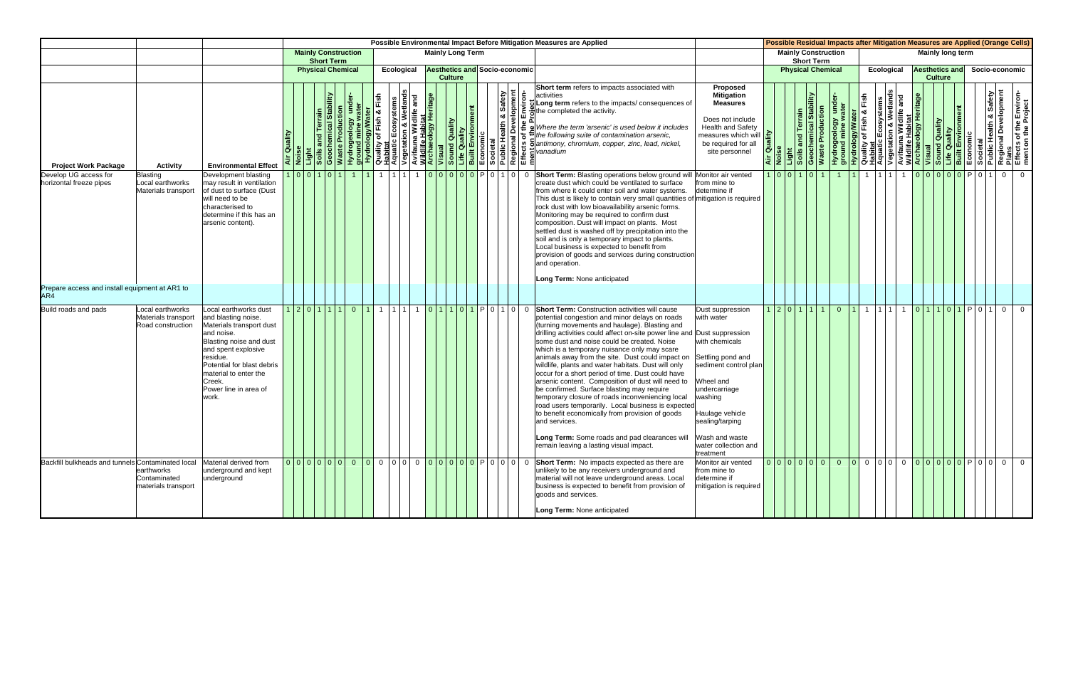| | | | Possible Environmental Impact Before Mitigation Measures are Applied | | | | | | | | | | | | | | | | | | | | | | | Possible Residual Impacts after Mitigation Measures are Applied (Orange Cells) | | | | | | | | | | | | | | | | | | | | | |
|---|---|---|---|---|---|---|---|---|---|---|---|---|---|---|---|---|---|---|---|---|---|---|---|---|---|---|---|---|---|---|---|---|---|---|---|---|---|---|---|---|---|---|---|---|---|---|---|---|
| | | | Mainly Construction Short Term | | | | | | | | Mainly Long Term | | | | | | | | | | | | | | | Mainly Construction Short Term | | | | | | | | Mainly long term | | | | | | | | | | | | | | |
| | | | Physical Chemical | | | | | | | | Ecological | | | | Aesthetics and Culture | | | | | Socio-economic | | | | | | | | Physical Chemical | | | | | | | | Ecological | | | | Aesthetics and Culture | | | | | Socio-economic | | | | |
| Project Work Package | Activity | Environmental Effect | Air Quality | Noise | Light | Soils and Terrain | Geochemical Stability | Waste Production | Hydrogeology under-ground mine water | Hydrology/Water | Quality of Fish & Fish Habitat | Aquatic Ecosystems | Vegetation & Wetlands | Avifauna Wildlife and Wildlife Habitat | Archaeology Heritage | Visual | Sound Quality | Life Quality | Built Environment | Economic | Societal | Public Health & Safety | Regional Development | Effects of the Environment on the Project | **Short term** refers to impacts associated with activities<br>**Long term** refers to the impacts/ consequences of the completed the activity.<br>*Where the term 'arsenic' is used below it includes the following suite of contamination arsenic, antimony, chromium, copper, zinc, lead, nickel, vanadium* | **Proposed Mitigation Measures**<br>Does not include Health and Safety measures which will be required for all site personnel | Air Quality | Noise | Light | Soils and Terrain | Geochemical Stability | Waste Production | Hydrogeology under-ground mine water | Hydrology/Water | Quality of Fish & Fish Habitat | Aquatic Ecosystems | Vegetation & Wetlands | Avifauna Wildlife and Wildlife Habitat | Archaeology Heritage | Visual | Sound Quality | Life Quality | Built Environment | Economic | Societal | Public Health & Safety | Regional Development Plans | Effects of the Environment on the Project |
| Develop UG access for horizontal freeze pipes | Blasting<br>Local earthworks<br>Materials transport | Development blasting may result in ventilation of dust to surface (Dust will need to be characterised to determine if this has an arsenic content). | 1 | 0 | 0 | 1 | 0 | 1 | 1 | 1 | 1 | 1 | 1 | 1 | 0 | 0 | 0 | 0 | 0 | P | 0 | 1 | 0 | 0 | **Short Term:** Blasting operations below ground will create dust which could be ventilated to surface from where it could enter soil and water systems. This dust is likely to contain very small quantities of rock dust with low bioavailability arsenic forms. Monitoring may be required to confirm dust composition. Dust will impact on plants. Most settled dust is washed off by precipitation into the soil and is only a temporary impact to plants. Local business is expected to benefit from provision of goods and services during construction and operation.<br><br>**Long Term:** None anticipated | Monitor air vented from mine to determine if mitigation is required | 1 | 0 | 0 | 1 | 0 | 1 | 1 | 1 | 1 | 1 | 1 | 1 | 0 | 0 | 0 | 0 | 0 | P | 0 | 1 | 0 | 0 |
| Prepare access and install equipment at AR1 to AR4 | | | | | | | | | | | | | | | | | | | | | | | | | | | | | | | | | | | | | | | | | | | | | | | | | |
| Build roads and pads | Local earthworks<br>Materials transport<br>Road construction | Local earthworks dust and blasting noise.<br>Materials transport dust and noise.<br>Blasting noise and dust and spent explosive residue.<br>Potential for blast debris material to enter the Creek.<br>Power line in area of work. | 1 | 2 | 0 | 1 | 1 | 1 | 0 | 1 | 1 | 1 | 1 | 1 | 0 | 1 | 1 | 0 | 1 | P | 0 | 1 | 0 | 0 | **Short Term:** Construction activities will cause potential congestion and minor delays on roads (turning movements and haulage). Blasting and drilling activities could affect on-site power line and some dust and noise could be created. Noise which is a temporary nuisance only may scare animals away from the site. Dust could impact on wildlife, plants and water habitats. Dust will only occur for a short period of time. Dust could have arsenic content. Composition of dust will need to be confirmed. Surface blasting may require temporary closure of roads inconveniencing local road users temporarily. Local business is expected to benefit economically from provision of goods and services.<br><br>**Long Term:** Some roads and pad clearances will remain leaving a lasting visual impact. | Dust suppression with water<br><br>Dust suppression with chemicals<br><br>Settling pond and sediment control plan<br><br>Wheel and undercarriage washing<br><br>Haulage vehicle sealing/tarping<br><br>Wash and waste water collection and treatment | 1 | 2 | 0 | 1 | 1 | 1 | 0 | 1 | 1 | 1 | 1 | 1 | 0 | 1 | 1 | 0 | 1 | P | 0 | 1 | 0 | 0 |
| Backfill bulkheads and tunnels | Contaminated local earthworks<br>Contaminated materials transport | Material derived from underground and kept underground | 0 | 0 | 0 | 0 | 0 | 0 | 0 | 0 | 0 | 0 | 0 | 0 | 0 | 0 | 0 | 0 | 0 | P | 0 | 0 | 0 | 0 | **Short Term:** No impacts expected as there are unlikely to be any receivers underground and material will not leave underground areas. Local business is expected to benefit from provision of goods and services.<br><br>**Long Term:** None anticipated | Monitor air vented from mine to determine if mitigation is required | 0 | 0 | 0 | 0 | 0 | 0 | 0 | 0 | 0 | 0 | 0 | 0 | 0 | 0 | 0 | 0 | 0 | P | 0 | 0 | 0 | 0 |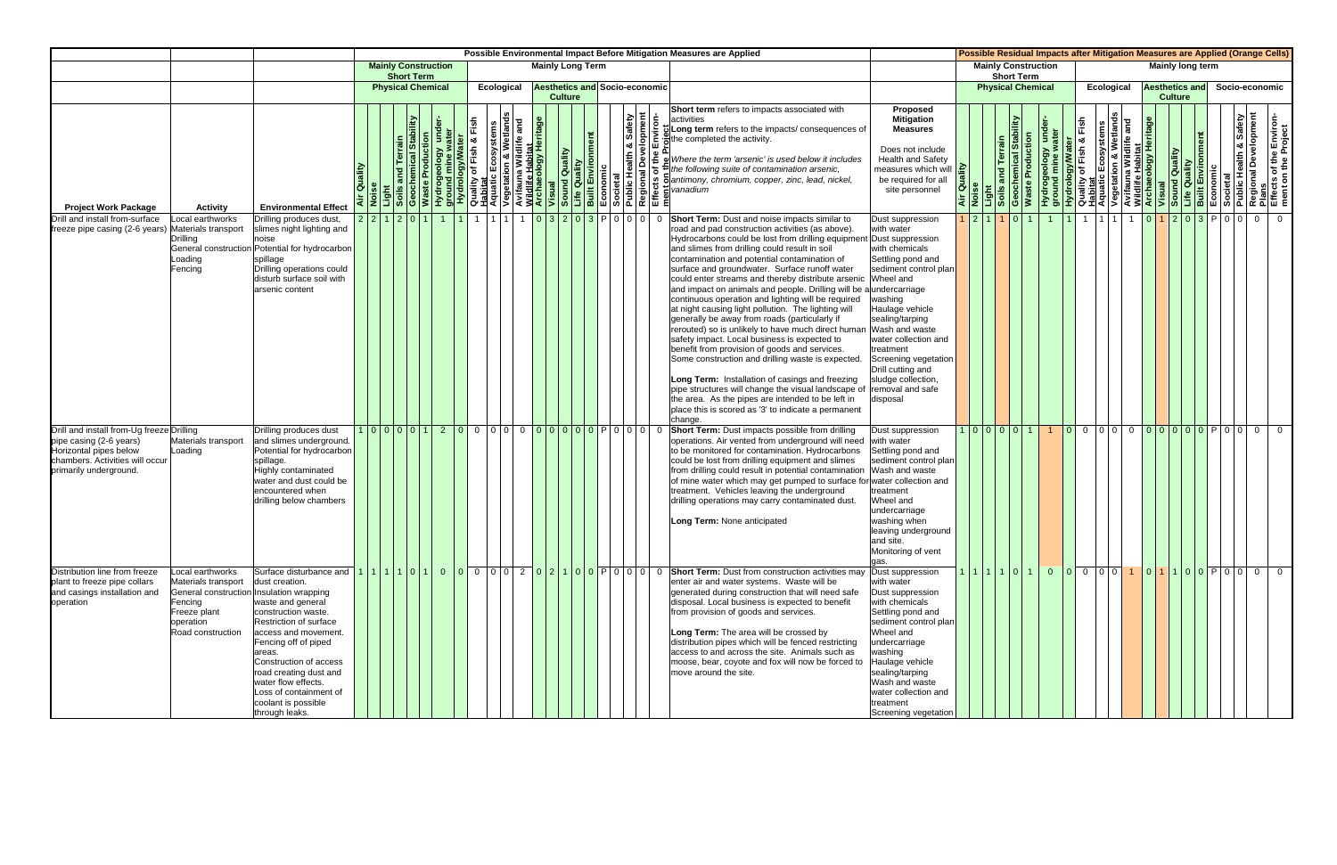| | | | Possible Environmental Impact Before Mitigation Measures are Applied | | | | | | | | | | | | | | | | | | | | | | | | Possible Residual Impacts after Mitigation Measures are Applied (Orange Cells) | | | | | | | | | | | | | | | | | | | | | |
|---|---|---|---|---|---|---|---|---|---|---|---|---|---|---|---|---|---|---|---|---|---|---|---|---|---|---|---|---|---|---|---|---|---|---|---|---|---|---|---|---|---|---|---|---|---|---|---|---|
| | | | Mainly Construction Short Term | | | | | | | | Mainly Long Term | | | | | | | | | | | | | | | | Mainly Construction Short Term | | | | | | | | Mainly long term | | | | | | | | | | | | | |
| | | | Physical Chemical | | | | | | | | Ecological | | | | Aesthetics and Culture | | | | | Socio-economic | | | | | | | Physical Chemical | | | | | | | | Ecological | | | | Aesthetics and Culture | | | | | Socio-economic | | | | |
| **Project Work Package** | **Activity** | **Environmental Effect** | Air Quality | Noise | Light | Soils and Terrain | Geochemical Stability | Waste Production | Hydrogeology underground mine water | Hydrology/Water | Quality of Fish & Fish Habitat | Aquatic Ecosystems | Vegetation & Wetlands | Avifauna Wildlife and Wildlife Habitat | Archaeology Heritage | Visual | Sound Quality | Life Quality | Built Environment | Economic | Societal | Public Health & Safety | Regional Development | Effects of the Environment on the Project | **Short term** refers to impacts associated with activities<br>**Long term** refers to the impacts/ consequences of the completed the activity.<br>*Where the term 'arsenic' is used below it includes the following suite of contamination arsenic, antimony, chromium, copper, zinc, lead, nickel, vanadium* | **Proposed Mitigation Measures**<br>Does not include Health and Safety measures which will be required for all site personnel | Air Quality | Noise | Light | Soils and Terrain | Geochemical Stability | Waste Production | Hydrogeology underground mine water | Hydrology/Water | Quality of Fish & Fish Habitat | Aquatic Ecosystems | Vegetation & Wetlands | Avifauna Wildlife and Wildlife Habitat | Archaeology Heritage | Visual | Sound Quality | Life Quality | Built Environment | Economic | Societal | Public Health & Safety | Regional Development Plans | Effects of the Environment on the Project |
| Drill and install from-surface freeze pipe casing (2-6 years) | Local earthworks<br>Materials transport<br>Drilling<br>General construction<br>Loading<br>Fencing | Drilling produces dust, slimes night lighting and noise<br>Potential for hydrocarbon spillage<br>Drilling operations could disturb surface soil with arsenic content | 2 | 2 | 1 | 2 | 0 | 1 | 1 | 1 | 1 | 1 | 1 | 1 | 0 | 3 | 2 | 0 | 3 | P | 0 | 0 | 0 | 0 | **Short Term:** Dust and noise impacts similar to road and pad construction activities (as above). Hydrocarbons could be lost from drilling equipment and slimes from drilling could result in soil contamination and potential contamination of surface and groundwater. Surface runoff water could enter streams and thereby distribute arsenic and impact on animals and people. Drilling will be a continuous operation and lighting will be required at night causing light pollution. The lighting will generally be away from roads (particularly if rerouted) so is unlikely to have much direct human safety impact. Local business is expected to benefit from provision of goods and services. Some construction and drilling waste is expected.<br><br>**Long Term:** Installation of casings and freezing pipe structures will change the visual landscape of the area. As the pipes are intended to be left in place this is scored as '3' to indicate a permanent change. | Dust suppression with water<br>Dust suppression with chemicals<br>Settling pond and sediment control plan<br>Wheel and undercarriage washing<br>Haulage vehicle sealing/tarping<br>Wash and waste water collection and treatment<br>Screening vegetation<br>Drill cutting and sludge collection, removal and safe disposal | 1 | 2 | 1 | 1 | 0 | 1 | 1 | 1 | 1 | 1 | 1 | 1 | 0 | 1 | 2 | 0 | 3 | P | 0 | 0 | 0 | 0 |
| Drill and install from-Ug freeze pipe casing (2-6 years)<br>Horizontal pipes below chambers. Activities will occur primarily underground. | Drilling<br>Materials transport<br>Loading | Drilling produces dust and slimes underground.<br>Potential for hydrocarbon spillage.<br>Highly contaminated water and dust could be encountered when drilling below chambers | 1 | 0 | 0 | 0 | 0 | 1 | 2 | 0 | 0 | 0 | 0 | 0 | 0 | 0 | 0 | 0 | 0 | P | 0 | 0 | 0 | 0 | **Short Term:** Dust impacts possible from drilling operations. Air vented from underground will need to be monitored for contamination. Hydrocarbons could be lost from drilling equipment and slimes from drilling could result in potential contamination of mine water which may get pumped to surface for treatment. Vehicles leaving the underground drilling operations may carry contaminated dust.<br><br>**Long Term:** None anticipated | Dust suppression with water<br>Settling pond and sediment control plan<br>Wash and waste water collection and treatment<br>Wheel and undercarriage washing when leaving underground and site.<br>Monitoring of vent gas. | 1 | 0 | 0 | 0 | 0 | 1 | 1 | 0 | 0 | 0 | 0 | 0 | 0 | 0 | 0 | 0 | 0 | P | 0 | 0 | 0 | 0 |
| Distribution line from freeze plant to freeze pipe collars and casings installation and operation | Local earthworks<br>Materials transport<br>General construction<br>Fencing<br>Freeze plant operation<br>Road construction | Surface disturbance and dust creation.<br>Insulation wrapping waste and general construction waste.<br>Restriction of surface access and movement.<br>Fencing off of piped areas.<br>Construction of access road creating dust and water flow effects.<br>Loss of containment of coolant is possible through leaks. | 1 | 1 | 1 | 1 | 0 | 1 | 0 | 0 | 0 | 0 | 0 | 2 | 0 | 2 | 1 | 0 | 0 | P | 0 | 0 | 0 | 0 | **Short Term:** Dust from construction activities may enter air and water systems. Waste will be generated during construction that will need safe disposal. Local business is expected to benefit from provision of goods and services.<br><br>**Long Term:** The area will be crossed by distribution pipes which will be fenced restricting access to and across the site. Animals such as moose, bear, coyote and fox will now be forced to move around the site. | Dust suppression with water<br>Dust suppression with chemicals<br>Settling pond and sediment control plan<br>Wheel and undercarriage washing<br>Haulage vehicle sealing/tarping<br>Wash and waste water collection and treatment<br>Screening vegetation | 1 | 1 | 1 | 1 | 0 | 1 | 0 | 0 | 0 | 0 | 0 | 1 | 0 | 1 | 1 | 0 | 0 | P | 0 | 0 | 0 | 0 |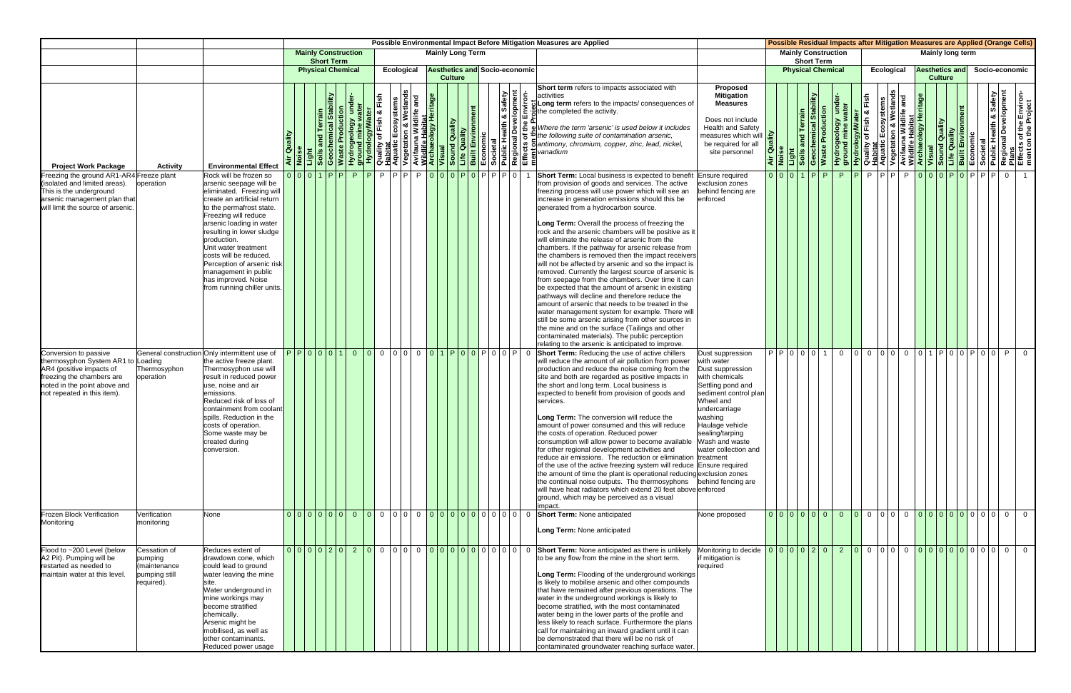| | | | Possible Environmental Impact Before Mitigation Measures are Applied | | | | | | | | | | | | | | | | | | | | | | | | Possible Residual Impacts after Mitigation Measures are Applied (Orange Cells) | | | | | | | | | | | | | | | | | | | | | |
|---|---|---|---|---|---|---|---|---|---|---|---|---|---|---|---|---|---|---|---|---|---|---|---|---|---|---|---|---|---|---|---|---|---|---|---|---|---|---|---|---|---|---|---|---|---|---|
| | | | Mainly Construction Short Term | | | | | | | | Mainly Long Term | | | | | | | | | | | | | | | | Mainly Construction Short Term | | | | | | | | Mainly long term | | | | | | | | | | | | | |
| | | | Physical Chemical | | | | | | | | Ecological | | | | Aesthetics and Culture | | | | | Socio-economic | | | | | | | Physical Chemical | | | | | | | | Ecological | | | | Aesthetics and Culture | | | | | Socio-economic | | | | |
| **Project Work Package** | **Activity** | **Environmental Effect** | Air Quality | Noise | Light | Soils and Terrain | Geochemical Stability | Waste Production | Hydrogeology under-ground mine water | Hydrology/Water | Quality of Fish & Fish Habitat | Aquatic Ecosystems | Vegetation & Wetlands | Avifauna Wildlife and Wildlife Habitat | Archaeology Heritage | Visual | Sound Quality | Life Quality | Built Environment | Economic | Societal | Public Health & Safety | Regional Development Plans | Effects of the Environment on the Project | **Short term** refers to impacts associated with activities<br>**Long term** refers to the impacts/ consequences of the completed the activity.<br>*Where the term 'arsenic' is used below it includes the following suite of contamination arsenic, antimony, chromium, copper, zinc, lead, nickel, vanadium* | **Proposed Mitigation Measures**<br>Does not include Health and Safety measures which will be required for all site personnel | Air Quality | Noise | Light | Soils and Terrain | Geochemical Stability | Waste Production | Hydrogeology under-ground mine water | Hydrology/Water | Quality of Fish & Fish Habitat | Aquatic Ecosystems | Vegetation & Wetlands | Avifauna Wildlife and Wildlife Habitat | Archaeology Heritage | Visual | Sound Quality | Life Quality | Built Environment | Economic | Societal | Public Health & Safety | Regional Development Plans | Effects of the Environment on the Project |
| Freezing the ground AR1-AR4 (isolated and limited areas). This is the underground arsenic management plan that will limit the source of arsenic. | Freeze plant operation | Rock will be frozen so arsenic seepage will be eliminated. Freezing will create an artificial return to the permafrost state. Freezing will reduce arsenic loading in water resulting in lower sludge production. Unit water treatment costs will be reduced. Perception of arsenic risk management in public has improved. Noise from running chiller units. | 0 | 0 | 0 | 1 | P | P | P | P | P | P | P | P | 0 | 0 | 0 | P | 0 | P | P | P | 0 | 1 | **Short Term:** Local business is expected to benefit from provision of goods and services. The active freezing process will use power which will see an increase in generation emissions should this be generated from a hydrocarbon source.<br><br>**Long Term:** Overall the process of freezing the rock and the arsenic chambers will be positive as it will eliminate the release of arsenic from the chambers. If the pathway for arsenic release from the chambers is removed then the impact receivers will not be affected by arsenic and so the impact is removed. Currently the largest source of arsenic is from seepage from the chambers. Over time it can be expected that the amount of arsenic in existing pathways will decline and therefore reduce the amount of arsenic that needs to be treated in the water management system for example. There will still be some arsenic arising from other sources in the mine and on the surface (Tailings and other contaminated materials). The public perception relating to the arsenic is anticipated to improve. | Ensure required exclusion zones behind fencing are enforced | 0 | 0 | 0 | 1 | P | P | P | P | P | P | P | P | 0 | 0 | 0 | P | 0 | P | P | P | 0 | 1 |
| Conversion to passive thermosyphon System AR1 to AR4 (positive impacts of freezing the chambers are noted in the point above and not repeated in this item). | General construction Loading<br>Thermosyphon operation | Only intermittent use of the active freeze plant. Thermosyphon use will result in reduced power use, noise and air emissions. Reduced risk of loss of containment from coolant spills. Reduction in the costs of operation. Some waste may be created during conversion. | P | P | 0 | 0 | 0 | 1 | 0 | 0 | 0 | 0 | 0 | 0 | 0 | 1 | P | 0 | 0 | P | 0 | 0 | P | 0 | **Short Term:** Reducing the use of active chillers will reduce the amount of air pollution from power production and reduce the noise coming from the site and both are regarded as positive impacts in the short and long term. Local business is expected to benefit from provision of goods and services.<br><br>**Long Term:** The conversion will reduce the amount of power consumed and this will reduce the costs of operation. Reduced power consumption will allow power to become available for other regional development activities and reduce air emissions. The reduction or elimination of the use of the active freezing plant will reduce the amount of time the plant is operational reducing the continual noise outputs. The thermosyphons will have heat radiators which extend 20 feet above ground, which may be perceived as a visual impact. | Dust suppression with water<br>Dust suppression with chemicals<br>Settling pond and sediment control plan<br>Wheel and undercarriage washing<br>Haulage vehicle sealing/tarping<br>Wash and waste water collection and treatment<br>Ensure required exclusion zones behind fencing are enforced | P | P | 0 | 0 | 0 | 1 | 0 | 0 | 0 | 0 | 0 | 0 | 0 | 1 | P | 0 | 0 | P | 0 | 0 | P | 0 |
| Frozen Block Verification Monitoring | Verification monitoring | None | 0 | 0 | 0 | 0 | 0 | 0 | 0 | 0 | 0 | 0 | 0 | 0 | 0 | 0 | 0 | 0 | 0 | 0 | 0 | 0 | 0 | 0 | **Short Term:** None anticipated<br><br>**Long Term:** None anticipated | None proposed | 0 | 0 | 0 | 0 | 0 | 0 | 0 | 0 | 0 | 0 | 0 | 0 | 0 | 0 | 0 | 0 | 0 | 0 | 0 | 0 | 0 | 0 |
| Flood to ~200 Level (below A2 Pit). Pumping will be restarted as needed to maintain water at this level. | Cessation of pumping (maintenance pumping still required). | Reduces extent of drawdown cone, which could lead to ground water leaving the mine site. Water underground in mine workings may become stratified chemically. Arsenic might be mobilised, as well as other contaminants. Reduced power usage | 0 | 0 | 0 | 0 | 2 | 0 | 2 | 0 | 0 | 0 | 0 | 0 | 0 | 0 | 0 | 0 | 0 | 0 | 0 | 0 | 0 | 0 | **Short Term:** None anticipated as there is unlikely to be any flow from the mine in the short term.<br><br>**Long Term:** Flooding of the underground workings is likely to mobilise arsenic and other compounds that have remained after previous operations. The water in the underground workings is likely to become stratified, with the most contaminated water being in the lower parts of the profile and less likely to reach surface. Furthermore the plans call for maintaining an inward gradient until it can be demonstrated that there will be no risk of contaminated groundwater reaching surface water. | Monitoring to decide if mitigation is required | 0 | 0 | 0 | 0 | 2 | 0 | 2 | 0 | 0 | 0 | 0 | 0 | 0 | 0 | 0 | 0 | 0 | 0 | 0 | 0 | 0 | 0 |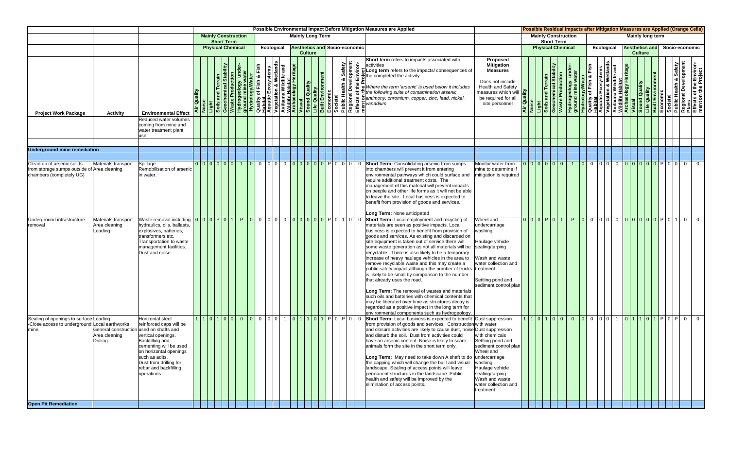| | | | Possible Environmental Impact Before Mitigation Measures are Applied | | | | | | | | | | | | | | | | | | | | | | | | Possible Residual Impacts after Mitigation Measures are Applied (Orange Cells) | | | | | | | | | | | | | | | | | | | | | |
|---|---|---|---|---|---|---|---|---|---|---|---|---|---|---|---|---|---|---|---|---|---|---|---|---|---|---|---|---|---|---|---|---|---|---|---|---|---|---|---|---|---|---|---|---|---|---|---|---|
| | | | Mainly Construction Short Term | | | | | | | | Mainly Long Term | | | | | | | | | | | | | | | | Mainly Construction Short Term | | | | | | | | Mainly long term | | | | | | | | | | | | | |
| | | | Physical Chemical | | | | | | | | Ecological | | | | Aesthetics and Culture | | | | | Socio-economic | | | | | | | Physical Chemical | | | | | | | | Ecological | | | | Aesthetics and Culture | | | | | Socio-economic | | | | |
| Project Work Package | Activity | Environmental Effect | Air Quality | Noise | Light | Soils and Terrain | Geochemical Stability | Waste Production | Hydrogeology under-ground mine water | Hydrology/Water | Quality of Fish & Fish Habitat | Aquatic Ecosystems | Vegetation & Wetlands | Avifauna Wildlife and Wildlife Habitat | Archaeology Heritage | Visual | Sound Quality | Life Quality | Built Environment | Economic | Societal | Public Health & Safety | Regional Development Plans | Effects of the Environment on the Project | **Short term** refers to impacts associated with activities **Long term** refers to the impacts/ consequences of the completed the activity. *Where the term 'arsenic' is used below it includes the following suite of contamination arsenic, antimony, chromium, copper, zinc, lead, nickel, vanadium* | **Proposed Mitigation Measures** Does not include Health and Safety measures which will be required for all site personnel | Air Quality | Noise | Light | Soils and Terrain | Geochemical Stability | Waste Production | Hydrogeology under-ground mine water | Hydrology/Water | Quality of Fish & Fish Habitat | Aquatic Ecosystems | Vegetation & Wetlands | Avifauna Wildlife and Wildlife Habitat | Archaeology Heritage | Visual | Sound Quality | Life Quality | Built Environment | Economic | Societal | Public Health & Safety | Regional Development Plans | Effects of the Environment on the Project |
| | | Reduced water volumes coming from mine and water treatment plant use. | | | | | | | | | | | | | | | | | | | | | | | | | | | | | | | | | | | | | | | | | | | | | | | |
| **Underground mine remediation** | | | | | | | | | | | | | | | | | | | | | | | | | | | | | | | | | | | | | | | | | | | | | | | | | |
| Clean up of arsenic solids from storage sumps outside of chambers (completely UG) | Materials transport Area cleaning | Spillage. Remobilisation of arsenic in water. | 0 | 0 | 0 | 0 | 0 | 0 | 1 | 0 | 0 | 0 | 0 | 0 | 0 | 0 | 0 | 0 | 0 | P | 0 | 0 | 0 | 0 | **Short Term:** Consolidating arsenic from sumps into chambers will prevent it from entering environmental pathways which could surface and require additional treatment costs. The management of this material will prevent impacts on people and other life forms as it will not be able to leave the site. Local business is expected to benefit from provision of goods and services. **Long Term:** None anticipated | Monitor water from mine to determine if mitigation is required | 0 | 0 | 0 | 0 | 0 | 0 | 1 | 0 | 0 | 0 | 0 | 0 | 0 | 0 | 0 | 0 | 0 | P | 0 | 0 | 0 | 0 |
| Underground infrastructure removal | Materials transport Area cleaning Loading | Waste removal including hydraulics, oils, ballasts, explosives, batteries, transformers etc. Transportation to waste management facilities. Dust and noise | 0 | 0 | 0 | P | 0 | 1 | P | 0 | 0 | 0 | 0 | 0 | 0 | 0 | 0 | 0 | 0 | P | 0 | 1 | 0 | 0 | **Short Term:** Local employment and recycling of materials are seen as positive impacts. Local business is expected to benefit from provision of goods and services. As existing and discarded on site equipment is taken out of service there will some waste generation as not all materials will be recyclable. There is also likely to be a temporary increase of heavy haulage vehicles in the area to remove recyclable waste and this may create a public safety impact although the number of trucks is likely to be small by comparison to the number that already uses the road. **Long Term:** The removal of wastes and materials such oils and batteries with chemical contents that may be liberated over time as structures decay is regarded as a positive impact in the long term for environmental components such as hydrogeology. | Wheel and undercarriage washing Haulage vehicle sealing/tarping Wash and waste water collection and treatment Settling pond and sediment control plan | 0 | 0 | 0 | P | 0 | 1 | P | 0 | 0 | 0 | 0 | 0 | 0 | 0 | 0 | 0 | 0 | P | 0 | 1 | 0 | 0 |
| Sealing of openings to surface -Close access to underground mine. | Loading Local earthworks General construction Area cleaning Drilling | Horizontal steel reinforced caps will be used on shafts and vertical openings. Backfilling and cementing will be used on horizontal openings such as adits. Dust from drilling for rebar and backfilling operations. | 1 | 1 | 0 | 1 | 0 | 0 | 0 | 0 | 0 | 0 | 0 | 1 | 0 | 1 | 1 | 0 | 1 | P | 0 | P | 0 | 0 | **Short Term:** Local business is expected to benefit from provision of goods and services. Construction and closure activities are likely to cause dust, noise and disturb the soil. Dust from activities could have an arsenic content. Noise is likely to scare animals form the site in the short term only. **Long Term:** May need to take down A shaft to do the capping which will change the built and visual landscape. Sealing of access points will leave permanent structures in the landscape. Public health and safety will be improved by the elimination of access points. | Dust suppression with water Dust suppression with chemicals Settling pond and sediment control plan Wheel and undercarriage washing Haulage vehicle sealing/tarping Wash and waste water collection and treatment | 1 | 1 | 0 | 1 | 0 | 0 | 0 | 0 | 0 | 0 | 0 | 1 | 0 | 1 | 1 | 0 | 1 | P | 0 | P | 0 | 0 |
| **Open Pit Remediation** | | | | | | | | | | | | | | | | | | | | | | | | | | | | | | | | | | | | | | | | | | | | | | | | | |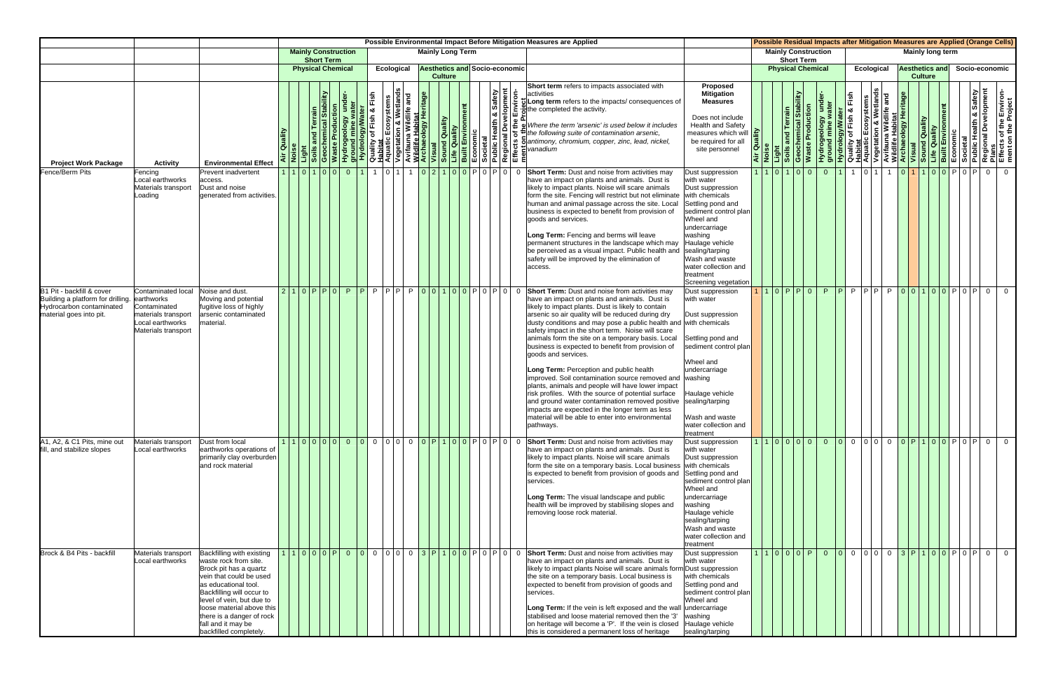| | | | Possible Environmental Impact Before Mitigation Measures are Applied | | | | | | | | | | | | | | | | | | | | | | | | Possible Residual Impacts after Mitigation Measures are Applied (Orange Cells) | | | | | | | | | | | | | | | | | | | | | |
|---|---|---|---|---|---|---|---|---|---|---|---|---|---|---|---|---|---|---|---|---|---|---|---|---|---|---|---|---|---|---|---|---|---|---|---|---|---|---|---|---|---|---|---|---|---|---|---|---|
| | | | Mainly Construction Short Term | | | | | | | | Mainly Long Term | | | | | | | | | | | | | | | | Mainly Construction Short Term | | | | | | | | Mainly long term | | | | | | | | | | | | | |
| | | | Physical Chemical | | | | | | | | Ecological | | | | Aesthetics and Culture | | | | | Socio-economic | | | | | | | Physical Chemical | | | | | | | | Ecological | | | | Aesthetics and Culture | | | | | Socio-economic | | | | |
| Project Work Package | Activity | Environmental Effect | Air Quality | Noise | Light | Soils and Terrain | Geochemical Stability | Waste Production | Hydrogeology under-ground mine water | Hydrology/Water | Quality of Fish & Fish Habitat | Aquatic Ecosystems | Vegetation & Wetlands | Avifauna Wildlife and Wildlife Habitat | Archaeology Heritage | Visual | Sound Quality | Life Quality | Built Environment | Economic | Societal | Public Health & Safety | Regional Development Plans | Effects of the Environment on the Project | **Short term** refers to impacts associated with activities<br>**Long term** refers to the impacts/ consequences of the completed the activity.<br>*Where the term 'arsenic' is used below it includes the following suite of contamination arsenic, antimony, chromium, copper, zinc, lead, nickel, vanadium* | **Proposed Mitigation Measures**<br>Does not include Health and Safety measures which will be required for all site personnel | Air Quality | Noise | Light | Soils and Terrain | Geochemical Stability | Waste Production | Hydrogeology under-ground mine water | Hydrology/Water | Quality of Fish & Fish Habitat | Aquatic Ecosystems | Vegetation & Wetlands | Avifauna Wildlife and Wildlife Habitat | Archaeology Heritage | Visual | Sound Quality | Life Quality | Built Environment | Economic | Societal | Public Health & Safety | Regional Development Plans | Effects of the Environment on the Project |
| Fence/Berm Pits | Fencing<br>Local earthworks<br>Materials transport<br>Loading | Prevent inadvertent access.<br>Dust and noise generated from activities. | 1 | 1 | 0 | 1 | 0 | 0 | 0 | 1 | 1 | 0 | 1 | 1 | 0 | 2 | 1 | 0 | 0 | P | 0 | P | 0 | 0 | **Short Term:** Dust and noise from activities may have an impact on plants and animals. Dust is likely to impact plants. Noise will scare animals form the site. Fencing will restrict but not eliminate human and animal passage across the site. Local business is expected to benefit from provision of goods and services.<br>**Long Term:** Fencing and berms will leave permanent structures in the landscape which may be perceived as a visual impact. Public health and safety will be improved by the elimination of access. | Dust suppression with water<br>Dust suppression with chemicals<br>Settling pond and sediment control plan<br>Wheel and undercarriage washing<br>Haulage vehicle sealing/tarping<br>Wash and waste water collection and treatment<br>Screening vegetation | 1 | 1 | 0 | 1 | 0 | 0 | 0 | 1 | 1 | 0 | 1 | 1 | 0 | 1 | 1 | 0 | 0 | P | 0 | P | 0 | 0 |
| B1 Pit - backfill & cover Building a platform for drilling. Hydrocarbon contaminated material goes into pit. | Contaminated local earthworks<br>Contaminated materials transport<br>Local earthworks<br>Materials transport | Noise and dust.<br>Moving and potential fugitive loss of highly arsenic contaminated material. | 2 | 1 | 0 | P | P | 0 | P | P | P | P | P | P | 0 | 0 | 1 | 0 | 0 | P | 0 | P | 0 | 0 | **Short Term:** Dust and noise from activities may have an impact on plants and animals. Dust is likely to impact plants. Dust is likely to contain arsenic so air quality will be reduced during dry dusty conditions and may pose a public health and safety impact in the short term. Noise will scare animals from the site on a temporary basis. Local business is expected to benefit from provision of goods and services.<br>**Long Term:** Perception and public health improved. Soil contamination source removed and plants, animals and people will have lower impact risk profiles. With the source of potential surface and ground water contamination removed positive impacts are expected in the longer term as less material will be able to enter into environmental pathways. | Dust suppression with water<br>Dust suppression with chemicals<br>Settling pond and sediment control plan<br>Wheel and undercarriage washing<br>Haulage vehicle sealing/tarping<br>Wash and waste water collection and treatment | 1 | 1 | 0 | P | P | 0 | P | P | P | P | P | P | 0 | 0 | 1 | 0 | 0 | P | 0 | P | 0 | 0 |
| A1, A2, & C1 Pits, mine out fill, and stabilize slopes | Materials transport<br>Local earthworks | Dust from local earthworks operations of primarily clay overburden and rock material | 1 | 1 | 0 | 0 | 0 | 0 | 0 | 0 | 0 | 0 | 0 | 0 | 0 | P | 1 | 0 | 0 | P | 0 | P | 0 | 0 | **Short Term:** Dust and noise from activities may have an impact on plants and animals. Dust is likely to impact plants. Noise will scare animals form the site on a temporary basis. Local business is expected to benefit from provision of goods and services.<br>**Long Term:** The visual landscape and public health will be improved by stabilising slopes and removing loose rock material. | Dust suppression with water<br>Dust suppression with chemicals<br>Settling pond and sediment control plan<br>Wheel and undercarriage washing<br>Haulage vehicle sealing/tarping<br>Wash and waste water collection and treatment | 1 | 1 | 0 | 0 | 0 | 0 | 0 | 0 | 0 | 0 | 0 | 0 | 0 | P | 1 | 0 | 0 | P | 0 | P | 0 | 0 |
| Brock & B4 Pits - backfill | Materials transport<br>Local earthworks | Backfilling with existing waste rock from site. Brock pit has a quartz vein that could be used as educational tool. Backfilling will occur to level of vein, but due to loose material above this there is a danger of rock fall and it may be backfilled completely. | 1 | 1 | 0 | 0 | 0 | P | 0 | 0 | 0 | 0 | 0 | 0 | 3 | P | 1 | 0 | 0 | P | 0 | P | 0 | 0 | **Short Term:** Dust and noise from activities may have an impact on plants and animals. Dust is likely to impact plants Noise will scare animals form the site on a temporary basis. Local business is expected to benefit from provision of goods and services.<br>**Long Term:** If the vein is left exposed and the wall stabilised and loose material removed then the '3' on heritage will become a 'P'. If the vein is closed this is considered a permanent loss of heritage | Dust suppression with water<br>Dust suppression with chemicals<br>Settling pond and sediment control plan<br>Wheel and undercarriage washing<br>Haulage vehicle sealing/tarping | 1 | 1 | 0 | 0 | 0 | P | 0 | 0 | 0 | 0 | 0 | 0 | 3 | P | 1 | 0 | 0 | P | 0 | P | 0 | 0 |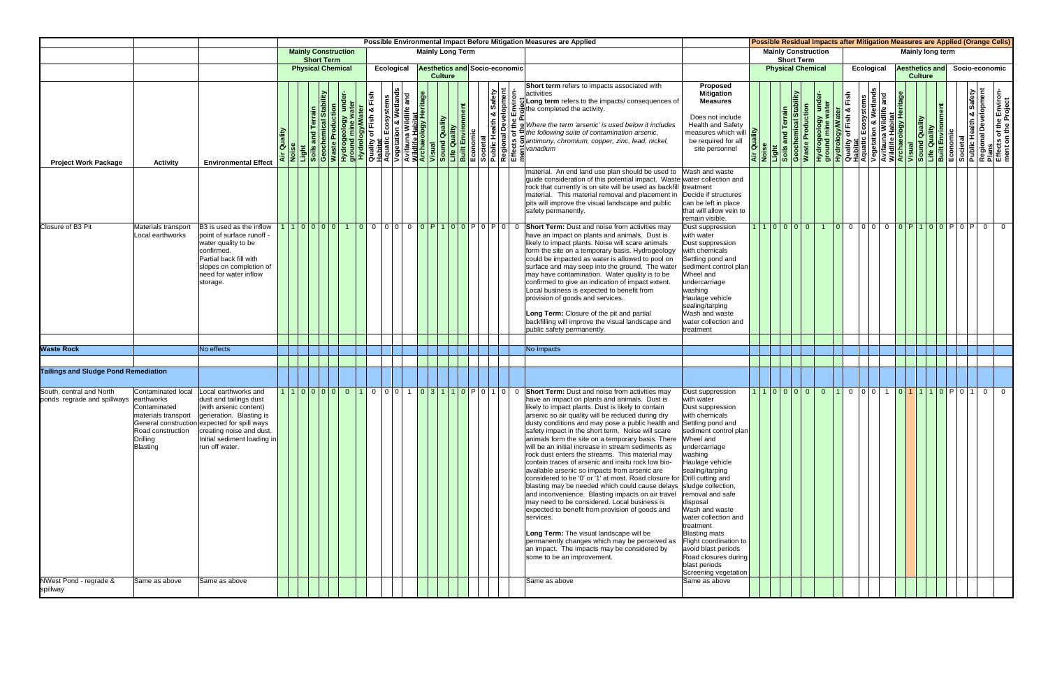| | | | Possible Environmental Impact Before Mitigation Measures are Applied | | | | | | | | | | | | | | | | | | | | | | | | Possible Residual Impacts after Mitigation Measures are Applied (Orange Cells) | | | | | | | | | | | | | | | | | | | | | |
|---|---|---|---|---|---|---|---|---|---|---|---|---|---|---|---|---|---|---|---|---|---|---|---|---|---|---|---|---|---|---|---|---|---|---|---|---|---|---|---|---|---|---|---|---|---|---|---|---|
| | | | Mainly Construction Short Term | | | | | | | | Mainly Long Term | | | | | | | | | | | | | | | | Mainly Construction Short Term | | | | | | | | Mainly long term | | | | | | | | | | | | | |
| | | | Physical Chemical | | | | | | | | Ecological | | | | Aesthetics and Culture | | | | | Socio-economic | | | | | | | Physical Chemical | | | | | | | | Ecological | | | | Aesthetics and Culture | | | | | Socio-economic | | | | |
| Project Work Package | Activity | Environmental Effect | Air Quality | Noise | Light | Soils and Terrain | Geochemical Stability | Waste Production | Hydrogeology under-ground mine water | Hydrology/Water | Quality of Fish & Fish Habitat | Aquatic Ecosystems | Vegetation & Wetlands | Avifauna Wildlife and Wildlife Habitat | Archaeology Heritage | Visual | Sound Quality | Life Quality | Built Environment | Economic | Societal | Public Health & Safety | Regional Development Plans | Effects of the Environ-ment on the Project | **Short term** refers to impacts associated with activities **Long term** refers to the impacts/ consequences of the completed the activity. *Where the term 'arsenic' is used below it includes the following suite of contamination arsenic, antimony, chromium, copper, zinc, lead, nickel, vanadium* | **Proposed Mitigation Measures** Does not include Health and Safety measures which will be required for all site personnel | Air Quality | Noise | Light | Soils and Terrain | Geochemical Stability | Waste Production | Hydrogeology under-ground mine water | Hydrology/Water | Quality of Fish & Fish Habitat | Aquatic Ecosystems | Vegetation & Wetlands | Avifauna Wildlife and Wildlife Habitat | Archaeology Heritage | Visual | Sound Quality | Life Quality | Built Environment | Economic | Societal | Public Health & Safety | Regional Development Plans | Effects of the Environ-ment on the Project |
| | | | | | | | | | | | | | | | | | | | | | | | | | material. An end land use plan should be used to guide consideration of this potential impact. Waste rock that currently is on site will be used as backfill material. This material removal and placement in pits will improve the visual landscape and public safety permanently. | Wash and waste water collection and treatment Decide if structures can be left in place that will allow vein to remain visible. | | | | | | | | | | | | | | | | | | | | | | |
| Closure of B3 Pit | Materials transport Local earthworks | B3 is used as the inflow point of surface runoff - water quality to be confirmed. Partial back fill with slopes on completion of need for water inflow storage. | 1 | 1 | 0 | 0 | 0 | 0 | 1 | 0 | 0 | 0 | 0 | 0 | 0 | P | 1 | 0 | 0 | P | 0 | P | 0 | 0 | **Short Term:** Dust and noise from activities may have an impact on plants and animals. Dust is likely to impact plants. Noise will scare animals form the site on a temporary basis. Hydrogeology could be impacted as water is allowed to pool on surface and may seep into the ground. The water may have contamination. Water quality is to be confirmed to give an indication of impact extent. Local business is expected to benefit from provision of goods and services. **Long Term:** Closure of the pit and partial backfilling will improve the visual landscape and public safety permanently. | Dust suppression with water Dust suppression with chemicals Settling pond and sediment control plan Wheel and undercarriage washing Haulage vehicle sealing/tarping Wash and waste water collection and treatment | 1 | 1 | 0 | 0 | 0 | 0 | 1 | 0 | 0 | 0 | 0 | 0 | 0 | P | 1 | 0 | 0 | P | 0 | P | 0 | 0 |
| **Waste Rock** | | No effects | | | | | | | | | | | | | | | | | | | | | | | No Impacts | | | | | | | | | | | | | | | | | | | | | | | |
| **Tailings and Sludge Pond Remediation** | | | | | | | | | | | | | | | | | | | | | | | | | | | | | | | | | | | | | | | | | | | | | | | | |
| South, central and North ponds regrade and spillways | Contaminated local earthworks Contaminated materials transport General construction Road construction Drilling Blasting | Local earthworks and dust and tailings dust (with arsenic content) generation. Blasting is expected for spill ways creating noise and dust. Initial sediment loading in run off water. | 1 | 1 | 0 | 0 | 0 | 0 | 0 | 1 | 0 | 0 | 0 | 1 | 0 | 3 | 1 | 1 | 0 | P | 0 | 1 | 0 | 0 | **Short Term:** Dust and noise from activities may have an impact on plants and animals. Dust is likely to impact plants. Dust is likely to contain arsenic so air quality will be reduced during dry dusty conditions and may pose a public health and safety impact in the short term. Noise will scare animals form the site on a temporary basis. There will be an initial increase in stream sediments as rock dust enters the streams. This material may contain traces of arsenic and insitu rock low bio-available arsenic so impacts from arsenic are considered to be '0' or '1' at most. Road closure for blasting may be needed which could cause delays and inconvenience. Blasting impacts on air travel may need to be considered. Local business is expected to benefit from provision of goods and services. **Long Term:** The visual landscape will be permanently changes which may be perceived as an impact. The impacts may be considered by some to be an improvement. | Dust suppression with water Dust suppression with chemicals Settling pond and sediment control plan Wheel and undercarriage washing Haulage vehicle sealing/tarping Drill cutting and sludge collection, removal and safe disposal Wash and waste water collection and treatment Blasting mats Flight coordination to avoid blast periods Road closures during blast periods Screening vegetation | 1 | 1 | 0 | 0 | 0 | 0 | 0 | 1 | 0 | 0 | 0 | 1 | 0 | 1 | 1 | 1 | 0 | P | 0 | 1 | 0 | 0 |
| NWest Pond - regrade & spillway | Same as above | Same as above | | | | | | | | | | | | | | | | | | | | | | | Same as above | Same as above | | | | | | | | | | | | | | | | | | | | | | |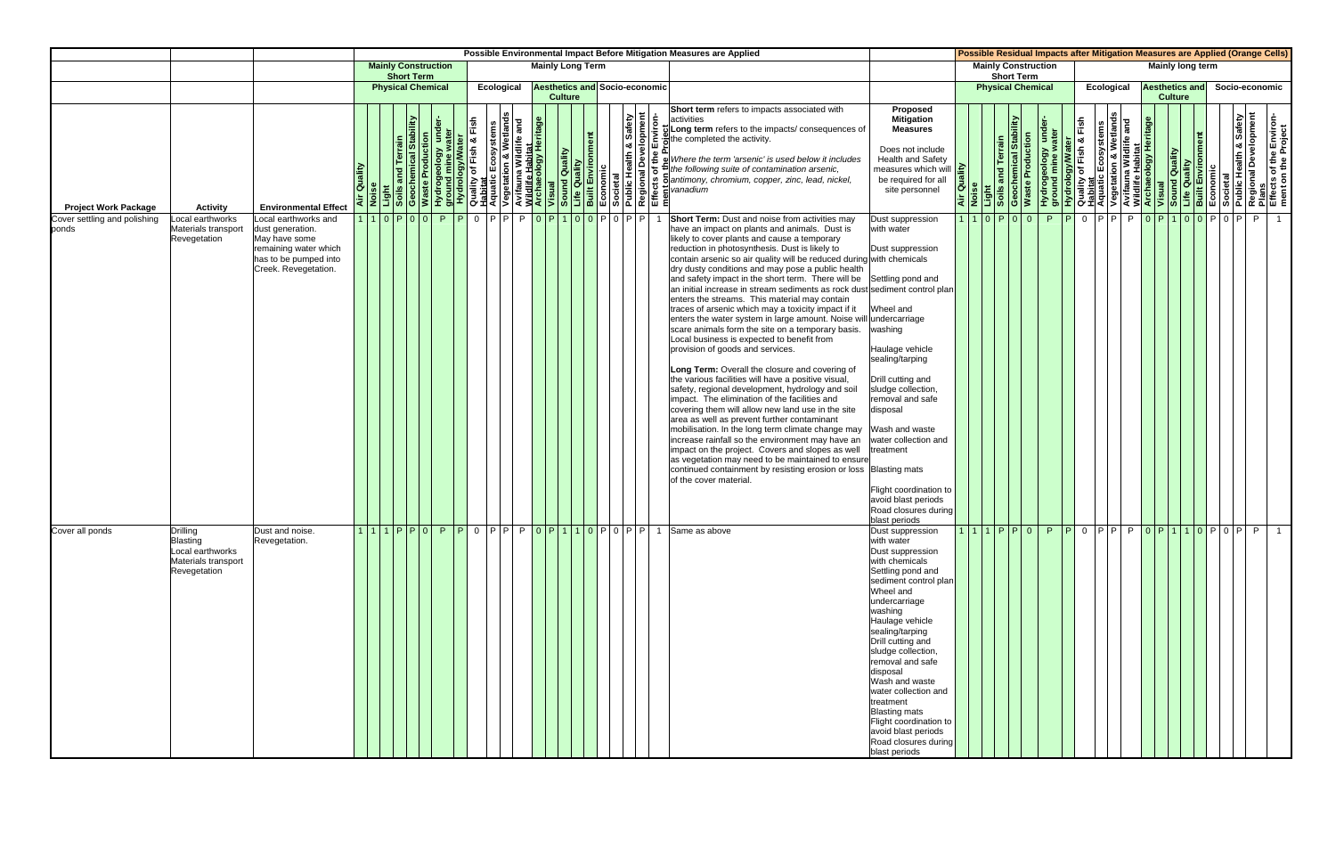| | | | Possible Environmental Impact Before Mitigation Measures are Applied | | | | | | | | | | | | | | | | | | | | | | | | Possible Residual Impacts after Mitigation Measures are Applied (Orange Cells) | | | | | | | | | | | | | | | | | | | | | |
|---|---|---|---|---|---|---|---|---|---|---|---|---|---|---|---|---|---|---|---|---|---|---|---|---|---|---|---|---|---|---|---|---|---|---|---|---|---|---|---|---|---|---|---|---|---|---|---|---|
| | | | Mainly Construction Short Term | | | | | | | | Mainly Long Term | | | | | | | | | | | | | | | | Mainly Construction Short Term | | | | | | | | Mainly long term | | | | | | | | | | | | | |
| | | | Physical Chemical | | | | | | | | Ecological | | | | Aesthetics and Culture | | | | | Socio-economic | | | | | | | Physical Chemical | | | | | | | | Ecological | | | | Aesthetics and Culture | | | | | Socio-economic | | | | |
| **Project Work Package** | **Activity** | **Environmental Effect** | Air Quality | Noise | Light | Soils and Terrain | Geochemical Stability | Waste Production | Hydrogeology under-ground mine water | Hydrology/Water | Quality of Fish & Fish Habitat | Aquatic Ecosystems | Vegetation & Wetlands | Avifauna Wildlife and Wildlife Habitat | Archaeology Heritage | Visual | Sound Quality | Life Quality | Built Environment | Economic | Societal | Public Health & Safety | Regional Development Plans | Effects of the Environ-ment on the Project | **Short term** refers to impacts associated with activities<br>**Long term** refers to the impacts/ consequences of the completed the activity.<br>*Where the term 'arsenic' is used below it includes the following suite of contamination arsenic, antimony, chromium, copper, zinc, lead, nickel, vanadium* | **Proposed Mitigation Measures**<br>Does not include Health and Safety measures which will be required for all site personnel | Air Quality | Noise | Light | Soils and Terrain | Geochemical Stability | Waste Production | Hydrogeology under-ground mine water | Hydrology/Water | Quality of Fish & Fish Habitat | Aquatic Ecosystems | Vegetation & Wetlands | Avifauna Wildlife and Wildlife Habitat | Archaeology Heritage | Visual | Sound Quality | Life Quality | Built Environment | Economic | Societal | Public Health & Safety | Regional Development Plans | Effects of the Environ-ment on the Project |
| Cover settling and polishing ponds | Local earthworks<br>Materials transport<br>Revegetation | Local earthworks and dust generation. May have some remaining water which has to be pumped into Creek. Revegetation. | 1 | 1 | 0 | P | 0 | 0 | P | P | 0 | P | P | P | 0 | P | 1 | 0 | 0 | P | 0 | P | P | 1 | **Short Term:** Dust and noise from activities may have an impact on plants and animals. Dust is likely to cover plants and cause a temporary reduction in photosynthesis. Dust is likely to contain arsenic so air quality will be reduced during dry dusty conditions and may pose a public health and safety impact in the short term. There will be an initial increase in stream sediments as rock dust enters the streams. This material may contain traces of arsenic which may a toxicity impact if it enters the water system in large amount. Noise will scare animals form the site on a temporary basis. Local business is expected to benefit from provision of goods and services.<br><br>**Long Term:** Overall the closure and covering of the various facilities will have a positive visual, safety, regional development, hydrology and soil impact. The elimination of the facilities and covering them will allow new land use in the site area as well as prevent further contaminant mobilisation. In the long term climate change may increase rainfall so the environment may have an impact on the project. Covers and slopes as well as vegetation may need to be maintained to ensure continued containment by resisting erosion or loss of the cover material. | Dust suppression with water<br><br>Dust suppression with chemicals<br><br>Settling pond and sediment control plan<br><br>Wheel and undercarriage washing<br><br>Haulage vehicle sealing/tarping<br><br>Drill cutting and sludge collection, removal and safe disposal<br><br>Wash and waste water collection and treatment<br><br>Blasting mats<br><br>Flight coordination to avoid blast periods<br>Road closures during blast periods | 1 | 1 | 0 | P | 0 | 0 | P | P | 0 | P | P | P | 0 | P | 1 | 0 | 0 | P | 0 | P | P | 1 |
| Cover all ponds | Drilling<br>Blasting<br>Local earthworks<br>Materials transport<br>Revegetation | Dust and noise. Revegetation. | 1 | 1 | 1 | P | P | 0 | P | P | 0 | P | P | P | 0 | P | 1 | 1 | 0 | P | 0 | P | P | 1 | Same as above | Dust suppression with water<br>Dust suppression with chemicals<br>Settling pond and sediment control plan<br>Wheel and undercarriage washing<br>Haulage vehicle sealing/tarping<br>Drill cutting and sludge collection, removal and safe disposal<br>Wash and waste water collection and treatment<br>Blasting mats<br>Flight coordination to avoid blast periods<br>Road closures during blast periods | 1 | 1 | 1 | P | P | 0 | P | P | 0 | P | P | P | 0 | P | 1 | 1 | 0 | P | 0 | P | P | 1 |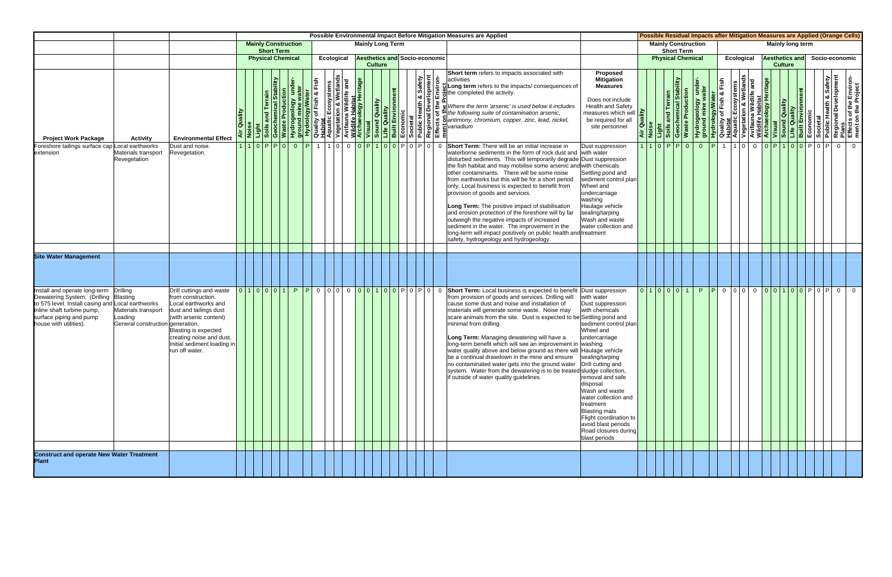| | | | Possible Environmental Impact Before Mitigation Measures are Applied | | | | | | | | | | | | | | | | | | | | | | | | Possible Residual Impacts after Mitigation Measures are Applied (Orange Cells) | | | | | | | | | | | | | | | | | | | | | |
|---|---|---|---|---|---|---|---|---|---|---|---|---|---|---|---|---|---|---|---|---|---|---|---|---|---|---|---|---|---|---|---|---|---|---|---|---|---|---|---|---|---|---|---|---|---|---|---|---|
| | | | Mainly Construction Short Term | | | | | | | | Mainly Long Term | | | | | | | | | | | | | | | | Mainly Construction Short Term | | | | | | | | Mainly long term | | | | | | | | | | | | | |
| | | | Physical Chemical | | | | | | | | Ecological | | | | Aesthetics and Culture | | | | | Socio-economic | | | | | | | Physical Chemical | | | | | | | | Ecological | | | | Aesthetics and Culture | | | | | Socio-economic | | | | |
| **Project Work Package** | **Activity** | **Environmental Effect** | Air Quality | Noise | Light | Soils and Terrain | Geochemical Stability | Waste Production | Hydrogeology under-ground mine water | Hydrology/Water | Quality of Fish & Fish Habitat | Aquatic Ecosystems | Vegetation & Wetlands | Avifauna Wildlife and Wildlife Habitat | Archaeology Heritage | Visual | Sound Quality | Life Quality | Built Environment | Economic | Societal | Public Health & Safety | Regional Development Plans | Effects of the Environment on the Project | **Short term** refers to impacts associated with activities **Long term** refers to the impacts/ consequences of the completed the activity. *Where the term 'arsenic' is used below it includes the following suite of contamination arsenic, antimony, chromium, copper, zinc, lead, nickel, vanadium* | **Proposed Mitigation Measures** Does not include Health and Safety measures which will be required for all site personnel | Air Quality | Noise | Light | Soils and Terrain | Geochemical Stability | Waste Production | Hydrogeology under-ground mine water | Hydrology/Water | Quality of Fish & Fish Habitat | Aquatic Ecosystems | Vegetation & Wetlands | Avifauna Wildlife and Wildlife Habitat | Archaeology Heritage | Visual | Sound Quality | Life Quality | Built Environment | Economic | Societal | Public Health & Safety | Regional Development Plans | Effects of the Environment on the Project |
| Foreshore tailings surface cap extension | Local earthworks Materials transport Revegetation | Dust and noise. Revegetation. | 1 | 1 | 0 | P | P | 0 | 0 | P | 1 | 1 | 0 | 0 | 0 | P | 1 | 0 | 0 | P | 0 | P | 0 | 0 | **Short Term:** There will be an initial increase in waterborne sediments in the form of rock dust and disturbed sediments. This will temporarily degrade the fish habitat and may mobilise some arsenic and other contaminants. There will be some noise from earthworks but this will be for a short period only. Local business is expected to benefit from provision of goods and services. **Long Term:** The positive impact of stabilisation and erosion protection of the foreshore will by far outweigh the negative impacts of increased sediment in the water. The improvement in the long-term will impact positively on public health and safety, hydrogeology and hydrogeology. | Dust suppression with water; Dust suppression with chemicals; Settling pond and sediment control plan; Wheel and undercarriage washing; Haulage vehicle sealing/tarping; Wash and waste water collection and treatment | 1 | 1 | 0 | P | P | 0 | 0 | P | 1 | 1 | 0 | 0 | 0 | P | 1 | 0 | 0 | P | 0 | P | 0 | 0 |
| **Site Water Management** | | | | | | | | | | | | | | | | | | | | | | | | | | | | | | | | | | | | | | | | | | | | | | | | | |
| Install and operate long-term Dewatering System. (Drilling to 575 level. Install casing and inline shaft turbine pump, surface piping and pump house with utilities). | Drilling Blasting Local earthworks Materials transport Loading General construction | Drill cuttings and waste from construction. Local earthworks and dust and tailings dust (with arsenic content) generation. Blasting is expected creating noise and dust. Initial sediment loading in run off water. | 0 | 1 | 0 | 0 | 0 | 1 | P | P | 0 | 0 | 0 | 0 | 0 | 0 | 1 | 0 | 0 | P | 0 | P | 0 | 0 | **Short Term:** Local business is expected to benefit from provision of goods and services. Drilling will cause some dust and noise and installation of materials will generate some waste. Noise may scare animals from the site. Dust is expected to be minimal from drilling. **Long Term:** Managing dewatering will have a long-term benefit which will see an improvement in water quality above and below ground as there will be a continual drawdown in the mine and ensure no contaminated water gets into the ground water system. Water from the dewatering is to be treated if outside of water quality guidelines. | Dust suppression with water; Dust suppression with chemicals; Settling pond and sediment control plan; Wheel and undercarriage washing; Haulage vehicle sealing/tarping; Drill cutting and sludge collection, removal and safe disposal; Wash and waste water collection and treatment; Blasting mats; Flight coordination to avoid blast periods; Road closures during blast periods | 0 | 1 | 0 | 0 | 0 | 1 | P | P | 0 | 0 | 0 | 0 | 0 | 0 | 1 | 0 | 0 | P | 0 | P | 0 | 0 |
| **Construct and operate New Water Treatment Plant** | | | | | | | | | | | | | | | | | | | | | | | | | | | | | | | | | | | | | | | | | | | | | | | | | |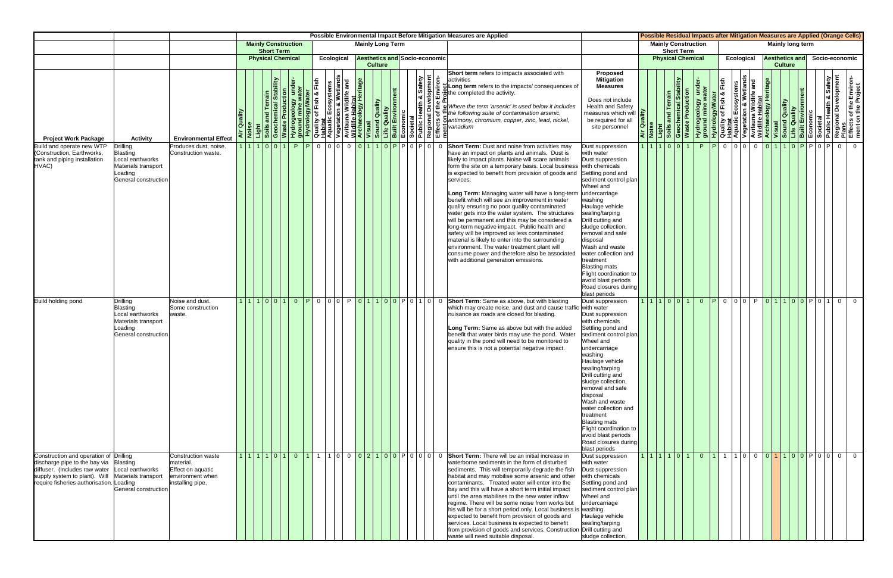| Project Work Package | Activity | Environmental Effect | Possible Environmental Impact Before Mitigation Measures are Applied | | | | | | | | | | | | | | | | | | | | | | | | Possible Residual Impacts after Mitigation Measures are Applied (Orange Cells) | | | | | | | | | | | | | | | | | | | | | |
|---|---|---|---|---|---|---|---|---|---|---|---|---|---|---|---|---|---|---|---|---|---|---|---|---|---|---|---|---|---|---|---|---|---|---|---|---|---|---|---|---|---|---|---|---|---|---|---|---|
| | | | Mainly Construction Short Term | | | | | | | | Mainly Long Term | | | | | | | | | | | | | | | | Mainly Construction Short Term | | | | | | | | Mainly long term | | | | | | | | | | | | | |
| | | | Physical Chemical | | | | | | | | Ecological | | | | Aesthetics and Culture | | | | | Socio-economic | | | | | | | Physical Chemical | | | | | | | | Ecological | | | | Aesthetics and Culture | | | | | Socio-economic | | | | |
| | | | Air Quality | Noise | Light | Soils and Terrain | Geochemical Stability | Waste Production | Hydrogeology under-ground mine water | Hydrology/Water | Quality of Fish & Fish Habitat | Aquatic Ecosystems | Vegetation & Wetlands | Avifauna Wildlife and Wildlife Habitat | Archaeology Heritage | Visual | Sound Quality | Life Quality | Built Environment | Economic | Societal | Public Health & Safety | Regional Development Plans | Effects of the Environ-ment on the Project | **Short term** refers to impacts associated with activities **Long term** refers to the impacts/ consequences of the completed the activity. *Where the term 'arsenic' is used below it includes the following suite of contamination arsenic, antimony, chromium, copper, zinc, lead, nickel, vanadium* | **Proposed Mitigation Measures** Does not include Health and Safety measures which will be required for all site personnel | Air Quality | Noise | Light | Soils and Terrain | Geochemical Stability | Waste Production | Hydrogeology under-ground mine water | Hydrology/Water | Quality of Fish & Fish Habitat | Aquatic Ecosystems | Vegetation & Wetlands | Avifauna Wildlife and Wildlife Habitat | Archaeology Heritage | Visual | Sound Quality | Life Quality | Built Environment | Economic | Societal | Public Health & Safety | Regional Development Plans | Effects of the Environ-ment on the Project |
| Build and operate new WTP (Construction, Earthworks, tank and piping installation HVAC) | Drilling Blasting Local earthworks Materials transport Loading General construction | Produces dust, noise. Construction waste. | 1 | 1 | 1 | 0 | 0 | 1 | P | P | 0 | 0 | 0 | 0 | 0 | 1 | 1 | 0 | P | P | 0 | P | 0 | 0 | **Short Term:** Dust and noise from activities may have an impact on plants and animals. Dust is likely to impact plants. Noise will scare animals form the site on a temporary basis. Local business is expected to benefit from provision of goods and services. **Long Term:** Managing water will have a long-term benefit which will see an improvement in water quality ensuring no poor quality contaminated water gets into the water system. The structures will be permanent and this may be considered a long-term negative impact. Public health and safety will be improved as less contaminated material is likely to enter into the surrounding environment. The water treatment plant will consume power and therefore also be associated with additional generation emissions. | Dust suppression with water Dust suppression with chemicals Settling pond and sediment control plan Wheel and undercarriage washing Haulage vehicle sealing/tarping Drill cutting and sludge collection, removal and safe disposal Wash and waste water collection and treatment Blasting mats Flight coordination to avoid blast periods Road closures during blast periods | 1 | 1 | 1 | 0 | 0 | 1 | P | P | 0 | 0 | 0 | 0 | 0 | 1 | 1 | 0 | P | P | 0 | P | 0 | 0 |
| Build holding pond | Drilling Blasting Local earthworks Materials transport Loading General construction | Noise and dust. Some construction waste. | 1 | 1 | 1 | 0 | 0 | 1 | 0 | P | 0 | 0 | 0 | P | 0 | 1 | 1 | 0 | 0 | P | 0 | 1 | 0 | 0 | **Short Term:** Same as above, but with blasting which may create noise, and dust and cause traffic nuisance as roads are closed for blasting. **Long Term:** Same as above but with the added benefit that water birds may use the pond. Water quality in the pond will need to be monitored to ensure this is not a potential negative impact. | Dust suppression with water Dust suppression with chemicals Settling pond and sediment control plan Wheel and undercarriage washing Haulage vehicle sealing/tarping Drill cutting and sludge collection, removal and safe disposal Wash and waste water collection and treatment Blasting mats Flight coordination to avoid blast periods Road closures during blast periods | 1 | 1 | 1 | 0 | 0 | 1 | 0 | P | 0 | 0 | 0 | P | 0 | 1 | 1 | 0 | 0 | P | 0 | 1 | 0 | 0 |
| Construction and operation of discharge pipe to the bay via diffuser. (Includes raw water supply system to plant). Will require fisheries authorisation. | Drilling Blasting Local earthworks Materials transport Loading General construction | Construction waste material. Effect on aquatic environment when installing pipe, | 1 | 1 | 1 | 1 | 0 | 1 | 0 | 1 | 1 | 1 | 0 | 0 | 0 | 2 | 1 | 0 | 0 | P | 0 | 0 | 0 | 0 | **Short Term:** There will be an initial increase in waterborne sediments in the form of disturbed sediments. This will temporarily degrade the fish habitat and may mobilise some arsenic and other contaminants. Treated water will enter into the bay and this will have a short term initial impact until the area stabilises to the new water inflow regime. There will be some noise from works but his will be for a short period only. Local business is expected to benefit from provision of goods and services. Local business is expected to benefit from provision of goods and services. Construction waste will need suitable disposal. | Dust suppression with water Dust suppression with chemicals Settling pond and sediment control plan Wheel and undercarriage washing Haulage vehicle sealing/tarping Drill cutting and sludge collection, | 1 | 1 | 1 | 1 | 0 | 1 | 0 | 1 | 1 | 1 | 0 | 0 | 0 | 1 | 1 | 0 | 0 | P | 0 | 0 | 0 | 0 |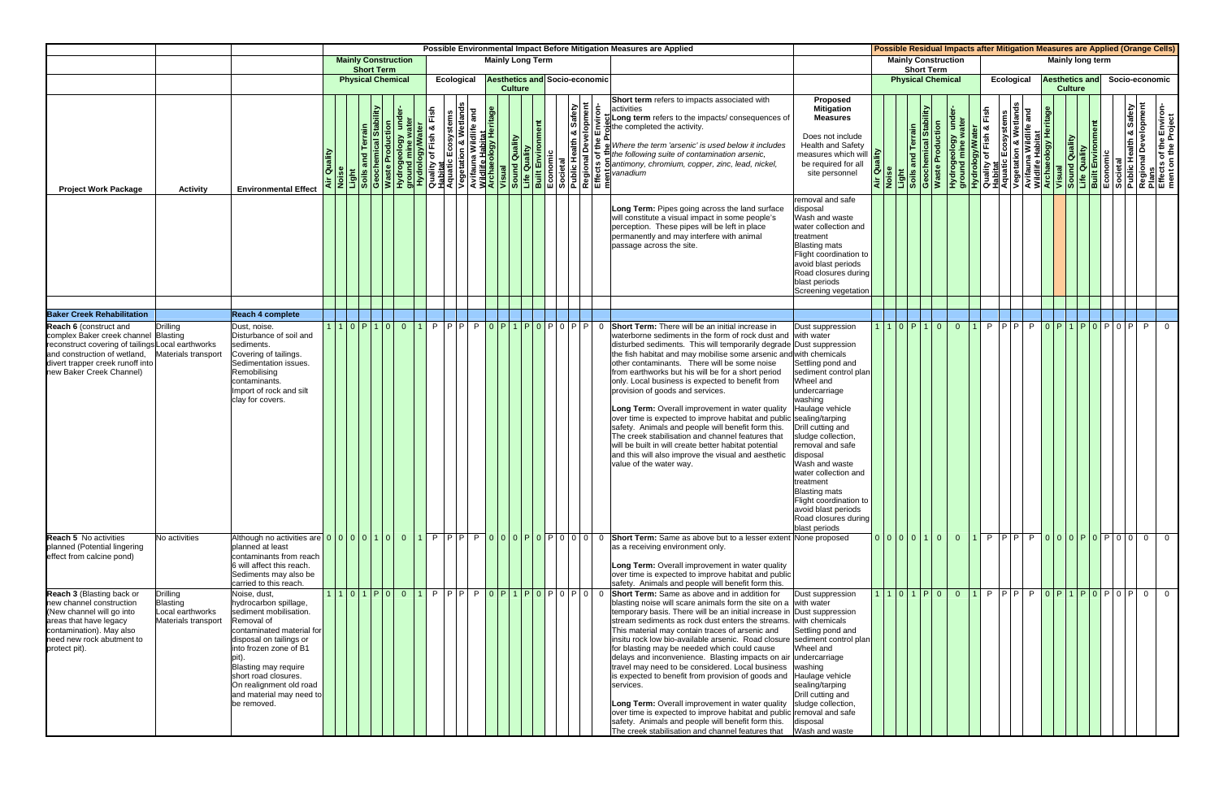| | | | Possible Environmental Impact Before Mitigation Measures are Applied | | | | | | | | | | | | | | | | | | | | | | | | Possible Residual Impacts after Mitigation Measures are Applied (Orange Cells) | | | | | | | | | | | | | | | | | | | | | |
|---|---|---|---|---|---|---|---|---|---|---|---|---|---|---|---|---|---|---|---|---|---|---|---|---|---|---|---|---|---|---|---|---|---|---|---|---|---|---|---|---|---|---|---|---|---|---|---|---|
| | | | Mainly Construction Short Term | | | | | | | | Mainly Long Term | | | | | | | | | | | | | | | | Mainly Construction Short Term | | | | | | | | Mainly long term | | | | | | | | | | | | | |
| | | | Physical Chemical | | | | | | | | Ecological | | | | Aesthetics and Culture | | | | | Socio-economic | | | | | | | Physical Chemical | | | | | | | | Ecological | | | | Aesthetics and Culture | | | | | Socio-economic | | | | |
| Project Work Package | Activity | Environmental Effect | Air Quality | Noise | Light | Soils and Terrain | Geochemical Stability | Waste Production | Hydrogeology under-ground mine water | Hydrology/Water | Quality of Fish & Fish Habitat | Aquatic Ecosystems | Vegetation & Wetlands | Avifauna Wildlife and Wildlife Habitat | Archaeology Heritage | Visual | Sound Quality | Life Quality | Built Environment | Economic | Societal | Public Health & Safety | Regional Development Plans | Effects of the Environment on the Project | **Short term** refers to impacts associated with activities **Long term** refers to the impacts/ consequences of the completed the activity. *Where the term 'arsenic' is used below it includes the following suite of contamination arsenic, antimony, chromium, copper, zinc, lead, nickel, vanadium* | **Proposed Mitigation Measures** Does not include Health and Safety measures which will be required for all site personnel | Air Quality | Noise | Light | Soils and Terrain | Geochemical Stability | Waste Production | Hydrogeology under-ground mine water | Hydrology/Water | Quality of Fish & Fish Habitat | Aquatic Ecosystems | Vegetation & Wetlands | Avifauna Wildlife and Wildlife Habitat | Archaeology Heritage | Visual | Sound Quality | Life Quality | Built Environment | Economic | Societal | Public Health & Safety | Regional Development Plans | Effects of the Environment on the Project |
| | | | | | | | | | | | | | | | | | | | | | | | | | **Long Term:** Pipes going across the land surface will constitute a visual impact in some people's perception. These pipes will be left in place permanently and may interfere with animal passage across the site. | removal and safe disposal<br>Wash and waste water collection and treatment<br>Blasting mats<br>Flight coordination to avoid blast periods<br>Road closures during blast periods<br>Screening vegetation | | | | | | | | | | | | | | | | | | | | | | |
| **Baker Creek Rehabilitation** | | **Reach 4 complete** | | | | | | | | | | | | | | | | | | | | | | | | | | | | | | | | | | | | | | | | | | | | | | | |
| **Reach 6** (construct and complex Baker creek channel reconstruct covering of tailings and construction of wetland, divert trapper creek runoff into new Baker Creek Channel) | Drilling<br>Blasting<br>Local earthworks<br>Materials transport | Dust, noise.<br>Disturbance of soil and sediments.<br>Covering of tailings.<br>Sedimentation issues.<br>Remobilising contaminants.<br>Import of rock and silt clay for covers. | 1 | 1 | 0 | P | 1 | 0 | 0 | 1 | P | P | P | P | 0 | P | 1 | P | 0 | P | 0 | P | P | 0 | **Short Term:** There will be an initial increase in waterborne sediments in the form of rock dust and disturbed sediments. This will temporarily degrade the fish habitat and may mobilise some arsenic and other contaminants. There will be some noise from earthworks but his will be for a short period only. Local business is expected to benefit from provision of goods and services.<br><br>**Long Term:** Overall improvement in water quality over time is expected to improve habitat and public safety. Animals and people will benefit form this. The creek stabilisation and channel features that will be built in will create better habitat potential and this will also improve the visual and aesthetic value of the water way. | Dust suppression with water<br>Dust suppression with chemicals<br>Settling pond and sediment control plan<br>Wheel and undercarriage washing<br>Haulage vehicle sealing/tarping<br>Drill cutting and sludge collection, removal and safe disposal<br>Wash and waste water collection and treatment<br>Blasting mats<br>Flight coordination to avoid blast periods<br>Road closures during blast periods | 1 | 1 | 0 | P | 1 | 0 | 0 | 1 | P | P | P | P | 0 | P | 1 | P | 0 | P | 0 | P | P | 0 |
| **Reach 5** No activities planned (Potential lingering effect from calcine pond) | No activities | Although no activities are planned at least contaminants from reach 6 will affect this reach. Sediments may also be carried to this reach. | 0 | 0 | 0 | 0 | 1 | 0 | 0 | 1 | P | P | P | P | 0 | 0 | 0 | P | 0 | P | 0 | 0 | 0 | 0 | **Short Term:** Same as above but to a lesser extent as a receiving environment only.<br><br>**Long Term:** Overall improvement in water quality over time is expected to improve habitat and public safety. Animals and people will benefit form this. | None proposed | 0 | 0 | 0 | 0 | 1 | 0 | 0 | 1 | P | P | P | P | 0 | 0 | 0 | P | 0 | P | 0 | 0 | 0 | 0 |
| **Reach 3** (Blasting back or new channel construction (New channel will go into areas that have legacy contamination). May also need new rock abutment to protect pit). | Drilling<br>Blasting<br>Local earthworks<br>Materials transport | Noise, dust, hydrocarbon spillage, sediment mobilisation. Removal of contaminated material for disposal on tailings or into frozen zone of B1 pit).<br>Blasting may require short road closures.<br>On realignment old road and material may need to be removed. | 1 | 1 | 0 | 1 | P | 0 | 0 | 1 | P | P | P | P | 0 | P | 1 | P | 0 | P | 0 | P | 0 | 0 | **Short Term:** Same as above and in addition for blasting noise will scare animals form the site on a temporary basis. There will be an initial increase in stream sediments as rock dust enters the streams. This material may contain traces of arsenic and insitu rock low bio-available arsenic. Road closure for blasting may be needed which could cause delays and inconvenience. Blasting impacts on air travel may need to be considered. Local business is expected to benefit from provision of goods and services.<br><br>**Long Term:** Overall improvement in water quality over time is expected to improve habitat and public safety. Animals and people will benefit form this. The creek stabilisation and channel features that | Dust suppression with water<br>Dust suppression with chemicals<br>Settling pond and sediment control plan<br>Wheel and undercarriage washing<br>Haulage vehicle sealing/tarping<br>Drill cutting and sludge collection, removal and safe disposal<br>Wash and waste | 1 | 1 | 0 | 1 | P | 0 | 0 | 1 | P | P | P | P | 0 | P | 1 | P | 0 | P | 0 | P | 0 | 0 |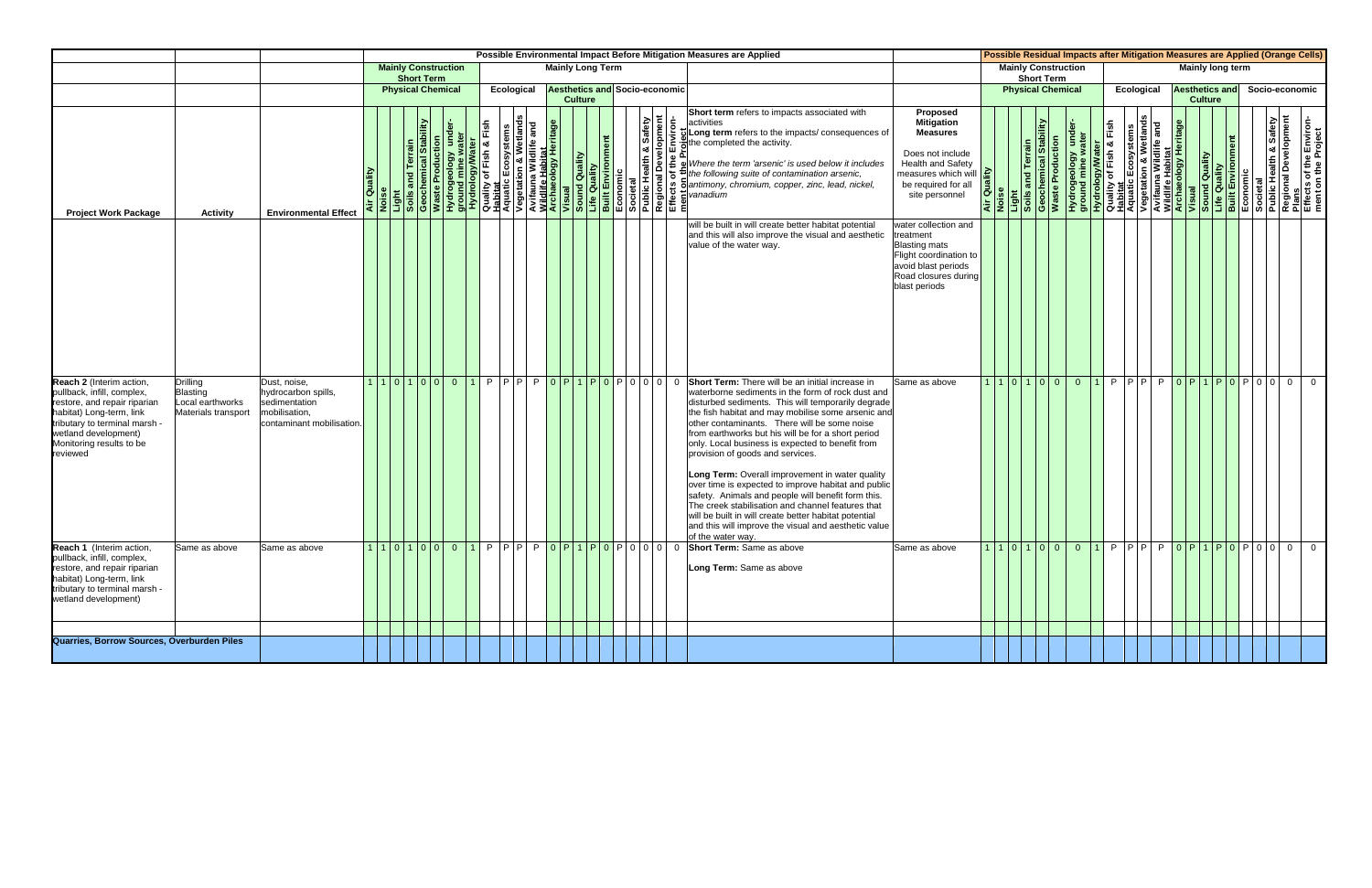| | | | Possible Environmental Impact Before Mitigation Measures are Applied | | | | | | | | | | | | | | | | | | | | | | | | Possible Residual Impacts after Mitigation Measures are Applied (Orange Cells) | | | | | | | | | | | | | | | | | | | | | |
|---|---|---|---|---|---|---|---|---|---|---|---|---|---|---|---|---|---|---|---|---|---|---|---|---|---|---|---|---|---|---|---|---|---|---|---|---|---|---|---|---|---|---|---|---|---|---|---|---|
| | | | Mainly Construction Short Term | | | | | | | | Mainly Long Term | | | | | | | | | | | | | | | | Mainly Construction Short Term | | | | | | | | Mainly long term | | | | | | | | | | | | | |
| | | | Physical Chemical | | | | | | | | Ecological | | | | Aesthetics and Culture | | | | | Socio-economic | | | | | | | Physical Chemical | | | | | | | | Ecological | | | | Aesthetics and Culture | | | | | Socio-economic | | | | |
| Project Work Package | Activity | Environmental Effect | Air Quality | Noise | Light | Soils and Terrain | Geochemical Stability | Waste Production | Hydrogeology under-ground mine water | Hydrology/Water | Quality of Fish & Fish Habitat | Aquatic Ecosystems | Vegetation & Wetlands | Avifauna Wildlife and Wildlife Habitat | Archaeology Heritage | Visual | Sound Quality | Life Quality | Built Environment | Economic | Societal | Public Health & Safety | Regional Development Plans | Effects of the Environment on the Project | **Short term** refers to impacts associated with activities **Long term** refers to the impacts/ consequences of the completed the activity. *Where the term 'arsenic' is used below it includes the following suite of contamination arsenic, antimony, chromium, copper, zinc, lead, nickel, vanadium* | **Proposed Mitigation Measures** Does not include Health and Safety measures which will be required for all site personnel | Air Quality | Noise | Light | Soils and Terrain | Geochemical Stability | Waste Production | Hydrogeology under-ground mine water | Hydrology/Water | Quality of Fish & Fish Habitat | Aquatic Ecosystems | Vegetation & Wetlands | Avifauna Wildlife and Wildlife Habitat | Archaeology Heritage | Visual | Sound Quality | Life Quality | Built Environment | Economic | Societal | Public Health & Safety | Regional Development Plans | Effects of the Environment on the Project |
| | | | | | | | | | | | | | | | | | | | | | | | | | will be built in will create better habitat potential and this will also improve the visual and aesthetic value of the water way. | water collection and treatment Blasting mats Flight coordination to avoid blast periods Road closures during blast periods | | | | | | | | | | | | | | | | | | | | | | |
| Reach 2 (Interim action, pullback, infill, complex, restore, and repair riparian habitat) Long-term, link tributary to terminal marsh - wetland development) Monitoring results to be reviewed | Drilling Blasting Local earthworks Materials transport | Dust, noise, hydrocarbon spills, sedimentation mobilisation, contaminant mobilisation. | 1 | 1 | 0 | 1 | 0 | 0 | 0 | 1 | P | P | P | P | 0 | P | 1 | P | 0 | P | 0 | 0 | 0 | 0 | **Short Term:** There will be an initial increase in waterborne sediments in the form of rock dust and disturbed sediments. This will temporarily degrade the fish habitat and may mobilise some arsenic and other contaminants. There will be some noise from earthworks but his will be for a short period only. Local business is expected to benefit from provision of goods and services. **Long Term:** Overall improvement in water quality over time is expected to improve habitat and public safety. Animals and people will benefit form this. The creek stabilisation and channel features that will be built in will create better habitat potential and this will improve the visual and aesthetic value of the water way. | Same as above | 1 | 1 | 0 | 1 | 0 | 0 | 0 | 1 | P | P | P | P | 0 | P | 1 | P | 0 | P | 0 | 0 | 0 | 0 |
| Reach 1 (Interim action, pullback, infill, complex, restore, and repair riparian habitat) Long-term, link tributary to terminal marsh - wetland development) | Same as above | Same as above | 1 | 1 | 0 | 1 | 0 | 0 | 0 | 1 | P | P | P | P | 0 | P | 1 | P | 0 | P | 0 | 0 | 0 | 0 | **Short Term:** Same as above **Long Term:** Same as above | Same as above | 1 | 1 | 0 | 1 | 0 | 0 | 0 | 1 | P | P | P | P | 0 | P | 1 | P | 0 | P | 0 | 0 | 0 | 0 |
| **Quarries, Borrow Sources, Overburden Piles** | | | | | | | | | | | | | | | | | | | | | | | | | | | | | | | | | | | | | | | | | | | | | | | | |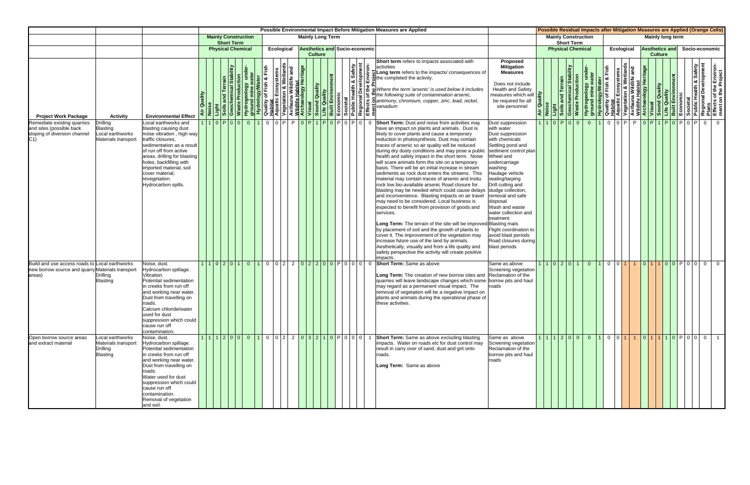| | | | Possible Environmental Impact Before Mitigation Measures are Applied | | | | | | | | | | | | | | | | | | | | | | | | Possible Residual Impacts after Mitigation Measures are Applied (Orange Cells) | | | | | | | | | | | | | | | | | | | | | |
|---|---|---|---|---|---|---|---|---|---|---|---|---|---|---|---|---|---|---|---|---|---|---|---|---|---|---|---|---|---|---|---|---|---|---|---|---|---|---|---|---|---|---|---|---|---|---|---|---|
| | | | Mainly Construction Short Term | | | | | | | | Mainly Long Term | | | | | | | | | | | | | | | | Mainly Construction Short Term | | | | | | | | Mainly long term | | | | | | | | | | | | | |
| | | | Physical Chemical | | | | | | | | Ecological | | | | Aesthetics and Culture | | | | | Socio-economic | | | | | | | Physical Chemical | | | | | | | | Ecological | | | | Aesthetics and Culture | | | | | Socio-economic | | | | |
| **Project Work Package** | **Activity** | **Environmental Effect** | Air Quality | Noise | Light | Soils and Terrain | Geochemical Stability | Waste Production | Hydrogeology under-ground mine water | Hydrology/Water | Quality of Fish & Fish Habitat | Aquatic Ecosystems | Vegetation & Wetlands | Avifauna Wildlife and Wildlife Habitat | Archaeology Heritage | Visual | Sound Quality | Life Quality | Built Environment | Economic | Societal | Public Health & Safety | Regional Development Plans | Effects of the Environ-ment on the Project | **Short term** refers to impacts associated with activities<br>**Long term** refers to the impacts/ consequences of the completed the activity.<br>*Where the term 'arsenic' is used below it includes the following suite of contamination arsenic, antimony, chromium, copper, zinc, lead, nickel, vanadium* | **Proposed Mitigation Measures**<br>Does not include Health and Safety measures which will be required for all site personnel | Air Quality | Noise | Light | Soils and Terrain | Geochemical Stability | Waste Production | Hydrogeology under-ground mine water | Hydrology/Water | Quality of Fish & Fish Habitat | Aquatic Ecosystems | Vegetation & Wetlands | Avifauna Wildlife and Wildlife Habitat | Archaeology Heritage | Visual | Sound Quality | Life Quality | Built Environment | Economic | Societal | Public Health & Safety | Regional Development Plans | Effects of the Environ-ment on the Project |
| Remediate existing quarries and sites (possible back sloping of diversion channel C1) | Drilling<br>Blasting<br>Local earthworks<br>Materials transport | Local earthworks and blasting causing dust noise vibration , high way traffic closures, sedimentation as a result of run off from active areas, drilling for blasting holes, backfilling with imported material, soil cover material, revegetation.<br>Hydrocarbon spills. | 1 | 1 | 0 | P | 0 | 0 | 0 | 1 | 0 | 0 | P | P | 0 | P | 1 | P | 0 | P | 0 | P | 0 | 0 | **Short Term:** Dust and noise from activities may have an impact on plants and animals. Dust is likely to cover plants and cause a temporary reduction in photosynthesis. Dust may contain traces of arsenic so air quality will be reduced during dry dusty conditions and may pose a public health and safety impact in the short term. Noise will scare animals form the site on a temporary basis. There will be an initial increase in stream sediments as rock dust enters the streams. This material may contain traces of arsenic and insitu rock low bio-available arsenic Road closure for blasting may be needed which could cause delays and inconvenience. Blasting impacts on air travel may need to be considered. Local business is expected to benefit from provision of goods and services.<br><br>**Long Term:** The terrain of the site will be improved by placement of soil and the growth of plants to cover it. The improvement of the vegetation may increase future use of the land by animals. Aesthetically, visually and from a life quality and safety perspective the activity will create positive impacts. | Dust suppression with water<br>Dust suppression with chemicals<br>Settling pond and sediment control plan<br>Wheel and undercarriage washing<br>Haulage vehicle sealing/tarping<br>Drill cutting and sludge collection, removal and safe disposal<br>Wash and waste water collection and treatment<br>Blasting mats<br>Flight coordination to avoid blast periods<br>Road closures during blast periods | 1 | 1 | 0 | P | 0 | 0 | 0 | 1 | 0 | 0 | P | P | 0 | P | 1 | P | 0 | P | 0 | P | 0 | 0 |
| Build and use access roads to new borrow source and quarry areas) | Local earthworks<br>Materials transport<br>Drilling<br>Blasting | Noise, dust.<br>Hydrocarbon spillage.<br>Vibration.<br>Potential sedimentation in creeks from run off and working near water.<br>Dust from travelling on roads.<br>Calcium chloride/water used for dust suppression which could cause run off contamination. | 1 | 1 | 0 | 2 | 0 | 1 | 0 | 1 | 0 | 0 | 2 | 2 | 0 | 2 | 2 | 0 | 0 | P | 0 | 0 | 0 | 0 | **Short Term:** Same as above<br><br>**Long Term:** The creation of new borrow sites and quarries will leave landscape changes which some may regard as a permanent visual impact. The removal of vegetation will be a negative impact on plants and animals during the operational phase of these activities. | Same as above<br>Screening vegetation<br>Reclamation of the borrow pits and haul roads | 1 | 1 | 0 | 2 | 0 | 1 | 0 | 1 | 0 | 0 | 1 | 1 | 0 | 1 | 1 | 0 | 0 | P | 0 | 0 | 0 | 0 |
| Open borrow source areas and extract material | Local earthworks<br>Materials transport<br>Drilling<br>Blasting | Noise, dust.<br>Hydrocarbon spillage.<br>Potential sedimentation in creeks from run off and working near water.<br>Dust from travelling on roads.<br>Water used for dust suppression which could cause run off contamination.<br>Removal of vegetation and soil. | 1 | 1 | 1 | 2 | 0 | 0 | 0 | 1 | 0 | 0 | 2 | 2 | 0 | 3 | 2 | 1 | 0 | P | 0 | 0 | 0 | 1 | **Short Term:** Same as above excluding blasting impacts. Water on roads etc for dust control may result in carry over of sand, dust and grit onto roads.<br><br>**Long Term:** Same as above | Same as above<br>Screening vegetation<br>Reclamation of the borrow pits and haul roads | 1 | 1 | 1 | 2 | 0 | 0 | 0 | 1 | 0 | 0 | 1 | 1 | 0 | 1 | 1 | 1 | 0 | P | 0 | 0 | 0 | 1 |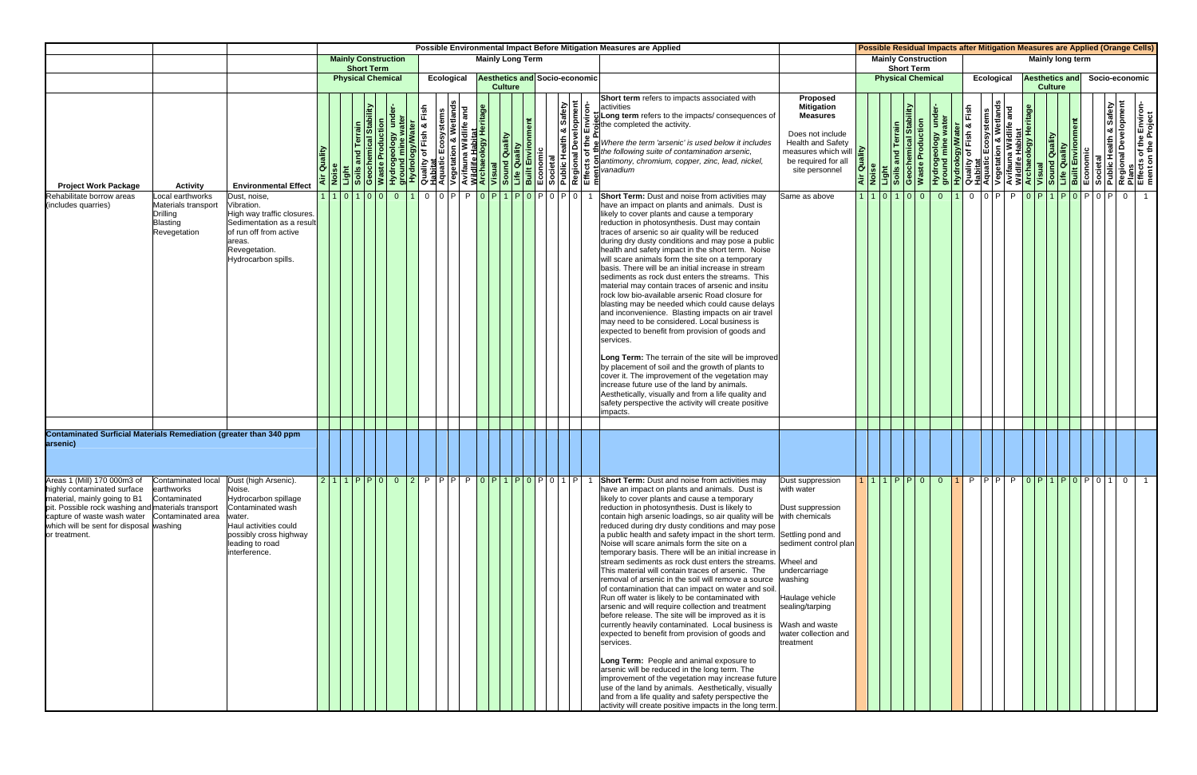| | | | Possible Environmental Impact Before Mitigation Measures are Applied | | | | | | | | | | | | | | | | | | | | | | | | Possible Residual Impacts after Mitigation Measures are Applied (Orange Cells) | | | | | | | | | | | | | | | | | | | | | |
|---|---|---|---|---|---|---|---|---|---|---|---|---|---|---|---|---|---|---|---|---|---|---|---|---|---|---|---|---|---|---|---|---|---|---|---|---|---|---|---|---|---|---|---|---|---|---|---|---|
| | | | Mainly Construction Short Term | | | | | | | | Mainly Long Term | | | | | | | | | | | | | | | | Mainly Construction Short Term | | | | | | | | Mainly long term | | | | | | | | | | | | | |
| | | | Physical Chemical | | | | | | | | Ecological | | | | Aesthetics and Culture | | | | | Socio-economic | | | | | | | Physical Chemical | | | | | | | | Ecological | | | | Aesthetics and Culture | | | | | Socio-economic | | | | |
| Project Work Package | Activity | Environmental Effect | Air Quality | Noise | Light | Soils and Terrain | Geochemical Stability | Waste Production | Hydrogeology under-ground mine water | Hydrology/Water | Quality of Fish & Fish Habitat | Aquatic Ecosystems | Vegetation & Wetlands | Avifauna Wildlife and Wildlife Habitat | Archaeology Heritage | Visual | Sound Quality | Life Quality | Built Environment | Economic | Societal | Public Health & Safety | Regional Development Plans | Effects of the Environment on the Project | **Short term** refers to impacts associated with activities<br>**Long term** refers to the impacts/ consequences of the completed the activity.<br>*Where the term 'arsenic' is used below it includes the following suite of contamination arsenic, antimony, chromium, copper, zinc, lead, nickel, vanadium* | **Proposed Mitigation Measures**<br>Does not include Health and Safety measures which will be required for all site personnel | Air Quality | Noise | Light | Soils and Terrain | Geochemical Stability | Waste Production | Hydrogeology under-ground mine water | Hydrology/Water | Quality of Fish & Fish Habitat | Aquatic Ecosystems | Vegetation & Wetlands | Avifauna Wildlife and Wildlife Habitat | Archaeology Heritage | Visual | Sound Quality | Life Quality | Built Environment | Economic | Societal | Public Health & Safety | Regional Development Plans | Effects of the Environment on the Project |
| Rehabilitate borrow areas (includes quarries) | Local earthworks<br>Materials transport<br>Drilling<br>Blasting<br>Revegetation | Dust, noise, Vibration.<br>High way traffic closures.<br>Sedimentation as a result of run off from active areas.<br>Revegetation.<br>Hydrocarbon spills. | 1 | 1 | 0 | 1 | 0 | 0 | 0 | 1 | 0 | 0 | P | P | 0 | P | 1 | P | 0 | P | 0 | P | 0 | 1 | **Short Term:** Dust and noise from activities may have an impact on plants and animals. Dust is likely to cover plants and cause a temporary reduction in photosynthesis. Dust may contain traces of arsenic so air quality will be reduced during dry dusty conditions and may pose a public health and safety impact in the short term. Noise will scare animals from the site on a temporary basis. There will be an initial increase in stream sediments as rock dust enters the streams. This material may contain traces of arsenic and insitu rock low bio-available arsenic Road closure for blasting may be needed which could cause delays and inconvenience. Blasting impacts on air travel may need to be considered. Local business is expected to benefit from provision of goods and services.<br><br>**Long Term:** The terrain of the site will be improved by placement of soil and the growth of plants to cover it. The improvement of the vegetation may increase future use of the land by animals. Aesthetically, visually and from a life quality and safety perspective the activity will create positive impacts. | Same as above | 1 | 1 | 0 | 1 | 0 | 0 | 0 | 1 | 0 | 0 | P | P | 0 | P | 1 | P | 0 | P | 0 | P | 0 | 1 |
| **Contaminated Surficial Materials Remediation (greater than 340 ppm arsenic)** | | | | | | | | | | | | | | | | | | | | | | | | | | | | | | | | | | | | | | | | | | | | | | | | |
| Areas 1 (Mill) 170 000m3 of highly contaminated surface material, mainly going to B1 pit. Possible rock washing and capture of waste wash water which will be sent for disposal or treatment. | Contaminated local earthworks<br>Contaminated materials transport<br>Contaminated area washing | Dust (high Arsenic).<br>Noise.<br>Hydrocarbon spillage<br>Contaminated wash water.<br>Haul activities could possibly cross highway leading to road interference. | 2 | 1 | 1 | P | P | 0 | 0 | 2 | P | P | P | P | 0 | P | 1 | P | 0 | P | 0 | 1 | P | 1 | **Short Term:** Dust and noise from activities may have an impact on plants and animals. Dust is likely to cover plants and cause a temporary reduction in photosynthesis. Dust is likely to contain high arsenic loadings, so air quality will be reduced during dry dusty conditions and may pose a public health and safety impact in the short term. Noise will scare animals form the site on a temporary basis. There will be an initial increase in stream sediments as rock dust enters the streams. This material will contain traces of arsenic. The removal of arsenic in the soil will remove a source of contamination that can impact on water and soil. Run off water is likely to be contaminated with arsenic and will require collection and treatment before release. The site will be improved as it is currently heavily contaminated. Local business is expected to benefit from provision of goods and services.<br><br>**Long Term:** People and animal exposure to arsenic will be reduced in the long term. The improvement of the vegetation may increase future use of the land by animals. Aesthetically, visually and from a life quality and safety perspective the activity will create positive impacts in the long term. | Dust suppression with water<br>Dust suppression with chemicals<br>Settling pond and sediment control plan<br>Wheel and undercarriage washing<br>Haulage vehicle sealing/tarping<br>Wash and waste water collection and treatment | 1 | 1 | 1 | P | P | 0 | 0 | 1 | P | P | P | P | 0 | P | 1 | P | 0 | P | 0 | 1 | 0 | 1 |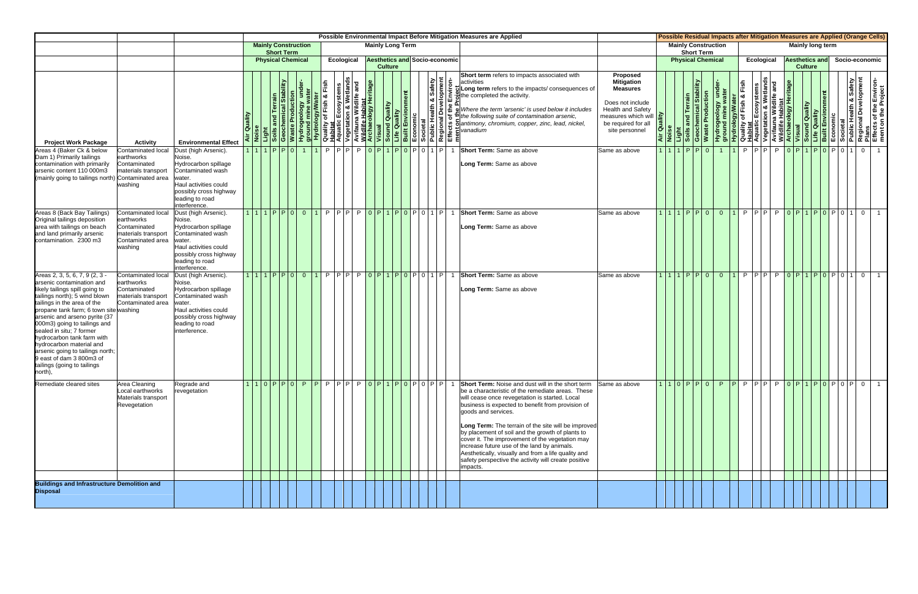| | | | Possible Environmental Impact Before Mitigation Measures are Applied | | | | | | | | | | | | | | | | | | | | | | | | Possible Residual Impacts after Mitigation Measures are Applied (Orange Cells) | | | | | | | | | | | | | | | | | | | | | |
|---|---|---|---|---|---|---|---|---|---|---|---|---|---|---|---|---|---|---|---|---|---|---|---|---|---|---|---|---|---|---|---|---|---|---|---|---|---|---|---|---|---|---|---|---|---|---|---|---|
| | | | Mainly Construction Short Term | | | | | | | | Mainly Long Term | | | | | | | | | | | | | | | | Mainly Construction Short Term | | | | | | | | Mainly long term | | | | | | | | | | | | | |
| | | | Physical Chemical | | | | | | | | Ecological | | | | Aesthetics and Culture | | | | | Socio-economic | | | | | | | Physical Chemical | | | | | | | | Ecological | | | | Aesthetics and Culture | | | | | Socio-economic | | | | |
| **Project Work Package** | **Activity** | **Environmental Effect** | Air Quality | Noise | Light | Soils and Terrain | Geochemical Stability | Waste Production | Hydrogeology under-ground mine water | Hydrology/Water | Quality of Fish & Fish Habitat | Aquatic Ecosystems | Vegetation & Wetlands | Avifauna Wildlife and Wildlife Habitat | Archaeology Heritage | Visual | Sound Quality | Life Quality | Built Environment | Economic | Societal | Public Health & Safety | Regional Development | Effects of the Environment on the Project | **Short term** refers to impacts associated with activities<br>**Long term** refers to the impacts/ consequences of the completed the activity.<br>*Where the term 'arsenic' is used below it includes the following suite of contamination arsenic, antimony, chromium, copper, zinc, lead, nickel, vanadium* | **Proposed Mitigation Measures**<br>Does not include Health and Safety measures which will be required for all site personnel | Air Quality | Noise | Light | Soils and Terrain | Geochemical Stability | Waste Production | Hydrogeology under-ground mine water | Hydrology/Water | Quality of Fish & Fish Habitat | Aquatic Ecosystems | Vegetation & Wetlands | Avifauna Wildlife and Wildlife Habitat | Archaeology Heritage | Visual | Sound Quality | Life Quality | Built Environment | Economic | Societal | Public Health & Safety | Regional Development Plans | Effects of the Environment on the Project |
| Areas 4 (Baker Ck & below Dam 1) Primarily tailings contamination with primarily arsenic content 110 000m3 (mainly going to tailings north) | Contaminated local earthworks<br>Contaminated materials transport<br>Contaminated area washing | Dust (high Arsenic).<br>Noise.<br>Hydrocarbon spillage<br>Contaminated wash water.<br>Haul activities could possibly cross highway leading to road interference. | 1 | 1 | 1 | P | P | 0 | 1 | 1 | P | P | P | P | 0 | P | 1 | P | 0 | P | 0 | 1 | P | 1 | **Short Term:** Same as above<br><br>**Long Term:** Same as above | Same as above | 1 | 1 | 1 | P | P | 0 | 1 | 1 | P | P | P | P | 0 | P | 1 | P | 0 | P | 0 | 1 | 0 | 1 |
| Areas 8 (Back Bay Tailings) Original tailings deposition area with tailings on beach and land primarily arsenic contamination. 2300 m3 | Contaminated local earthworks<br>Contaminated materials transport<br>Contaminated area washing | Dust (high Arsenic).<br>Noise.<br>Hydrocarbon spillage<br>Contaminated wash water.<br>Haul activities could possibly cross highway leading to road interference. | 1 | 1 | 1 | P | P | 0 | 0 | 1 | P | P | P | P | 0 | P | 1 | P | 0 | P | 0 | 1 | P | 1 | **Short Term:** Same as above<br><br>**Long Term:** Same as above | Same as above | 1 | 1 | 1 | P | P | 0 | 0 | 1 | P | P | P | P | 0 | P | 1 | P | 0 | P | 0 | 1 | 0 | 1 |
| Areas 2, 3, 5, 6, 7, 9 (2, 3 - arsenic contamination and likely tailings spill going to tailings north); 5 wind blown tailings in the area of the propane tank farm; 6 town site arsenic and arseno pyrite (37 000m3) going to tailings and sealed in situ; 7 former hydrocarbon tank farm with hydrocarbon material and arsenic going to tailings north; 9 east of dam 3 800m3 of tailings (going to tailings north), | Contaminated local earthworks<br>Contaminated materials transport<br>Contaminated area washing | Dust (high Arsenic).<br>Noise.<br>Hydrocarbon spillage<br>Contaminated wash water.<br>Haul activities could possibly cross highway leading to road interference. | 1 | 1 | 1 | P | P | 0 | 0 | 1 | P | P | P | P | 0 | P | 1 | P | 0 | P | 0 | 1 | P | 1 | **Short Term:** Same as above<br><br>**Long Term:** Same as above | Same as above | 1 | 1 | 1 | P | P | 0 | 0 | 1 | P | P | P | P | 0 | P | 1 | P | 0 | P | 0 | 1 | 0 | 1 |
| Remediate cleared sites | Area Cleaning<br>Local earthworks<br>Materials transport<br>Revegetation | Regrade and revegetation | 1 | 1 | 0 | P | P | 0 | P | P | P | P | P | P | 0 | P | 1 | P | 0 | P | 0 | P | P | 1 | **Short Term:** Noise and dust will in the short term be a characteristic of the remediate areas. These will cease once revegetation is started. Local business is expected to benefit from provision of goods and services.<br><br>**Long Term:** The terrain of the site will be improved by placement of soil and the growth of plants to cover it. The improvement of the vegetation may increase future use of the land by animals. Aesthetically, visually and from a life quality and safety perspective the activity will create positive impacts. | Same as above | 1 | 1 | 0 | P | P | 0 | P | P | P | P | P | P | 0 | P | 1 | P | 0 | P | 0 | P | 0 | 1 |
| **Buildings and Infrastructure Demolition and Disposal** | | | | | | | | | | | | | | | | | | | | | | | | | | | | | | | | | | | | | | | | | | | | | | | | | |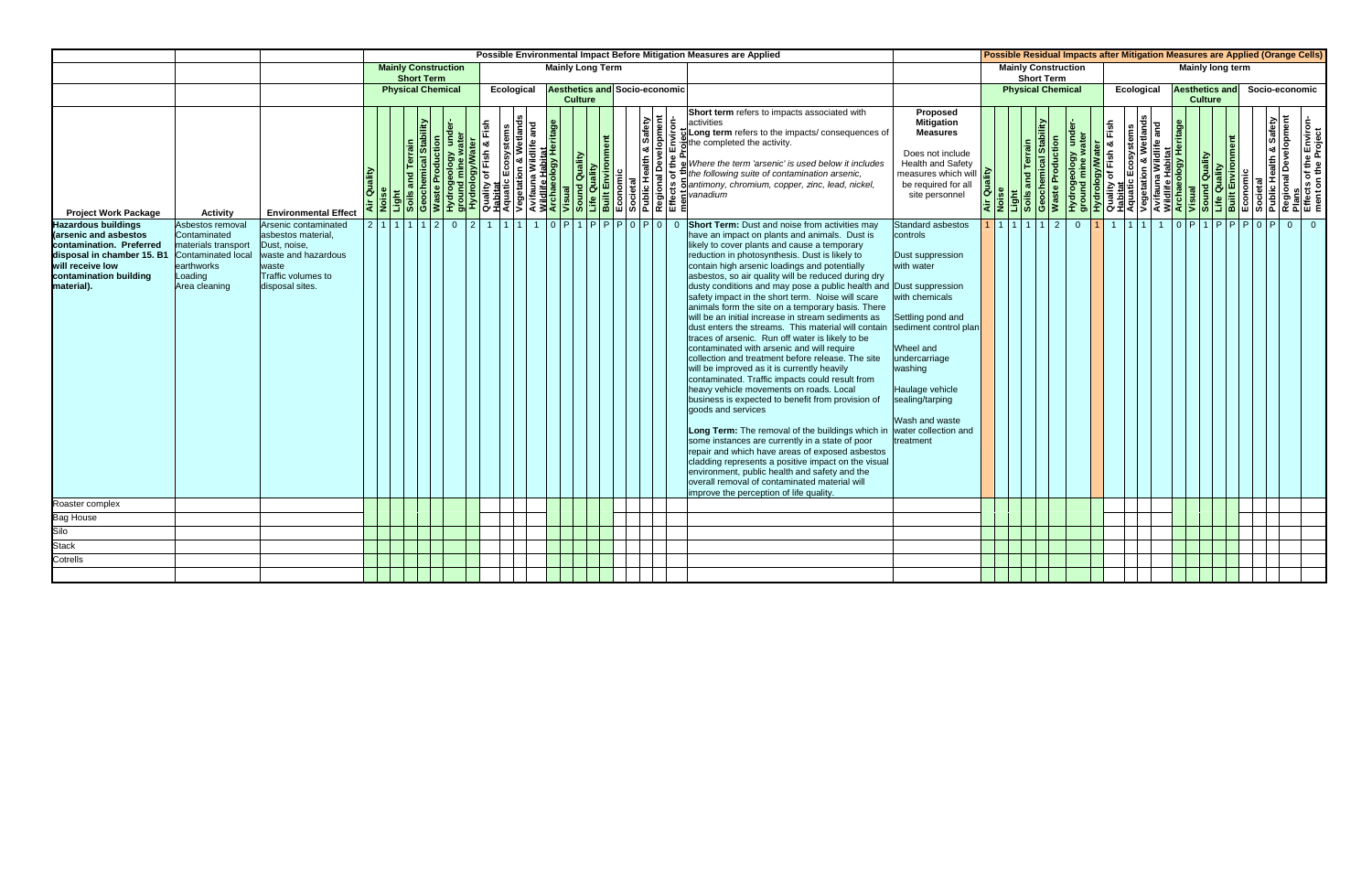| | | | Possible Environmental Impact Before Mitigation Measures are Applied | | | | | | | | | | | | | | | | | | | | | | | | Possible Residual Impacts after Mitigation Measures are Applied (Orange Cells) | | | | | | | | | | | | | | | | | | | | | |
|---|---|---|---|---|---|---|---|---|---|---|---|---|---|---|---|---|---|---|---|---|---|---|---|---|---|---|---|---|---|---|---|---|---|---|---|---|---|---|---|---|---|---|---|---|---|---|---|---|
| | | | Mainly Construction Short Term | | | | | | | | Mainly Long Term | | | | | | | | | | | | | | | | Mainly Construction Short Term | | | | | | | | Mainly long term | | | | | | | | | | | | | |
| | | | Physical Chemical | | | | | | | | Ecological | | | | Aesthetics and Culture | | | | | Socio-economic | | | | | | | Physical Chemical | | | | | | | | Ecological | | | | Aesthetics and Culture | | | | | Socio-economic | | | | |
| Project Work Package | Activity | Environmental Effect | Air Quality | Noise | Light | Soils and Terrain | Geochemical Stability | Waste Production | Hydrogeology under-ground mine water | Hydrology/Water | Quality of Fish & Fish Habitat | Aquatic Ecosystems | Vegetation & Wetlands | Avifauna Wildlife and Wildlife Habitat | Archaeology Heritage | Visual | Sound Quality | Life Quality | Built Environment | Economic | Societal | Public Health & Safety | Regional Development | Effects of the Environment on the Project | **Short term** refers to impacts associated with activities<br>**Long term** refers to the impacts/ consequences of the completed the activity.<br>*Where the term 'arsenic' is used below it includes the following suite of contamination arsenic, antimony, chromium, copper, zinc, lead, nickel, vanadium* | **Proposed Mitigation Measures**<br>Does not include Health and Safety measures which will be required for all site personnel | Air Quality | Noise | Light | Soils and Terrain | Geochemical Stability | Waste Production | Hydrogeology under-ground mine water | Hydrology/Water | Quality of Fish & Fish Habitat | Aquatic Ecosystems | Vegetation & Wetlands | Avifauna Wildlife and Wildlife Habitat | Archaeology Heritage | Visual | Sound Quality | Life Quality | Built Environment | Economic | Societal | Public Health & Safety | Regional Development Plans | Effects of the Environment on the Project |
| **Hazardous buildings (arsenic and asbestos contamination. Preferred disposal in chamber 15. B1 will receive low contamination building material).** | Asbestos removal<br>Contaminated materials transport<br>Contaminated local earthworks<br>Loading<br>Area cleaning | Arsenic contaminated asbestos material,<br>Dust, noise,<br>waste and hazardous waste<br>Traffic volumes to disposal sites. | 2 | 1 | 1 | 1 | 1 | 2 | 0 | 2 | 1 | 1 | 1 | 1 | 0 | P | 1 | P | P | P | 0 | P | 0 | 0 | **Short Term:** Dust and noise from activities may have an impact on plants and animals. Dust is likely to cover plants and cause a temporary reduction in photosynthesis. Dust is likely to contain high arsenic loadings and potentially asbestos, so air quality will be reduced during dry dusty conditions and may pose a public health and safety impact in the short term. Noise will scare animals form the site on a temporary basis. There will be an initial increase in stream sediments as dust enters the streams. This material will contain traces of arsenic. Run off water is likely to be contaminated with arsenic and will require collection and treatment before release. The site will be improved as it is currently heavily contaminated. Traffic impacts could result from heavy vehicle movements on roads. Local business is expected to benefit from provision of goods and services<br><br>**Long Term:** The removal of the buildings which in some instances are currently in a state of poor repair and which have areas of exposed asbestos cladding represents a positive impact on the visual environment, public health and safety and the overall removal of contaminated material will improve the perception of life quality. | Standard asbestos controls<br><br>Dust suppression with water<br><br>Dust suppression with chemicals<br><br>Settling pond and sediment control plan<br><br>Wheel and undercarriage washing<br><br>Haulage vehicle sealing/tarping<br><br>Wash and waste water collection and treatment | 1 | 1 | 1 | 1 | 1 | 2 | 0 | 1 | 1 | 1 | 1 | 1 | 0 | P | 1 | P | P | P | 0 | P | 0 | 0 |
| Roaster complex | | | | | | | | | | | | | | | | | | | | | | | | | | | | | | | | | | | | | | | | | | | | | | | | | |
| Bag House | | | | | | | | | | | | | | | | | | | | | | | | | | | | | | | | | | | | | | | | | | | | | | | | | |
| Silo | | | | | | | | | | | | | | | | | | | | | | | | | | | | | | | | | | | | | | | | | | | | | | | | | |
| Stack | | | | | | | | | | | | | | | | | | | | | | | | | | | | | | | | | | | | | | | | | | | | | | | | | |
| Cotrells | | | | | | | | | | | | | | | | | | | | | | | | | | | | | | | | | | | | | | | | | | | | | | | | | |
| | | | | | | | | | | | | | | | | | | | | | | | | | | | | | | | | | | | | | | | | | | | | | | | | |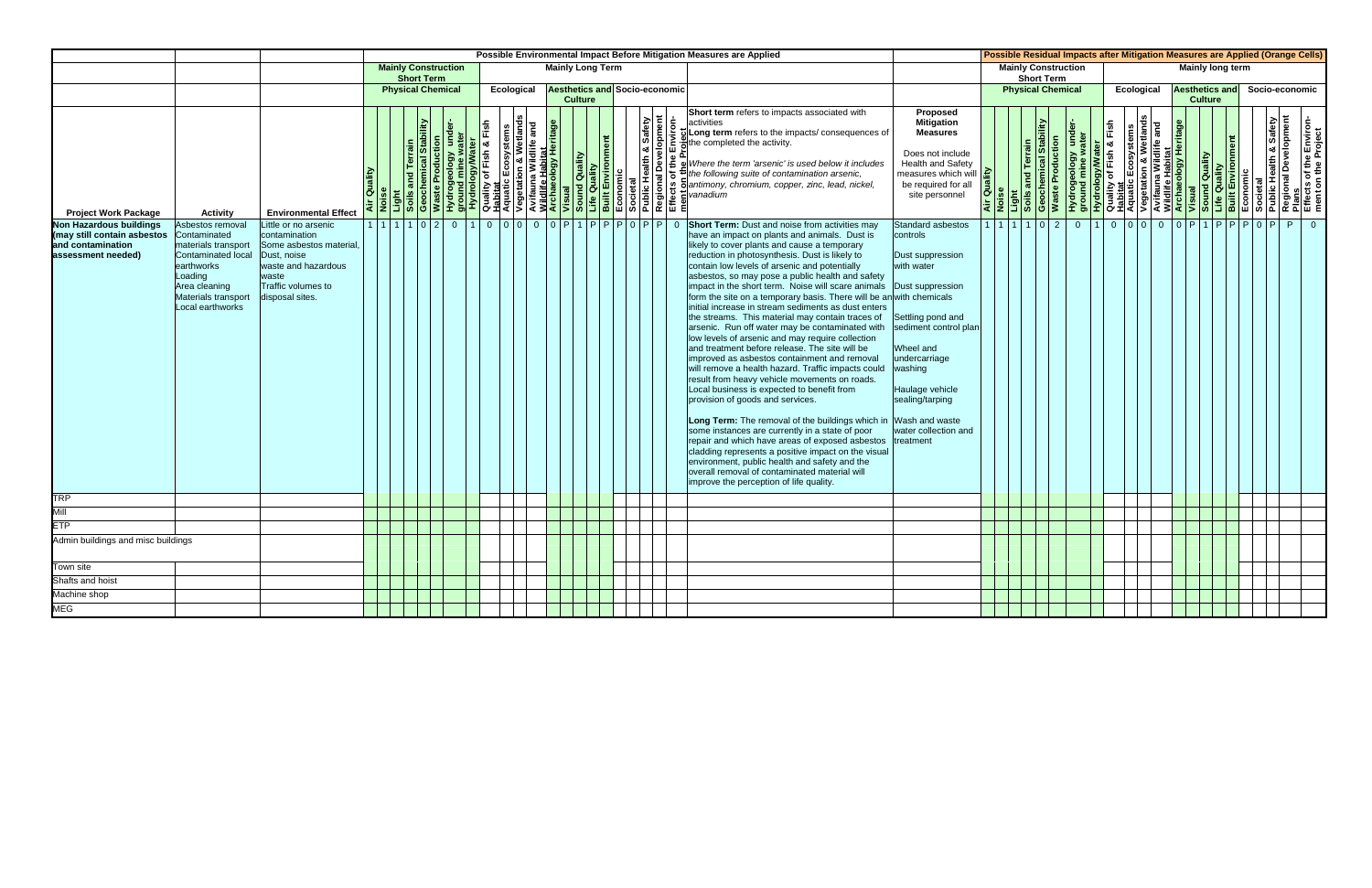| | | | Possible Environmental Impact Before Mitigation Measures are Applied | | | | | | | | | | | | | | | | | | | | | | | | Possible Residual Impacts after Mitigation Measures are Applied (Orange Cells) | | | | | | | | | | | | | | | | | | | | | |
|---|---|---|---|---|---|---|---|---|---|---|---|---|---|---|---|---|---|---|---|---|---|---|---|---|---|---|---|---|---|---|---|---|---|---|---|---|---|---|---|---|---|---|---|---|---|---|---|---|
| | | | Mainly Construction Short Term | | | | | | | | Mainly Long Term | | | | | | | | | | | | | | | | Mainly Construction Short Term | | | | | | | | Mainly long term | | | | | | | | | | | | | |
| | | | Physical Chemical | | | | | | | | Ecological | | | | Aesthetics and Culture | | | | | Socio-economic | | | | | | | Physical Chemical | | | | | | | | Ecological | | | | Aesthetics and Culture | | | | | Socio-economic | | | | |
| Project Work Package | Activity | Environmental Effect | Air Quality | Noise | Light | Soils and Terrain | Geochemical Stability | Waste Production | Hydrogeology under-ground mine water | Hydrology/Water | Quality of Fish & Fish Habitat | Aquatic Ecosystems | Vegetation & Wetlands | Avifauna Wildlife and Wildlife Habitat | Archaeology Heritage | Visual | Sound Quality | Life Quality | Built Environment | Economic | Societal | Public Health & Safety | Regional Development | Effects of the Environment on the Project | **Short term** refers to impacts associated with activities<br>**Long term** refers to the impacts/ consequences of the completed the activity.<br>*Where the term 'arsenic' is used below it includes the following suite of contamination arsenic, antimony, chromium, copper, zinc, lead, nickel, vanadium* | **Proposed Mitigation Measures**<br>Does not include Health and Safety measures which will be required for all site personnel | Air Quality | Noise | Light | Soils and Terrain | Geochemical Stability | Waste Production | Hydrogeology under-ground mine water | Hydrology/Water | Quality of Fish & Fish Habitat | Aquatic Ecosystems | Vegetation & Wetlands | Avifauna Wildlife and Wildlife Habitat | Archaeology Heritage | Visual | Sound Quality | Life Quality | Built Environment | Economic | Societal | Public Health & Safety | Regional Development Plans | Effects of the Environment on the Project |
| **Non Hazardous buildings (may still contain asbestos and contamination assessment needed)** | Asbestos removal<br>Contaminated materials transport<br>Contaminated local earthworks<br>Loading<br>Area cleaning<br>Materials transport<br>Local earthworks | Little or no arsenic contamination<br>Some asbestos material, Dust, noise<br>waste and hazardous waste<br>Traffic volumes to disposal sites. | 1 | 1 | 1 | 1 | 0 | 2 | 0 | 1 | 0 | 0 | 0 | 0 | 0 | P | 1 | P | P | P | 0 | P | P | 0 | **Short Term:** Dust and noise from activities may have an impact on plants and animals. Dust is likely to cover plants and cause a temporary reduction in photosynthesis. Dust is likely to contain low levels of arsenic and potentially asbestos, so may pose a public health and safety impact in the short term. Noise will scare animals form the site on a temporary basis. There will be an initial increase in stream sediments as dust enters the streams. This material may contain traces of arsenic. Run off water may be contaminated with low levels of arsenic and may require collection and treatment before release. The site will be improved as asbestos containment and removal will remove a health hazard. Traffic impacts could result from heavy vehicle movements on roads. Local business is expected to benefit from provision of goods and services.<br><br>**Long Term:** The removal of the buildings which in some instances are currently in a state of poor repair and which have areas of exposed asbestos cladding represents a positive impact on the visual environment, public health and safety and the overall removal of contaminated material will improve the perception of life quality. | Standard asbestos controls<br><br>Dust suppression with water<br><br>Dust suppression with chemicals<br><br>Settling pond and sediment control plan<br><br>Wheel and undercarriage washing<br><br>Haulage vehicle sealing/tarping<br><br>Wash and waste water collection and treatment | 1 | 1 | 1 | 1 | 0 | 2 | 0 | 1 | 0 | 0 | 0 | 0 | 0 | P | 1 | P | P | P | 0 | P | P | 0 |
| TRP | | | | | | | | | | | | | | | | | | | | | | | | | | | | | | | | | | | | | | | | | | | | | | | | | |
| Mill | | | | | | | | | | | | | | | | | | | | | | | | | | | | | | | | | | | | | | | | | | | | | | | | | |
| ETP | | | | | | | | | | | | | | | | | | | | | | | | | | | | | | | | | | | | | | | | | | | | | | | | | |
| Admin buildings and misc buildings | | | | | | | | | | | | | | | | | | | | | | | | | | | | | | | | | | | | | | | | | | | | | | | | | |
| Town site | | | | | | | | | | | | | | | | | | | | | | | | | | | | | | | | | | | | | | | | | | | | | | | | | |
| Shafts and hoist | | | | | | | | | | | | | | | | | | | | | | | | | | | | | | | | | | | | | | | | | | | | | | | | | |
| Machine shop | | | | | | | | | | | | | | | | | | | | | | | | | | | | | | | | | | | | | | | | | | | | | | | | | |
| MEG | | | | | | | | | | | | | | | | | | | | | | | | | | | | | | | | | | | | | | | | | | | | | | | | | |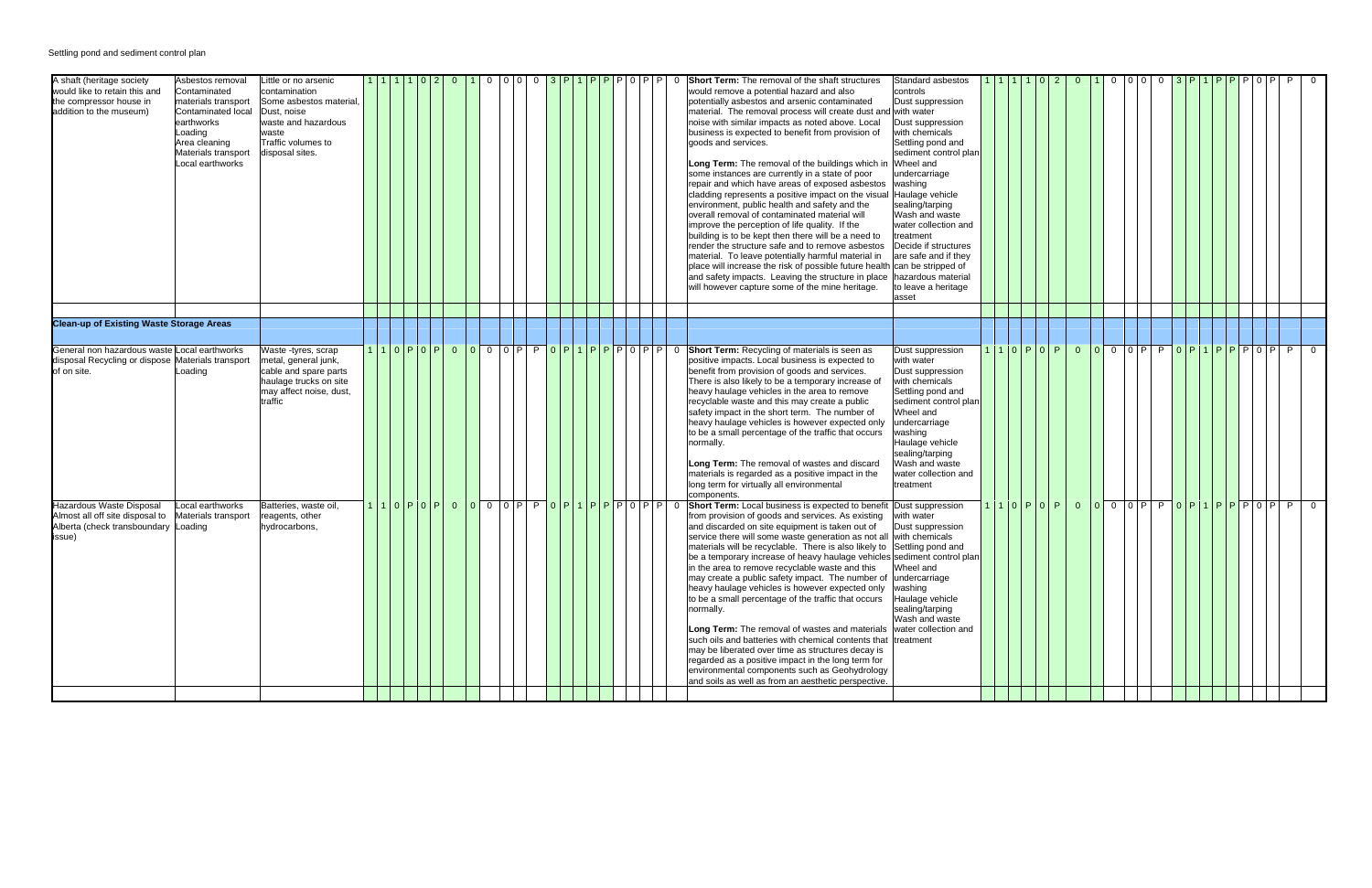| | | | | | | | | | | | | | | | | | | | | | | | | | | | | | | | | | | | | | | | | | | | | | | | | |
|---|---|---|---|---|---|---|---|---|---|---|---|---|---|---|---|---|---|---|---|---|---|---|---|---|---|---|---|---|---|---|---|---|---|---|---|---|---|---|---|---|---|---|---|---|---|---|---|---|
| A shaft (heritage society would like to retain this and the compressor house in addition to the museum) | Asbestos removal<br>Contaminated materials transport<br>Contaminated local earthworks<br>Loading<br>Area cleaning<br>Materials transport<br>Local earthworks | Little or no arsenic contamination<br>Some asbestos material, Dust, noise waste and hazardous waste<br>Traffic volumes to disposal sites. | 1 | 1 | 1 | 1 | 0 | 2 | 0 | 1 | 0 | 0 | 0 | 0 | 3 | P | 1 | P | P | P | 0 | P | P | 0 | **Short Term:** The removal of the shaft structures would remove a potential hazard and also potentially asbestos and arsenic contaminated material. The removal process will create dust and noise with similar impacts as noted above. Local business is expected to benefit from provision of goods and services.<br><br>**Long Term:** The removal of the buildings which in some instances are currently in a state of poor repair and which have areas of exposed asbestos cladding represents a positive impact on the visual environment, public health and safety and the overall removal of contaminated material will improve the perception of life quality. If the building is to be kept then there will be a need to render the structure safe and to remove asbestos material. To leave potentially harmful material in place will increase the risk of possible future health and safety impacts. Leaving the structure in place will however capture some of the mine heritage. | Standard asbestos controls<br>Dust suppression with water<br>Dust suppression with chemicals<br>Settling pond and sediment control plan<br>Wheel and undercarriage washing<br>Haulage vehicle sealing/tarping<br>Wash and waste water collection and treatment<br>Decide if structures are safe and if they can be stripped of hazardous material to leave a heritage asset | 1 | 1 | 1 | 1 | 0 | 2 | 0 | 1 | 0 | 0 | 0 | 0 | 3 | P | 1 | P | P | P | 0 | P | P | 0 |
| **Clean-up of Existing Waste Storage Areas** | | | | | | | | | | | | | | | | | | | | | | | | | | | | | | | | | | | | | | | | | | | | | | | | |
| General non hazardous waste disposal Recycling or dispose of on site. | Local earthworks<br>Materials transport<br>Loading | Waste -tyres, scrap metal, general junk, cable and spare parts haulage trucks on site may affect noise, dust, traffic | 1 | 1 | 0 | P | 0 | P | 0 | 0 | 0 | 0 | P | P | 0 | P | 1 | P | P | P | 0 | P | P | 0 | **Short Term:** Recycling of materials is seen as positive impacts. Local business is expected to benefit from provision of goods and services. There is also likely to be a temporary increase of heavy haulage vehicles in the area to remove recyclable waste and this may create a public safety impact in the short term. The number of heavy haulage vehicles is however expected only to be a small percentage of the traffic that occurs normally.<br><br>**Long Term:** The removal of wastes and discard materials is regarded as a positive impact in the long term for virtually all environmental components. | Dust suppression with water<br>Dust suppression with chemicals<br>Settling pond and sediment control plan<br>Wheel and undercarriage washing<br>Haulage vehicle sealing/tarping<br>Wash and waste water collection and treatment | 1 | 1 | 0 | P | 0 | P | 0 | 0 | 0 | 0 | P | P | 0 | P | 1 | P | P | P | 0 | P | P | 0 |
| Hazardous Waste Disposal Almost all off site disposal to Alberta (check transboundary issue) | Local earthworks<br>Materials transport<br>Loading | Batteries, waste oil, reagents, other hydrocarbons, | 1 | 1 | 0 | P | 0 | P | 0 | 0 | 0 | 0 | P | P | 0 | P | 1 | P | P | P | 0 | P | P | 0 | **Short Term:** Local business is expected to benefit from provision of goods and services. As existing and discarded on site equipment is taken out of service there will some waste generation as not all materials will be recyclable. There is also likely to be a temporary increase of heavy haulage vehicles in the area to remove recyclable waste and this may create a public safety impact. The number of heavy haulage vehicles is however expected only to be a small percentage of the traffic that occurs normally.<br><br>**Long Term:** The removal of wastes and materials such oils and batteries with chemical contents that may be liberated over time as structures decay is regarded as a positive impact in the long term for environmental components such as Geohydrology and soils as well as from an aesthetic perspective. | Dust suppression with water<br>Dust suppression with chemicals<br>Settling pond and sediment control plan<br>Wheel and undercarriage washing<br>Haulage vehicle sealing/tarping<br>Wash and waste water collection and treatment | 1 | 1 | 0 | P | 0 | P | 0 | 0 | 0 | 0 | P | P | 0 | P | 1 | P | P | P | 0 | P | P | 0 |